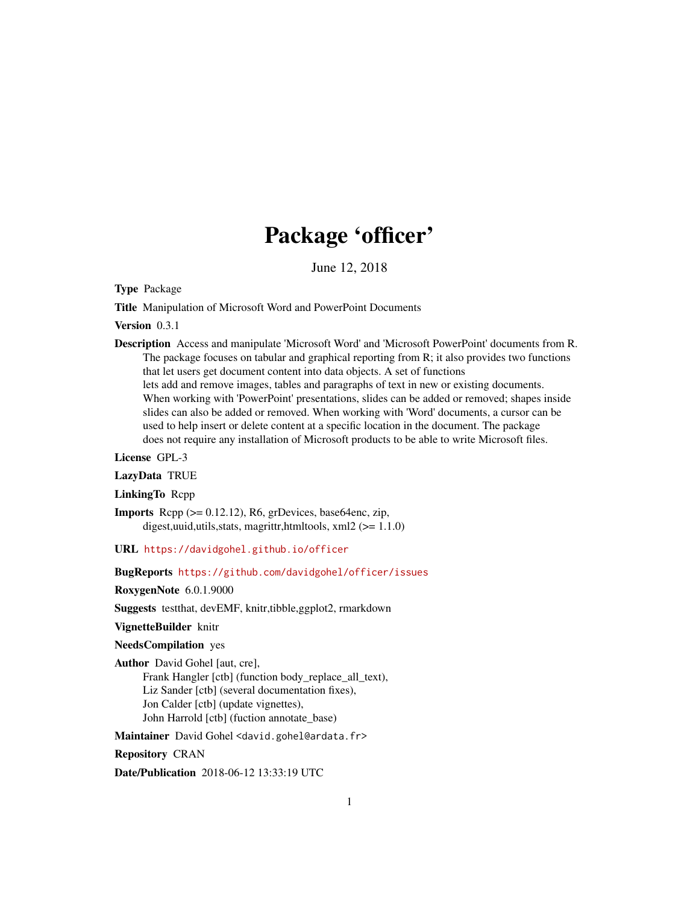# Package 'officer'

June 12, 2018

**Type** Package

**Title** Manipulation of Microsoft Word and PowerPoint Documents

**Version** 0.3.1

**Description** Access and manipulate 'Microsoft Word' and 'Microsoft PowerPoint' documents from R. The package focuses on tabular and graphical reporting from R; it also provides two functions that let users get document content into data objects. A set of functions lets add and remove images, tables and paragraphs of text in new or existing documents. When working with 'PowerPoint' presentations, slides can be added or removed; shapes inside slides can also be added or removed. When working with 'Word' documents, a cursor can be used to help insert or delete content at a specific location in the document. The package does not require any installation of Microsoft products to be able to write Microsoft files.

**License** GPL-3

**LazyData** TRUE

**LinkingTo** Rcpp

**Imports** Rcpp (>= 0.12.12), R6, grDevices, base64enc, zip, digest,uuid,utils,stats, magrittr,htmltools, xml2 (>= 1.1.0)

**URL** https://davidgohel.github.io/officer

**BugReports** https://github.com/davidgohel/officer/issues

**RoxygenNote** 6.0.1.9000

**Suggests** testthat, devEMF, knitr,tibble,ggplot2, rmarkdown

**VignetteBuilder** knitr

**NeedsCompilation** yes

**Author** David Gohel [aut, cre],
Frank Hangler [ctb] (function body_replace_all_text),
Liz Sander [ctb] (several documentation fixes),
Jon Calder [ctb] (update vignettes),
John Harrold [ctb] (fuction annotate_base)

**Maintainer** David Gohel <david.gohel@ardata.fr>

**Repository** CRAN

**Date/Publication** 2018-06-12 13:33:19 UTC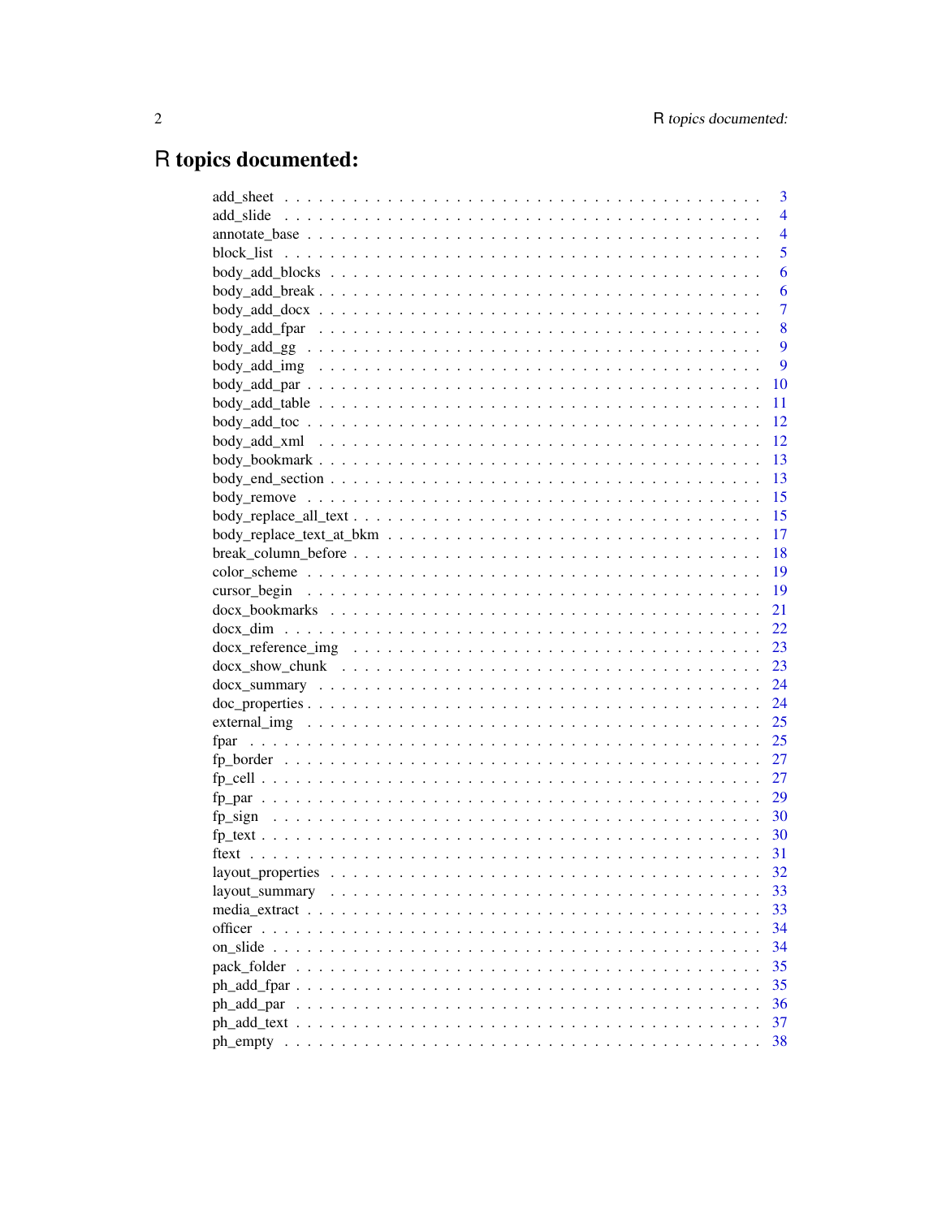# R topics documented:

| | |
|---|---|
| add_sheet | 3 |
| add_slide | 4 |
| annotate_base | 4 |
| block_list | 5 |
| body_add_blocks | 6 |
| body_add_break | 6 |
| body_add_docx | 7 |
| body_add_fpar | 8 |
| body_add_gg | 9 |
| body_add_img | 9 |
| body_add_par | 10 |
| body_add_table | 11 |
| body_add_toc | 12 |
| body_add_xml | 12 |
| body_bookmark | 13 |
| body_end_section | 13 |
| body_remove | 15 |
| body_replace_all_text | 15 |
| body_replace_text_at_bkm | 17 |
| break_column_before | 18 |
| color_scheme | 19 |
| cursor_begin | 19 |
| docx_bookmarks | 21 |
| docx_dim | 22 |
| docx_reference_img | 23 |
| docx_show_chunk | 23 |
| docx_summary | 24 |
| doc_properties | 24 |
| external_img | 25 |
| fpar | 25 |
| fp_border | 27 |
| fp_cell | 27 |
| fp_par | 29 |
| fp_sign | 30 |
| fp_text | 30 |
| ftext | 31 |
| layout_properties | 32 |
| layout_summary | 33 |
| media_extract | 33 |
| officer | 34 |
| on_slide | 34 |
| pack_folder | 35 |
| ph_add_fpar | 35 |
| ph_add_par | 36 |
| ph_add_text | 37 |
| ph_empty | 38 |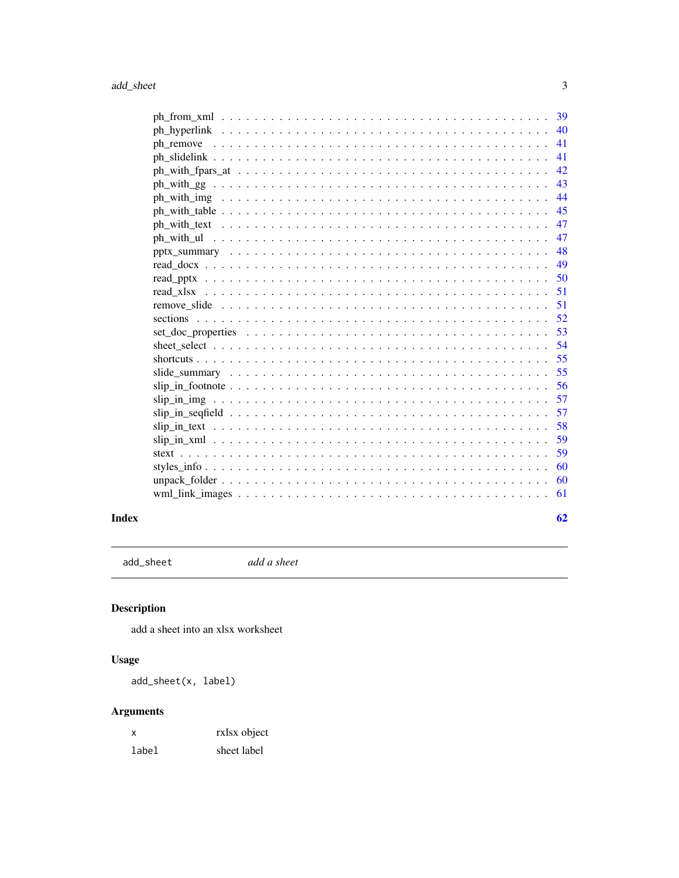ph_from_xml . . . . . . . . . . . . . . . . . . . . . . . . . . . . . . . . . . . . 39
ph_hyperlink . . . . . . . . . . . . . . . . . . . . . . . . . . . . . . . . . . . . 40
ph_remove . . . . . . . . . . . . . . . . . . . . . . . . . . . . . . . . . . . . . 41
ph_slidelink . . . . . . . . . . . . . . . . . . . . . . . . . . . . . . . . . . . . 41
ph_with_fpars_at . . . . . . . . . . . . . . . . . . . . . . . . . . . . . . . . . 42
ph_with_gg . . . . . . . . . . . . . . . . . . . . . . . . . . . . . . . . . . . . . 43
ph_with_img . . . . . . . . . . . . . . . . . . . . . . . . . . . . . . . . . . . . 44
ph_with_table . . . . . . . . . . . . . . . . . . . . . . . . . . . . . . . . . . . 45
ph_with_text . . . . . . . . . . . . . . . . . . . . . . . . . . . . . . . . . . . . 47
ph_with_ul . . . . . . . . . . . . . . . . . . . . . . . . . . . . . . . . . . . . . 47
pptx_summary . . . . . . . . . . . . . . . . . . . . . . . . . . . . . . . . . . . 48
read_docx . . . . . . . . . . . . . . . . . . . . . . . . . . . . . . . . . . . . . . 49
read_pptx . . . . . . . . . . . . . . . . . . . . . . . . . . . . . . . . . . . . . . 50
read_xlsx . . . . . . . . . . . . . . . . . . . . . . . . . . . . . . . . . . . . . . 51
remove_slide . . . . . . . . . . . . . . . . . . . . . . . . . . . . . . . . . . . . 51
sections . . . . . . . . . . . . . . . . . . . . . . . . . . . . . . . . . . . . . . . 52
set_doc_properties . . . . . . . . . . . . . . . . . . . . . . . . . . . . . . . . 53
sheet_select . . . . . . . . . . . . . . . . . . . . . . . . . . . . . . . . . . . . . 54
shortcuts . . . . . . . . . . . . . . . . . . . . . . . . . . . . . . . . . . . . . . . 55
slide_summary . . . . . . . . . . . . . . . . . . . . . . . . . . . . . . . . . . . . 55
slip_in_footnote . . . . . . . . . . . . . . . . . . . . . . . . . . . . . . . . . . 56
slip_in_img . . . . . . . . . . . . . . . . . . . . . . . . . . . . . . . . . . . . . 57
slip_in_seqfield . . . . . . . . . . . . . . . . . . . . . . . . . . . . . . . . . . 57
slip_in_text . . . . . . . . . . . . . . . . . . . . . . . . . . . . . . . . . . . . . 58
slip_in_xml . . . . . . . . . . . . . . . . . . . . . . . . . . . . . . . . . . . . . 59
stext . . . . . . . . . . . . . . . . . . . . . . . . . . . . . . . . . . . . . . . . . 59
styles_info . . . . . . . . . . . . . . . . . . . . . . . . . . . . . . . . . . . . . 60
unpack_folder . . . . . . . . . . . . . . . . . . . . . . . . . . . . . . . . . . . . 60
wml_link_images . . . . . . . . . . . . . . . . . . . . . . . . . . . . . . . . . . 61

**Index** **62**

---

`add_sheet` *add a sheet*

---

## Description

add a sheet into an xlsx worksheet

## Usage

```
add_sheet(x, label)
```

## Arguments

| | |
|---|---|
| `x` | rxlsx object |
| `label` | sheet label |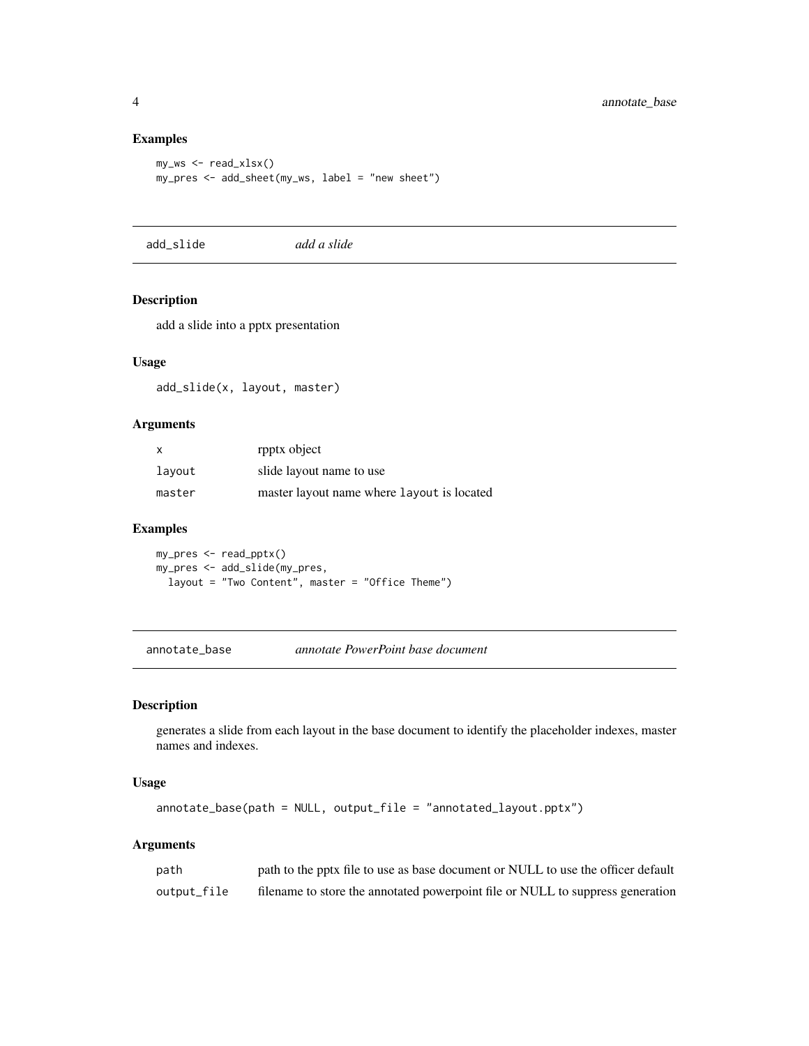### Examples

```
my_ws <- read_xlsx()
my_pres <- add_sheet(my_ws, label = "new sheet")
```

---

## add_slide *add a slide*

### Description

add a slide into a pptx presentation

### Usage

```
add_slide(x, layout, master)
```

### Arguments

| | |
|---|---|
| x | rpptx object |
| layout | slide layout name to use |
| master | master layout name where `layout` is located |

### Examples

```
my_pres <- read_pptx()
my_pres <- add_slide(my_pres,
  layout = "Two Content", master = "Office Theme")
```

---

## annotate_base *annotate PowerPoint base document*

### Description

generates a slide from each layout in the base document to identify the placeholder indexes, master names and indexes.

### Usage

```
annotate_base(path = NULL, output_file = "annotated_layout.pptx")
```

### Arguments

| | |
|---|---|
| path | path to the pptx file to use as base document or NULL to use the officer default |
| output_file | filename to store the annotated powerpoint file or NULL to suppress generation |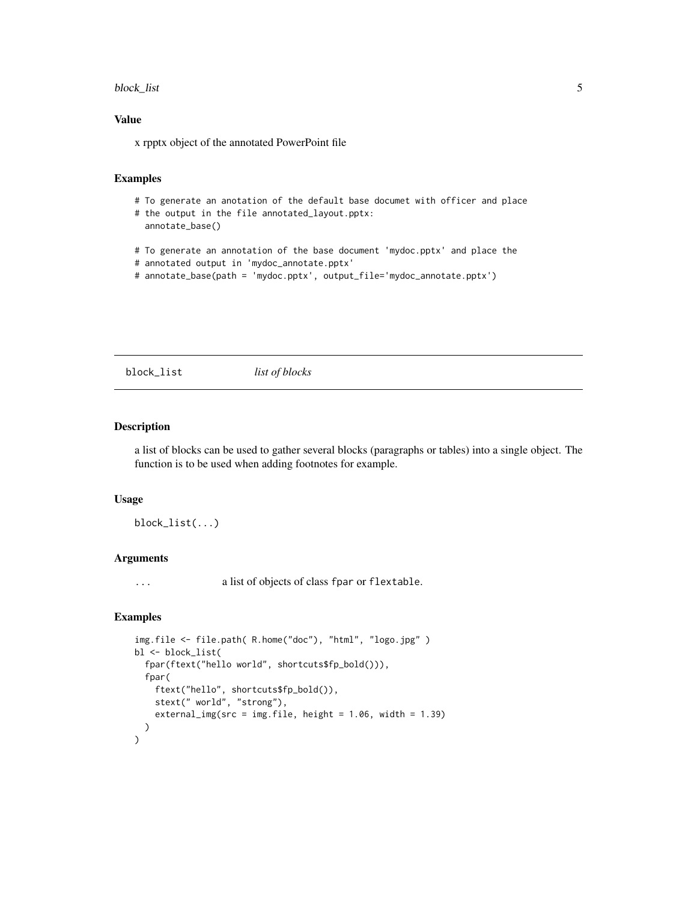## Value

x rpptx object of the annotated PowerPoint file

## Examples

```
# To generate an anotation of the default base documet with officer and place
# the output in the file annotated_layout.pptx:
  annotate_base()

# To generate an annotation of the base document 'mydoc.pptx' and place the
# annotated output in 'mydoc_annotate.pptx'
# annotate_base(path = 'mydoc.pptx', output_file='mydoc_annotate.pptx')
```

---

# block_list *list of blocks*

## Description

a list of blocks can be used to gather several blocks (paragraphs or tables) into a single object. The function is to be used when adding footnotes for example.

## Usage

```
block_list(...)
```

## Arguments

| | |
|---|---|
| ... | a list of objects of class fpar or flextable. |

## Examples

```
img.file <- file.path( R.home("doc"), "html", "logo.jpg" )
bl <- block_list(
  fpar(ftext("hello world", shortcuts$fp_bold())),
  fpar(
    ftext("hello", shortcuts$fp_bold()),
    stext(" world", "strong"),
    external_img(src = img.file, height = 1.06, width = 1.39)
  )
)
```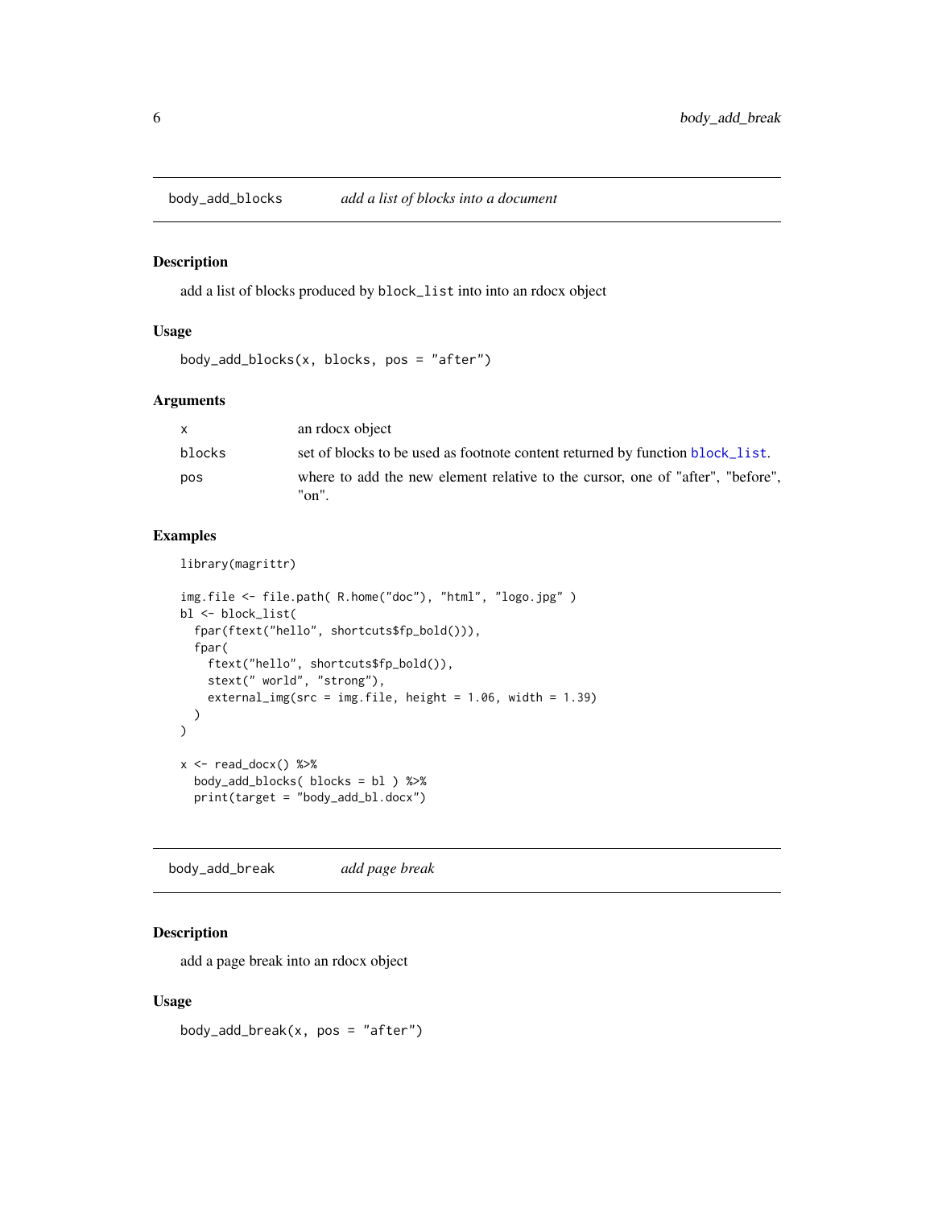## body_add_blocks — *add a list of blocks into a document*

### Description

add a list of blocks produced by `block_list` into into an rdocx object

### Usage

```
body_add_blocks(x, blocks, pos = "after")
```

### Arguments

| | |
|---|---|
| x | an rdocx object |
| blocks | set of blocks to be used as footnote content returned by function `block_list`. |
| pos | where to add the new element relative to the cursor, one of "after", "before", "on". |

### Examples

```
library(magrittr)

img.file <- file.path( R.home("doc"), "html", "logo.jpg" )
bl <- block_list(
  fpar(ftext("hello", shortcuts$fp_bold())),
  fpar(
    ftext("hello", shortcuts$fp_bold()),
    stext(" world", "strong"),
    external_img(src = img.file, height = 1.06, width = 1.39)
  )
)

x <- read_docx() %>%
  body_add_blocks( blocks = bl ) %>%
  print(target = "body_add_bl.docx")
```

## body_add_break — *add page break*

### Description

add a page break into an rdocx object

### Usage

```
body_add_break(x, pos = "after")
```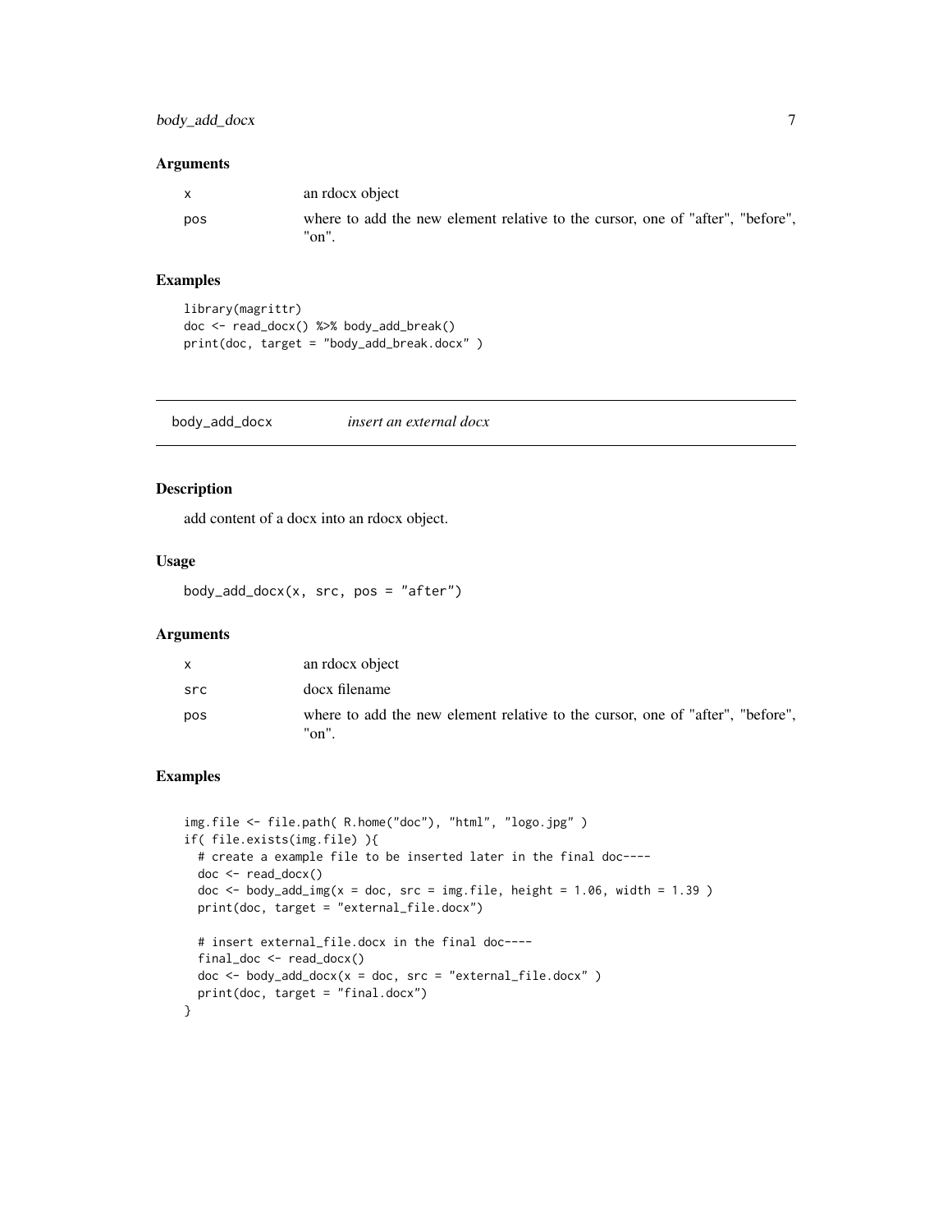### Arguments

| | |
|---|---|
| x | an rdocx object |
| pos | where to add the new element relative to the cursor, one of "after", "before", "on". |

### Examples

```
library(magrittr)
doc <- read_docx() %>% body_add_break()
print(doc, target = "body_add_break.docx" )
```

---

## body_add_docx *insert an external docx*

---

### Description

add content of a docx into an rdocx object.

### Usage

```
body_add_docx(x, src, pos = "after")
```

### Arguments

| | |
|---|---|
| x | an rdocx object |
| src | docx filename |
| pos | where to add the new element relative to the cursor, one of "after", "before", "on". |

### Examples

```
img.file <- file.path( R.home("doc"), "html", "logo.jpg" )
if( file.exists(img.file) ){
  # create a example file to be inserted later in the final doc----
  doc <- read_docx()
  doc <- body_add_img(x = doc, src = img.file, height = 1.06, width = 1.39 )
  print(doc, target = "external_file.docx")

  # insert external_file.docx in the final doc----
  final_doc <- read_docx()
  doc <- body_add_docx(x = doc, src = "external_file.docx" )
  print(doc, target = "final.docx")
}
```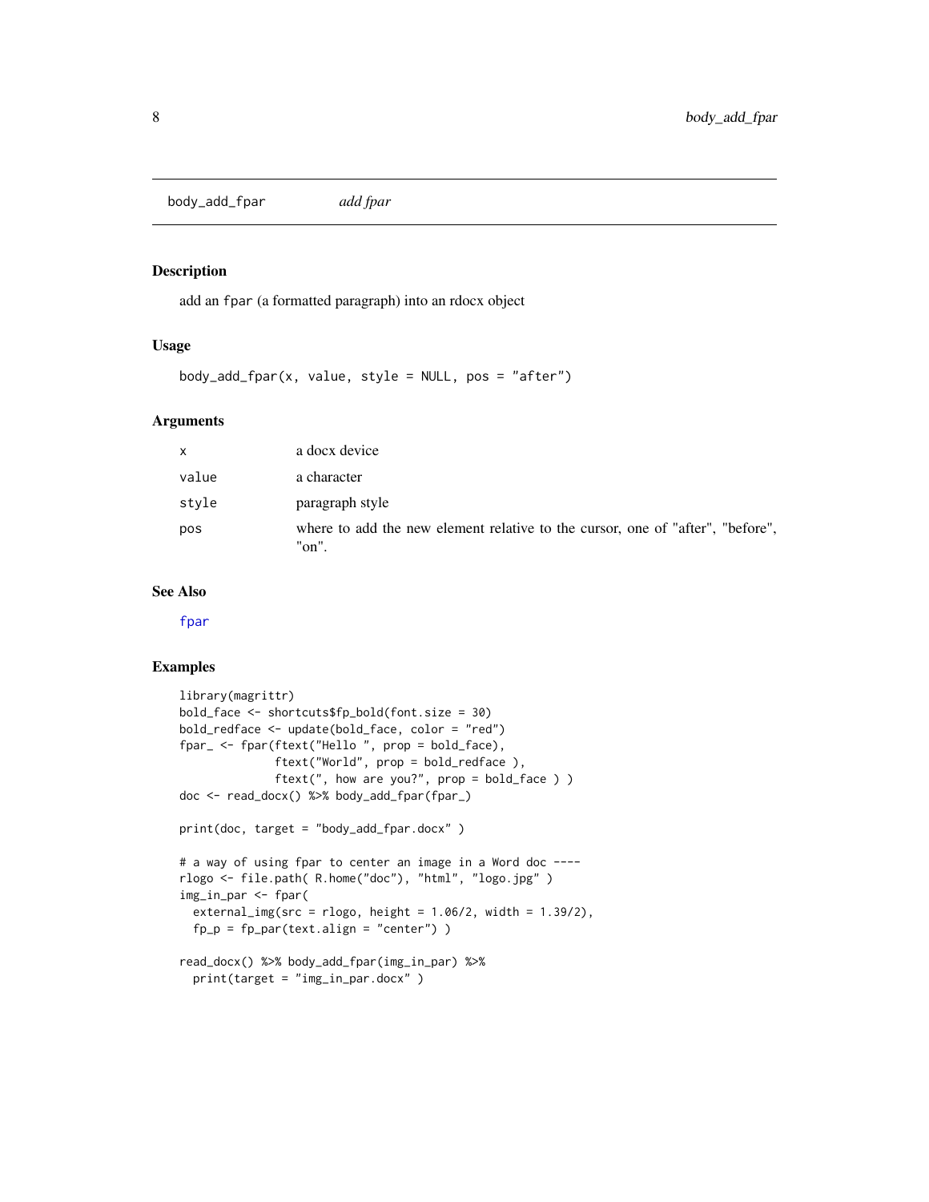body_add_fpar *add fpar*

## Description

add an `fpar` (a formatted paragraph) into an rdocx object

## Usage

```
body_add_fpar(x, value, style = NULL, pos = "after")
```

## Arguments

| | |
|---|---|
| x | a docx device |
| value | a character |
| style | paragraph style |
| pos | where to add the new element relative to the cursor, one of "after", "before", "on". |

## See Also

fpar

## Examples

```
library(magrittr)
bold_face <- shortcuts$fp_bold(font.size = 30)
bold_redface <- update(bold_face, color = "red")
fpar_ <- fpar(ftext("Hello ", prop = bold_face),
              ftext("World", prop = bold_redface ),
              ftext(", how are you?", prop = bold_face ) )
doc <- read_docx() %>% body_add_fpar(fpar_)

print(doc, target = "body_add_fpar.docx" )

# a way of using fpar to center an image in a Word doc ----
rlogo <- file.path( R.home("doc"), "html", "logo.jpg" )
img_in_par <- fpar(
  external_img(src = rlogo, height = 1.06/2, width = 1.39/2),
  fp_p = fp_par(text.align = "center") )

read_docx() %>% body_add_fpar(img_in_par) %>%
  print(target = "img_in_par.docx" )
```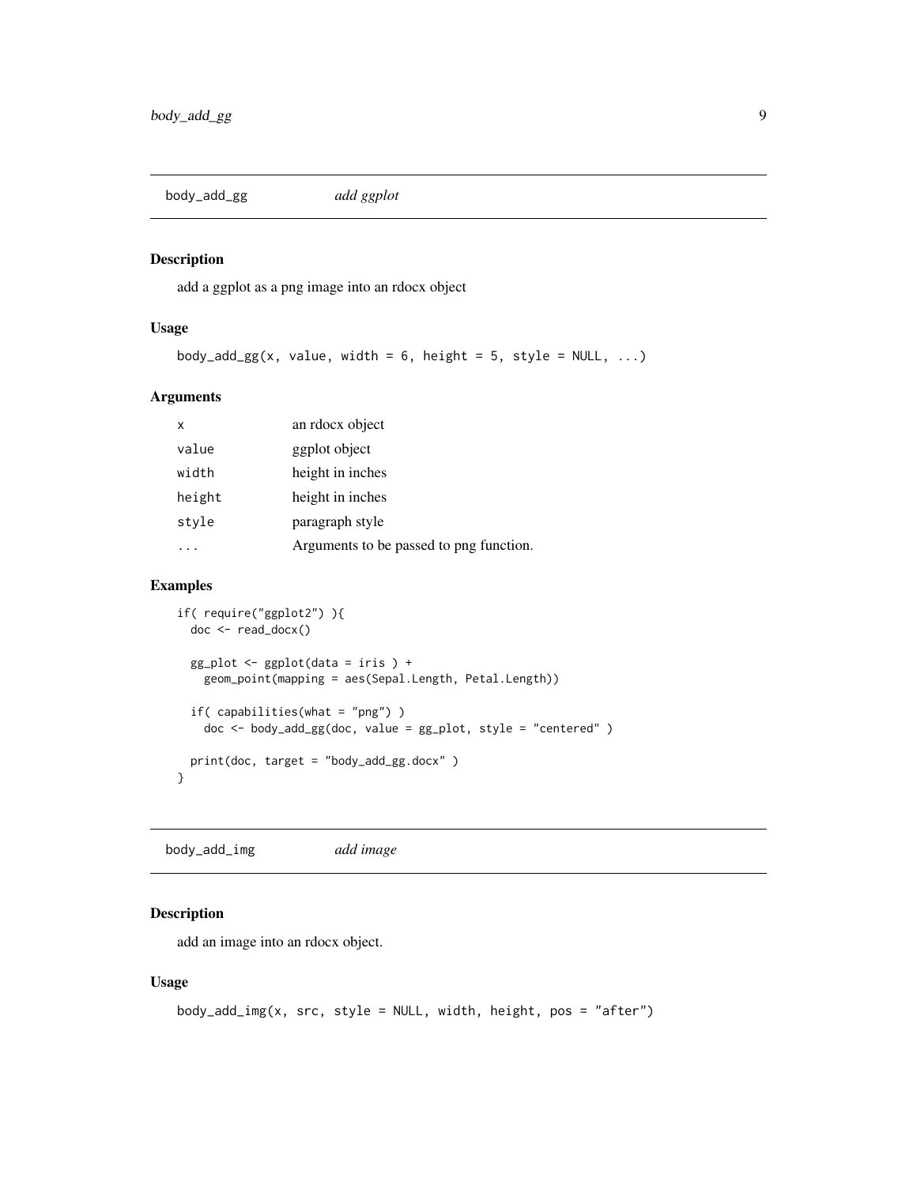## body_add_gg *add ggplot*

### Description

add a ggplot as a png image into an rdocx object

### Usage

```
body_add_gg(x, value, width = 6, height = 5, style = NULL, ...)
```

### Arguments

| | |
|---|---|
| x | an rdocx object |
| value | ggplot object |
| width | height in inches |
| height | height in inches |
| style | paragraph style |
| ... | Arguments to be passed to png function. |

### Examples

```
if( require("ggplot2") ){
  doc <- read_docx()

  gg_plot <- ggplot(data = iris ) +
    geom_point(mapping = aes(Sepal.Length, Petal.Length))

  if( capabilities(what = "png") )
    doc <- body_add_gg(doc, value = gg_plot, style = "centered" )

  print(doc, target = "body_add_gg.docx" )
}
```

## body_add_img *add image*

### Description

add an image into an rdocx object.

### Usage

```
body_add_img(x, src, style = NULL, width, height, pos = "after")
```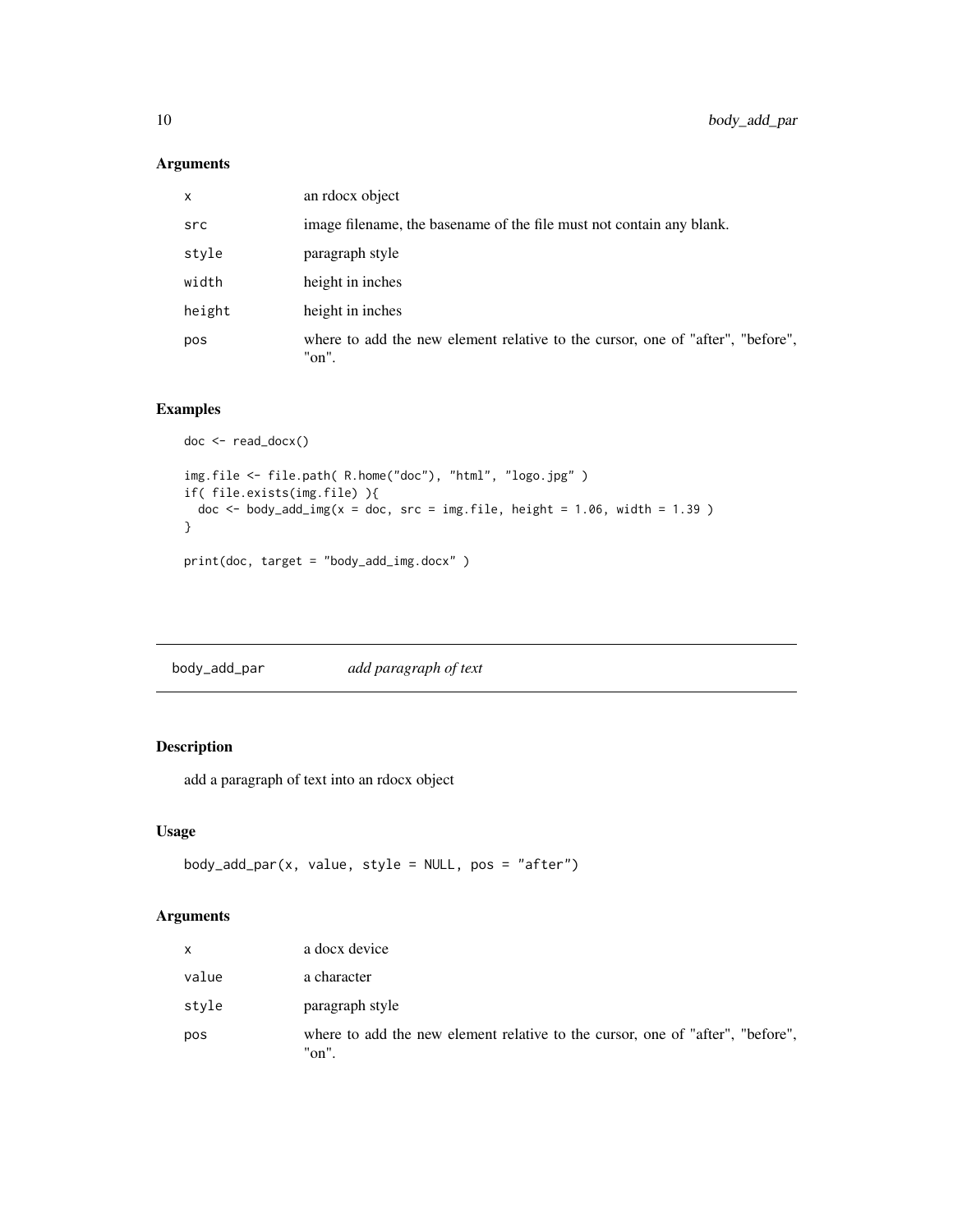## Arguments

| | |
|---|---|
| `x` | an rdocx object |
| `src` | image filename, the basename of the file must not contain any blank. |
| `style` | paragraph style |
| `width` | height in inches |
| `height` | height in inches |
| `pos` | where to add the new element relative to the cursor, one of "after", "before", "on". |

## Examples

```
doc <- read_docx()

img.file <- file.path( R.home("doc"), "html", "logo.jpg" )
if( file.exists(img.file) ){
  doc <- body_add_img(x = doc, src = img.file, height = 1.06, width = 1.39 )
}

print(doc, target = "body_add_img.docx" )
```

---

# `body_add_par` *add paragraph of text*

---

## Description

add a paragraph of text into an rdocx object

## Usage

```
body_add_par(x, value, style = NULL, pos = "after")
```

## Arguments

| | |
|---|---|
| `x` | a docx device |
| `value` | a character |
| `style` | paragraph style |
| `pos` | where to add the new element relative to the cursor, one of "after", "before", "on". |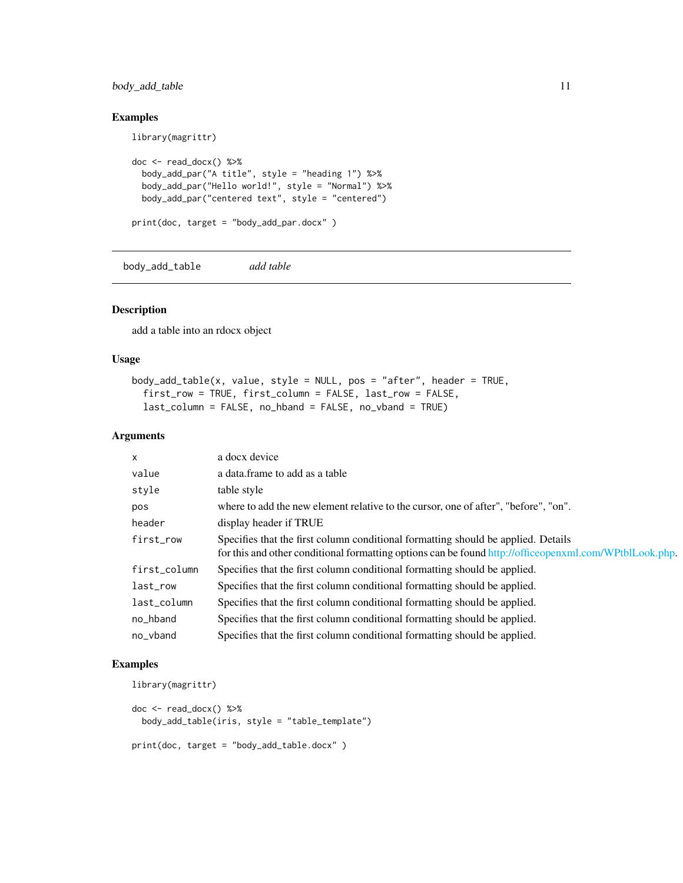## Examples

```
library(magrittr)

doc <- read_docx() %>%
  body_add_par("A title", style = "heading 1") %>%
  body_add_par("Hello world!", style = "Normal") %>%
  body_add_par("centered text", style = "centered")

print(doc, target = "body_add_par.docx" )
```

---

# body_add_table *add table*

---

## Description

add a table into an rdocx object

## Usage

```
body_add_table(x, value, style = NULL, pos = "after", header = TRUE,
  first_row = TRUE, first_column = FALSE, last_row = FALSE,
  last_column = FALSE, no_hband = FALSE, no_vband = TRUE)
```

## Arguments

| | |
|---|---|
| x | a docx device |
| value | a data.frame to add as a table |
| style | table style |
| pos | where to add the new element relative to the cursor, one of after", "before", "on". |
| header | display header if TRUE |
| first_row | Specifies that the first column conditional formatting should be applied. Details for this and other conditional formatting options can be found http://officeopenxml.com/WPtblLook.php. |
| first_column | Specifies that the first column conditional formatting should be applied. |
| last_row | Specifies that the first column conditional formatting should be applied. |
| last_column | Specifies that the first column conditional formatting should be applied. |
| no_hband | Specifies that the first column conditional formatting should be applied. |
| no_vband | Specifies that the first column conditional formatting should be applied. |

## Examples

```
library(magrittr)

doc <- read_docx() %>%
  body_add_table(iris, style = "table_template")

print(doc, target = "body_add_table.docx" )
```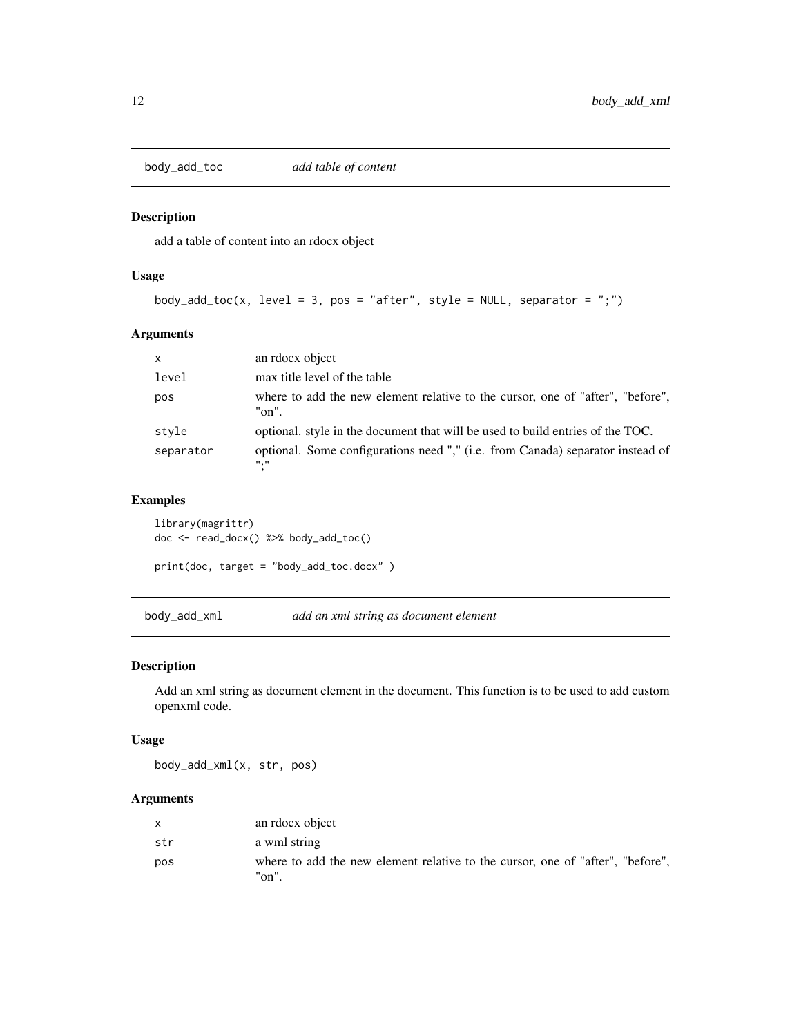## body_add_toc *add table of content*

### Description

add a table of content into an rdocx object

### Usage

```
body_add_toc(x, level = 3, pos = "after", style = NULL, separator = ";")
```

### Arguments

| | |
|---|---|
| x | an rdocx object |
| level | max title level of the table |
| pos | where to add the new element relative to the cursor, one of "after", "before", "on". |
| style | optional. style in the document that will be used to build entries of the TOC. |
| separator | optional. Some configurations need "," (i.e. from Canada) separator instead of ";" |

### Examples

```
library(magrittr)
doc <- read_docx() %>% body_add_toc()

print(doc, target = "body_add_toc.docx" )
```

## body_add_xml *add an xml string as document element*

### Description

Add an xml string as document element in the document. This function is to be used to add custom openxml code.

### Usage

```
body_add_xml(x, str, pos)
```

### Arguments

| | |
|---|---|
| x | an rdocx object |
| str | a wml string |
| pos | where to add the new element relative to the cursor, one of "after", "before", "on". |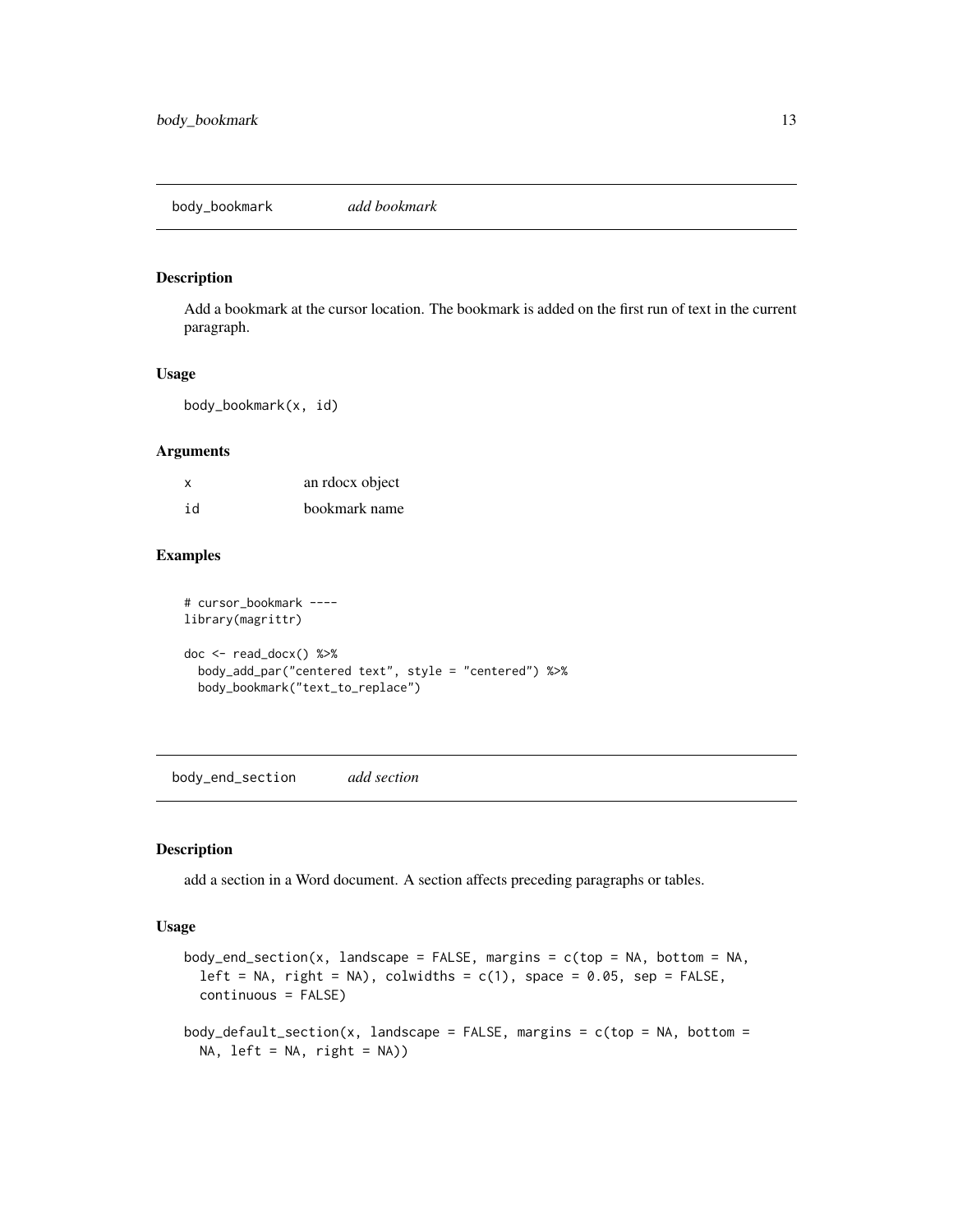## body_bookmark *add bookmark*

### Description

Add a bookmark at the cursor location. The bookmark is added on the first run of text in the current paragraph.

### Usage

```
body_bookmark(x, id)
```

### Arguments

| | |
|---|---|
| x | an rdocx object |
| id | bookmark name |

### Examples

```
# cursor_bookmark ----
library(magrittr)

doc <- read_docx() %>%
  body_add_par("centered text", style = "centered") %>%
  body_bookmark("text_to_replace")
```

## body_end_section *add section*

### Description

add a section in a Word document. A section affects preceding paragraphs or tables.

### Usage

```
body_end_section(x, landscape = FALSE, margins = c(top = NA, bottom = NA,
  left = NA, right = NA), colwidths = c(1), space = 0.05, sep = FALSE,
  continuous = FALSE)

body_default_section(x, landscape = FALSE, margins = c(top = NA, bottom =
  NA, left = NA, right = NA))
```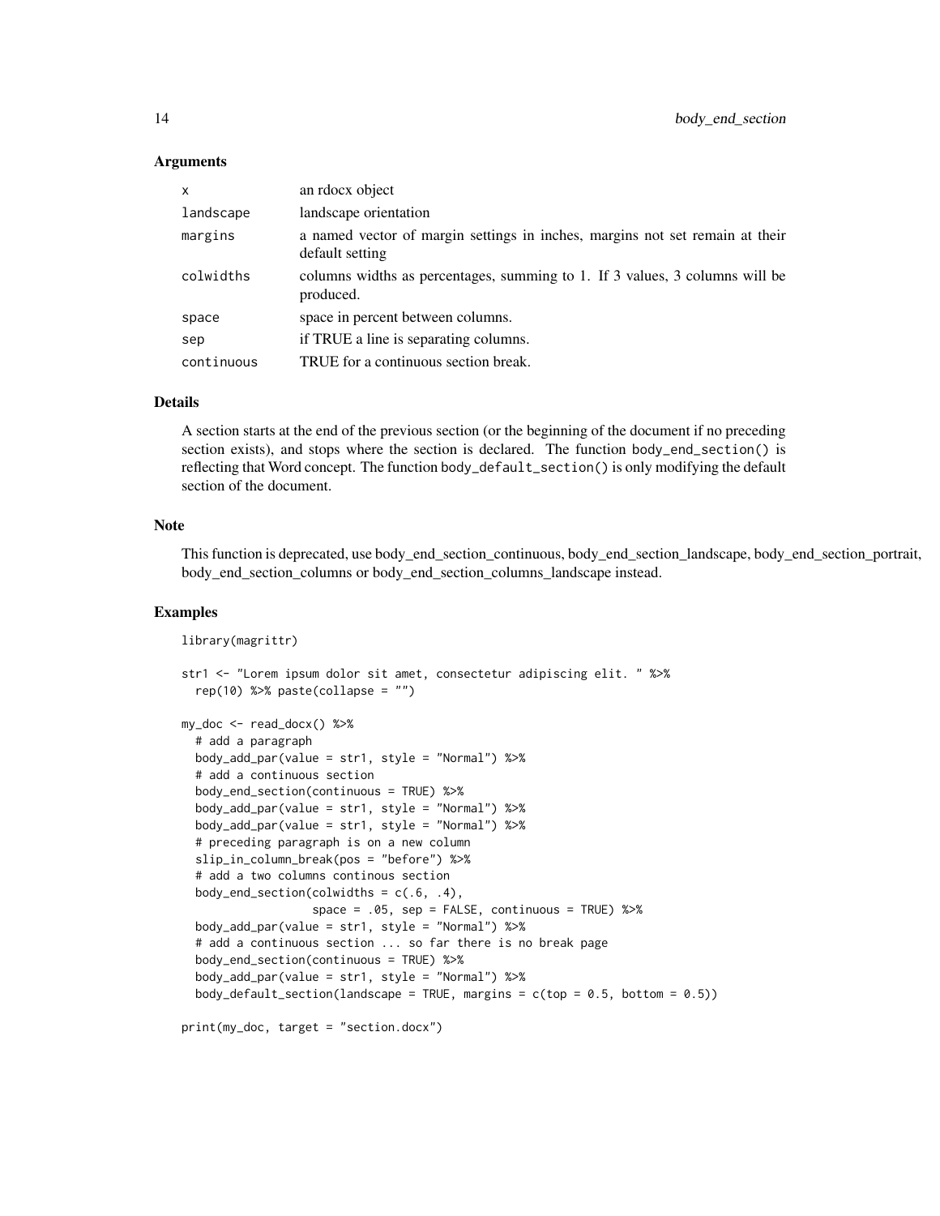## Arguments

| | |
|---|---|
| x | an rdocx object |
| landscape | landscape orientation |
| margins | a named vector of margin settings in inches, margins not set remain at their default setting |
| colwidths | columns widths as percentages, summing to 1. If 3 values, 3 columns will be produced. |
| space | space in percent between columns. |
| sep | if TRUE a line is separating columns. |
| continuous | TRUE for a continuous section break. |

## Details

A section starts at the end of the previous section (or the beginning of the document if no preceding section exists), and stops where the section is declared. The function body_end_section() is reflecting that Word concept. The function body_default_section() is only modifying the default section of the document.

## Note

This function is deprecated, use body_end_section_continuous, body_end_section_landscape, body_end_section_portrait, body_end_section_columns or body_end_section_columns_landscape instead.

## Examples

```
library(magrittr)

str1 <- "Lorem ipsum dolor sit amet, consectetur adipiscing elit. " %>%
  rep(10) %>% paste(collapse = "")

my_doc <- read_docx() %>%
  # add a paragraph
  body_add_par(value = str1, style = "Normal") %>%
  # add a continuous section
  body_end_section(continuous = TRUE) %>%
  body_add_par(value = str1, style = "Normal") %>%
  body_add_par(value = str1, style = "Normal") %>%
  # preceding paragraph is on a new column
  slip_in_column_break(pos = "before") %>%
  # add a two columns continous section
  body_end_section(colwidths = c(.6, .4),
                   space = .05, sep = FALSE, continuous = TRUE) %>%
  body_add_par(value = str1, style = "Normal") %>%
  # add a continuous section ... so far there is no break page
  body_end_section(continuous = TRUE) %>%
  body_add_par(value = str1, style = "Normal") %>%
  body_default_section(landscape = TRUE, margins = c(top = 0.5, bottom = 0.5))

print(my_doc, target = "section.docx")
```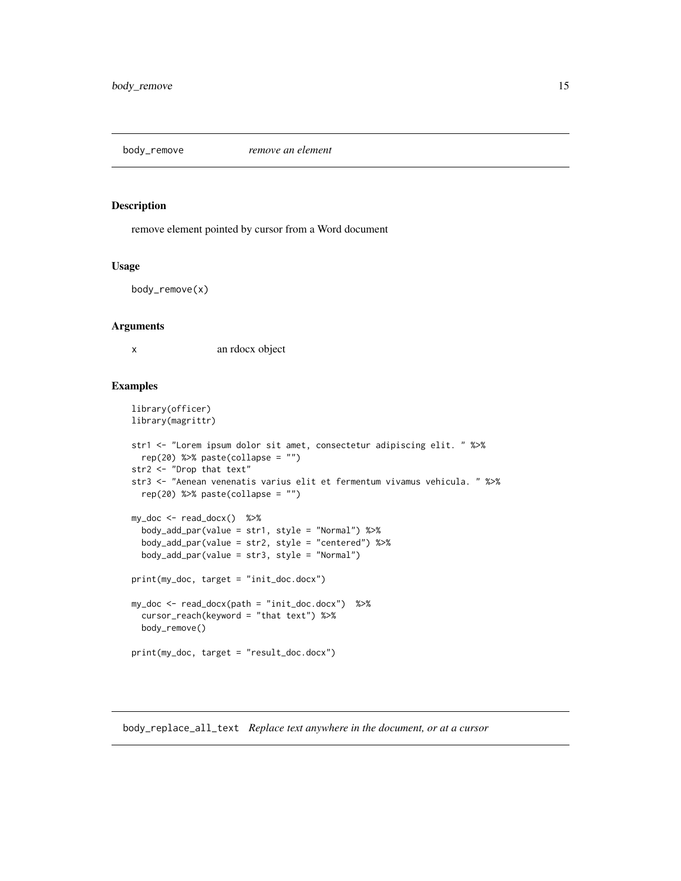## body_remove *remove an element*

### Description

remove element pointed by cursor from a Word document

### Usage

```
body_remove(x)
```

### Arguments

x an rdocx object

### Examples

```
library(officer)
library(magrittr)

str1 <- "Lorem ipsum dolor sit amet, consectetur adipiscing elit. " %>%
  rep(20) %>% paste(collapse = "")
str2 <- "Drop that text"
str3 <- "Aenean venenatis varius elit et fermentum vivamus vehicula. " %>%
  rep(20) %>% paste(collapse = "")

my_doc <- read_docx()  %>%
  body_add_par(value = str1, style = "Normal") %>%
  body_add_par(value = str2, style = "centered") %>%
  body_add_par(value = str3, style = "Normal")

print(my_doc, target = "init_doc.docx")

my_doc <- read_docx(path = "init_doc.docx")  %>%
  cursor_reach(keyword = "that text") %>%
  body_remove()

print(my_doc, target = "result_doc.docx")
```

## body_replace_all_text *Replace text anywhere in the document, or at a cursor*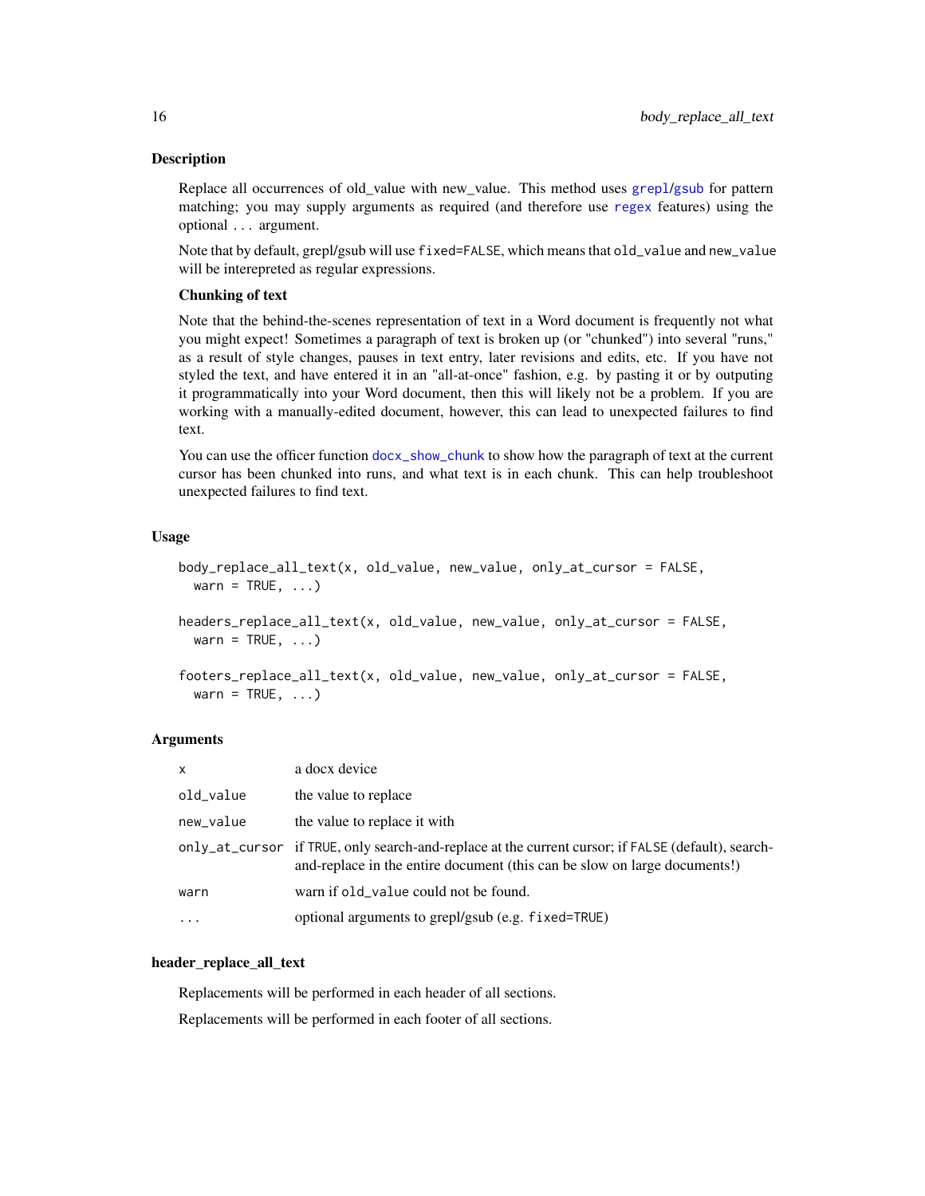### Description

Replace all occurrences of old_value with new_value. This method uses grepl/gsub for pattern matching; you may supply arguments as required (and therefore use regex features) using the optional `...` argument.

Note that by default, grepl/gsub will use `fixed=FALSE`, which means that `old_value` and `new_value` will be interepreted as regular expressions.

**Chunking of text**

Note that the behind-the-scenes representation of text in a Word document is frequently not what you might expect! Sometimes a paragraph of text is broken up (or "chunked") into several "runs," as a result of style changes, pauses in text entry, later revisions and edits, etc. If you have not styled the text, and have entered it in an "all-at-once" fashion, e.g. by pasting it or by outputing it programmatically into your Word document, then this will likely not be a problem. If you are working with a manually-edited document, however, this can lead to unexpected failures to find text.

You can use the officer function docx_show_chunk to show how the paragraph of text at the current cursor has been chunked into runs, and what text is in each chunk. This can help troubleshoot unexpected failures to find text.

### Usage

```
body_replace_all_text(x, old_value, new_value, only_at_cursor = FALSE,
  warn = TRUE, ...)

headers_replace_all_text(x, old_value, new_value, only_at_cursor = FALSE,
  warn = TRUE, ...)

footers_replace_all_text(x, old_value, new_value, only_at_cursor = FALSE,
  warn = TRUE, ...)
```

### Arguments

| | |
|---|---|
| `x` | a docx device |
| `old_value` | the value to replace |
| `new_value` | the value to replace it with |
| `only_at_cursor` | if `TRUE`, only search-and-replace at the current cursor; if `FALSE` (default), search-and-replace in the entire document (this can be slow on large documents!) |
| `warn` | warn if `old_value` could not be found. |
| `...` | optional arguments to grepl/gsub (e.g. `fixed=TRUE`) |

### header_replace_all_text

Replacements will be performed in each header of all sections.

Replacements will be performed in each footer of all sections.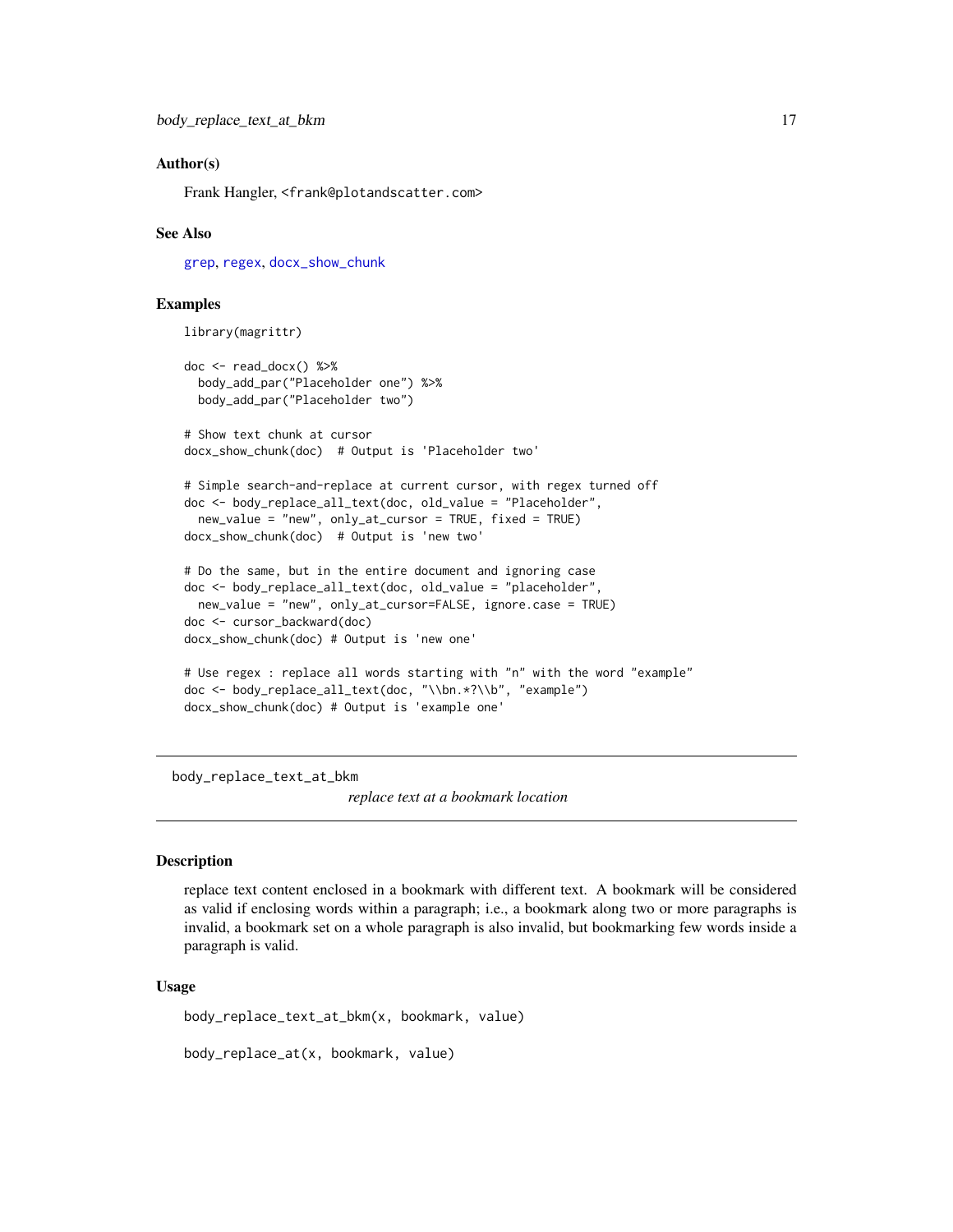### Author(s)

Frank Hangler, <frank@plotandscatter.com>

### See Also

grep, regex, docx_show_chunk

### Examples

```
library(magrittr)

doc <- read_docx() %>%
  body_add_par("Placeholder one") %>%
  body_add_par("Placeholder two")

# Show text chunk at cursor
docx_show_chunk(doc)  # Output is 'Placeholder two'

# Simple search-and-replace at current cursor, with regex turned off
doc <- body_replace_all_text(doc, old_value = "Placeholder",
  new_value = "new", only_at_cursor = TRUE, fixed = TRUE)
docx_show_chunk(doc)  # Output is 'new two'

# Do the same, but in the entire document and ignoring case
doc <- body_replace_all_text(doc, old_value = "placeholder",
  new_value = "new", only_at_cursor=FALSE, ignore.case = TRUE)
doc <- cursor_backward(doc)
docx_show_chunk(doc) # Output is 'new one'

# Use regex : replace all words starting with "n" with the word "example"
doc <- body_replace_all_text(doc, "\\bn.*?\\b", "example")
docx_show_chunk(doc) # Output is 'example one'
```

---

## body_replace_text_at_bkm

*replace text at a bookmark location*

---

### Description

replace text content enclosed in a bookmark with different text. A bookmark will be considered as valid if enclosing words within a paragraph; i.e., a bookmark along two or more paragraphs is invalid, a bookmark set on a whole paragraph is also invalid, but bookmarking few words inside a paragraph is valid.

### Usage

```
body_replace_text_at_bkm(x, bookmark, value)

body_replace_at(x, bookmark, value)
```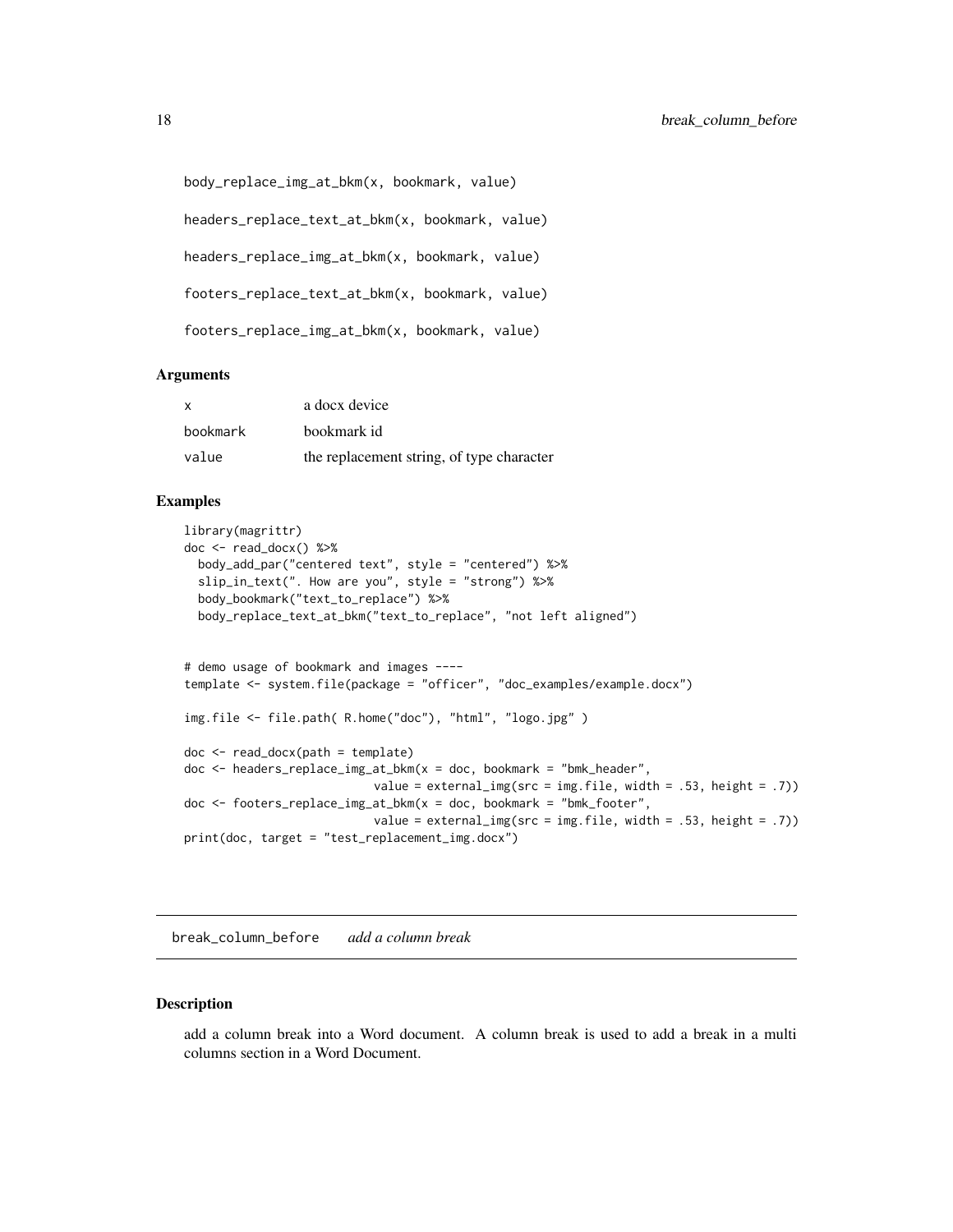```
body_replace_img_at_bkm(x, bookmark, value)

headers_replace_text_at_bkm(x, bookmark, value)

headers_replace_img_at_bkm(x, bookmark, value)

footers_replace_text_at_bkm(x, bookmark, value)

footers_replace_img_at_bkm(x, bookmark, value)
```

### Arguments

| | |
|---|---|
| x | a docx device |
| bookmark | bookmark id |
| value | the replacement string, of type character |

### Examples

```
library(magrittr)
doc <- read_docx() %>%
  body_add_par("centered text", style = "centered") %>%
  slip_in_text(". How are you", style = "strong") %>%
  body_bookmark("text_to_replace") %>%
  body_replace_text_at_bkm("text_to_replace", "not left aligned")


# demo usage of bookmark and images ----
template <- system.file(package = "officer", "doc_examples/example.docx")

img.file <- file.path( R.home("doc"), "html", "logo.jpg" )

doc <- read_docx(path = template)
doc <- headers_replace_img_at_bkm(x = doc, bookmark = "bmk_header",
                          value = external_img(src = img.file, width = .53, height = .7))
doc <- footers_replace_img_at_bkm(x = doc, bookmark = "bmk_footer",
                          value = external_img(src = img.file, width = .53, height = .7))
print(doc, target = "test_replacement_img.docx")
```

---

## break_column_before    *add a column break*

### Description

add a column break into a Word document. A column break is used to add a break in a multi columns section in a Word Document.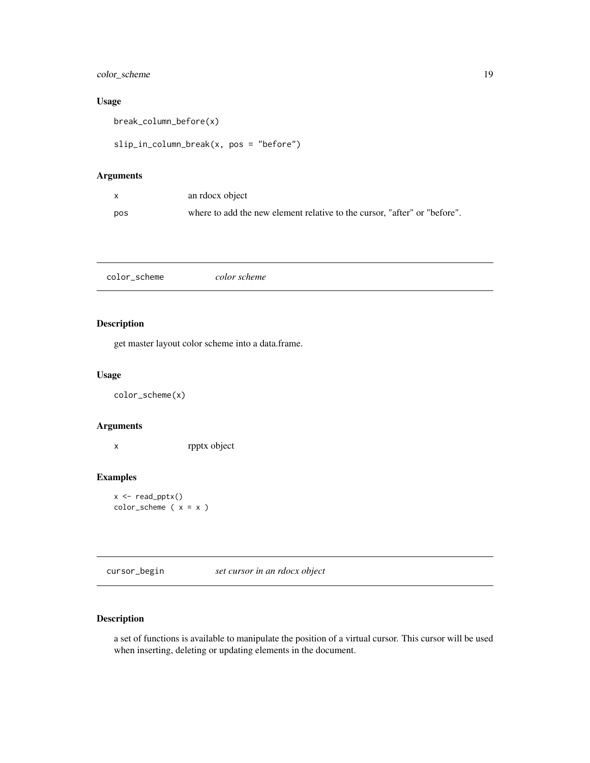### Usage

```
break_column_before(x)

slip_in_column_break(x, pos = "before")
```

### Arguments

| | |
|---|---|
| x | an rdocx object |
| pos | where to add the new element relative to the cursor, "after" or "before". |

---

## color_scheme &nbsp;&nbsp;&nbsp;&nbsp; *color scheme*

---

### Description

get master layout color scheme into a data.frame.

### Usage

```
color_scheme(x)
```

### Arguments

| | |
|---|---|
| x | rpptx object |

### Examples

```
x <- read_pptx()
color_scheme ( x = x )
```

---

## cursor_begin &nbsp;&nbsp;&nbsp;&nbsp; *set cursor in an rdocx object*

---

### Description

a set of functions is available to manipulate the position of a virtual cursor. This cursor will be used when inserting, deleting or updating elements in the document.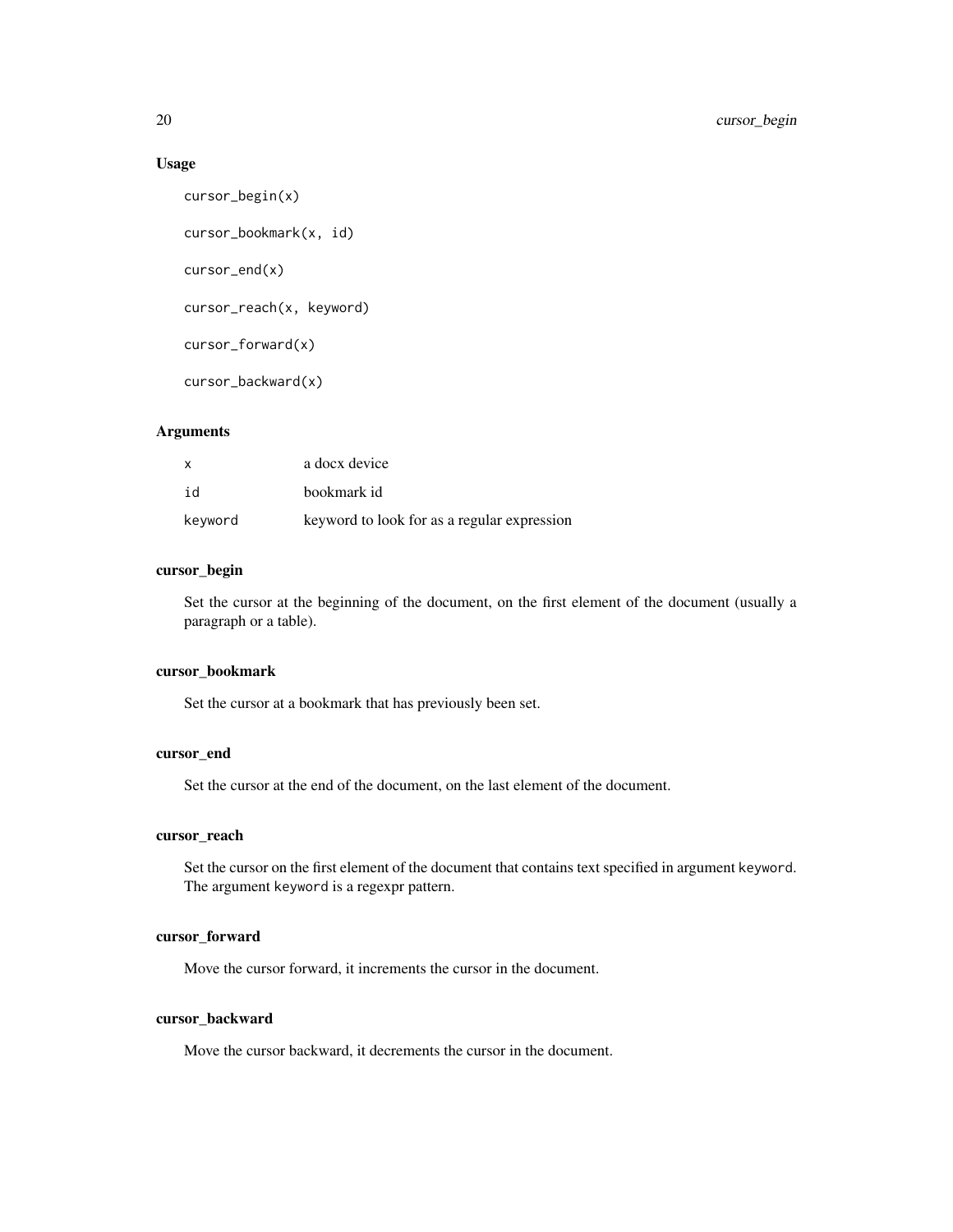### Usage

```
cursor_begin(x)

cursor_bookmark(x, id)

cursor_end(x)

cursor_reach(x, keyword)

cursor_forward(x)

cursor_backward(x)
```

### Arguments

| | |
|---|---|
| `x` | a docx device |
| `id` | bookmark id |
| `keyword` | keyword to look for as a regular expression |

### cursor_begin

Set the cursor at the beginning of the document, on the first element of the document (usually a paragraph or a table).

### cursor_bookmark

Set the cursor at a bookmark that has previously been set.

### cursor_end

Set the cursor at the end of the document, on the last element of the document.

### cursor_reach

Set the cursor on the first element of the document that contains text specified in argument `keyword`. The argument `keyword` is a regexpr pattern.

### cursor_forward

Move the cursor forward, it increments the cursor in the document.

### cursor_backward

Move the cursor backward, it decrements the cursor in the document.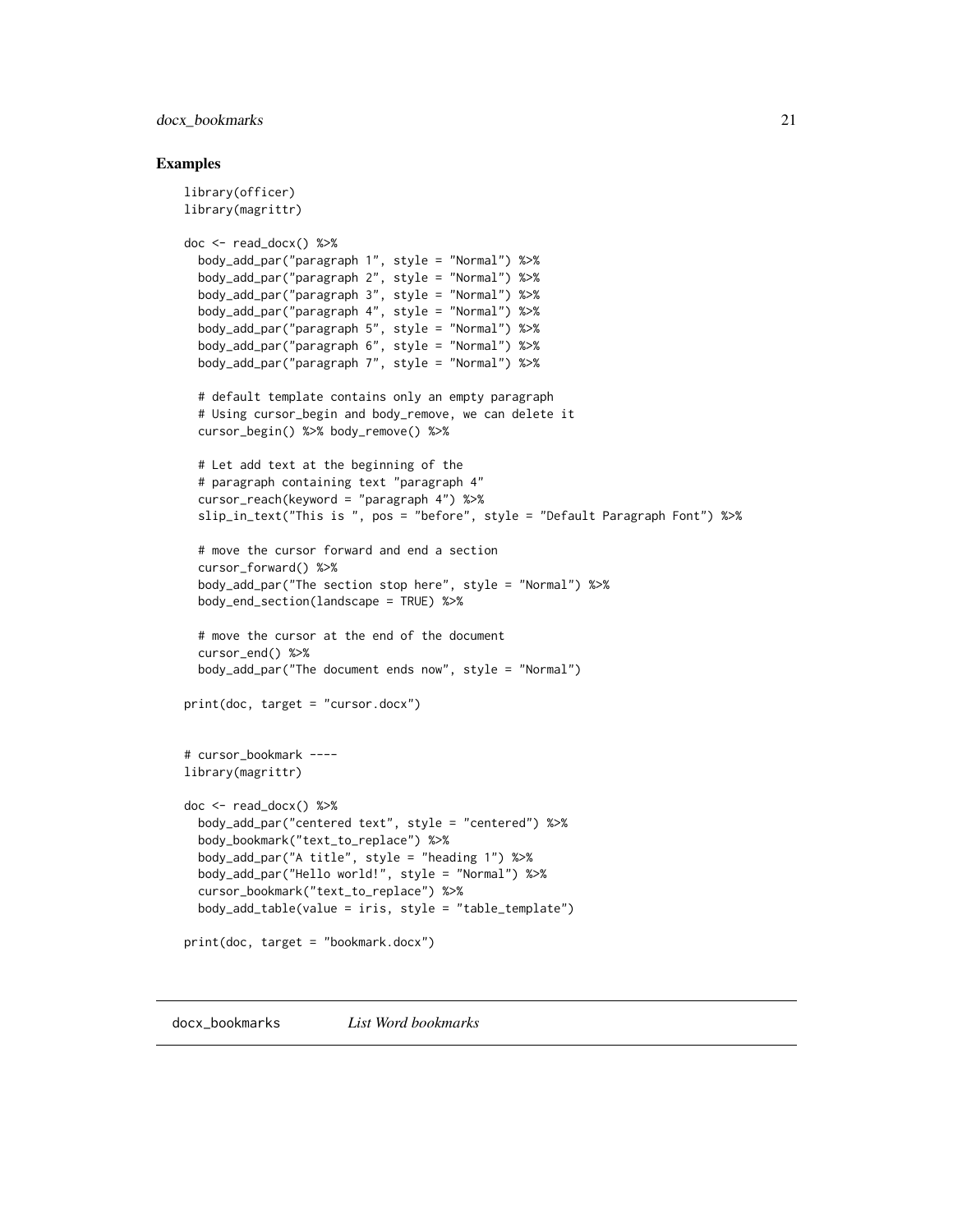## Examples

```
library(officer)
library(magrittr)

doc <- read_docx() %>%
  body_add_par("paragraph 1", style = "Normal") %>%
  body_add_par("paragraph 2", style = "Normal") %>%
  body_add_par("paragraph 3", style = "Normal") %>%
  body_add_par("paragraph 4", style = "Normal") %>%
  body_add_par("paragraph 5", style = "Normal") %>%
  body_add_par("paragraph 6", style = "Normal") %>%
  body_add_par("paragraph 7", style = "Normal") %>%

  # default template contains only an empty paragraph
  # Using cursor_begin and body_remove, we can delete it
  cursor_begin() %>% body_remove() %>%

  # Let add text at the beginning of the
  # paragraph containing text "paragraph 4"
  cursor_reach(keyword = "paragraph 4") %>%
  slip_in_text("This is ", pos = "before", style = "Default Paragraph Font") %>%

  # move the cursor forward and end a section
  cursor_forward() %>%
  body_add_par("The section stop here", style = "Normal") %>%
  body_end_section(landscape = TRUE) %>%

  # move the cursor at the end of the document
  cursor_end() %>%
  body_add_par("The document ends now", style = "Normal")

print(doc, target = "cursor.docx")


# cursor_bookmark ----
library(magrittr)

doc <- read_docx() %>%
  body_add_par("centered text", style = "centered") %>%
  body_bookmark("text_to_replace") %>%
  body_add_par("A title", style = "heading 1") %>%
  body_add_par("Hello world!", style = "Normal") %>%
  cursor_bookmark("text_to_replace") %>%
  body_add_table(value = iris, style = "table_template")

print(doc, target = "bookmark.docx")
```

---

docx_bookmarks          *List Word bookmarks*

---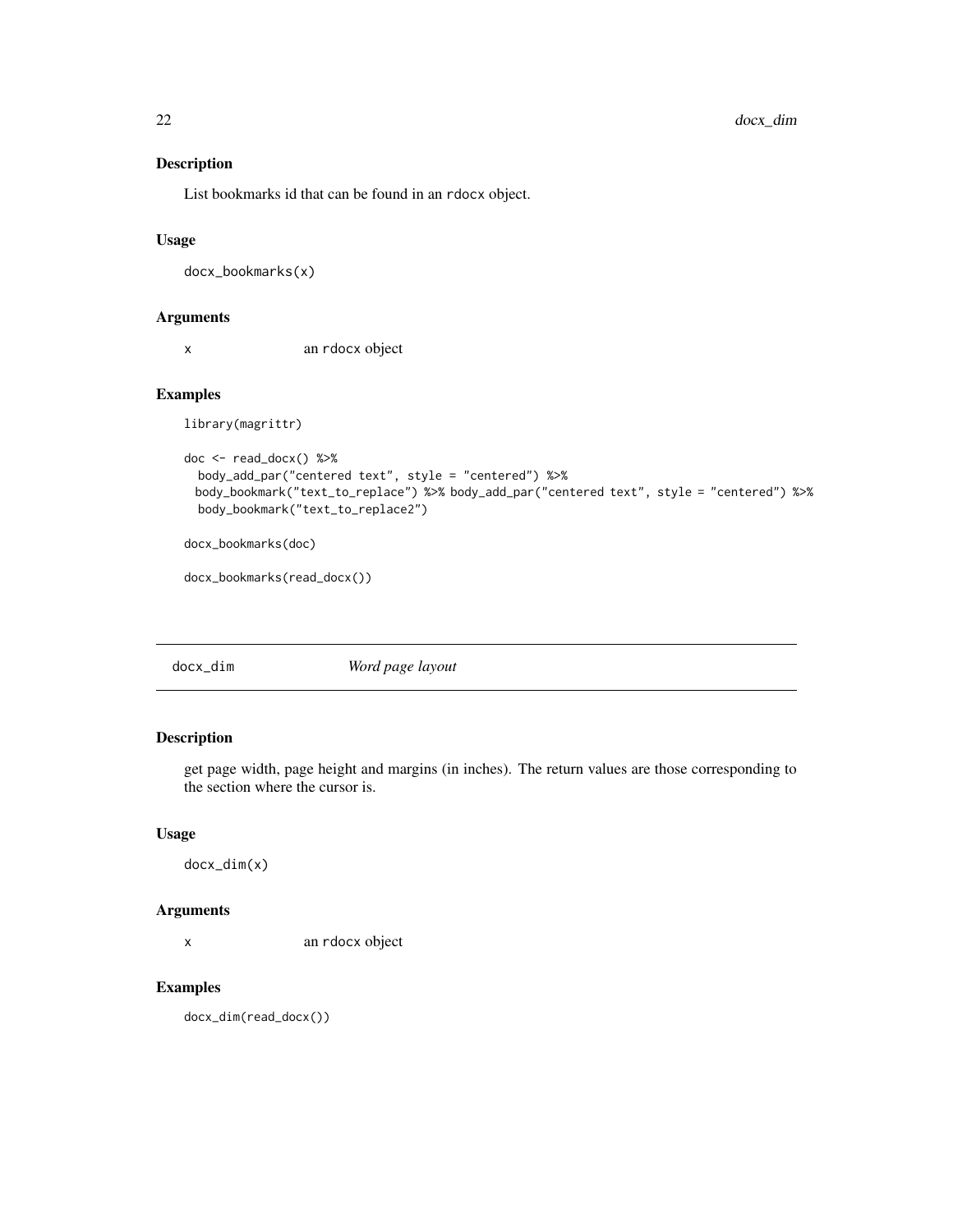### Description

List bookmarks id that can be found in an rdocx object.

### Usage

```
docx_bookmarks(x)
```

### Arguments

x    an rdocx object

### Examples

```
library(magrittr)

doc <- read_docx() %>%
  body_add_par("centered text", style = "centered") %>%
  body_bookmark("text_to_replace") %>% body_add_par("centered text", style = "centered") %>%
  body_bookmark("text_to_replace2")

docx_bookmarks(doc)

docx_bookmarks(read_docx())
```

---

## docx_dim    *Word page layout*

### Description

get page width, page height and margins (in inches). The return values are those corresponding to the section where the cursor is.

### Usage

```
docx_dim(x)
```

### Arguments

x    an rdocx object

### Examples

```
docx_dim(read_docx())
```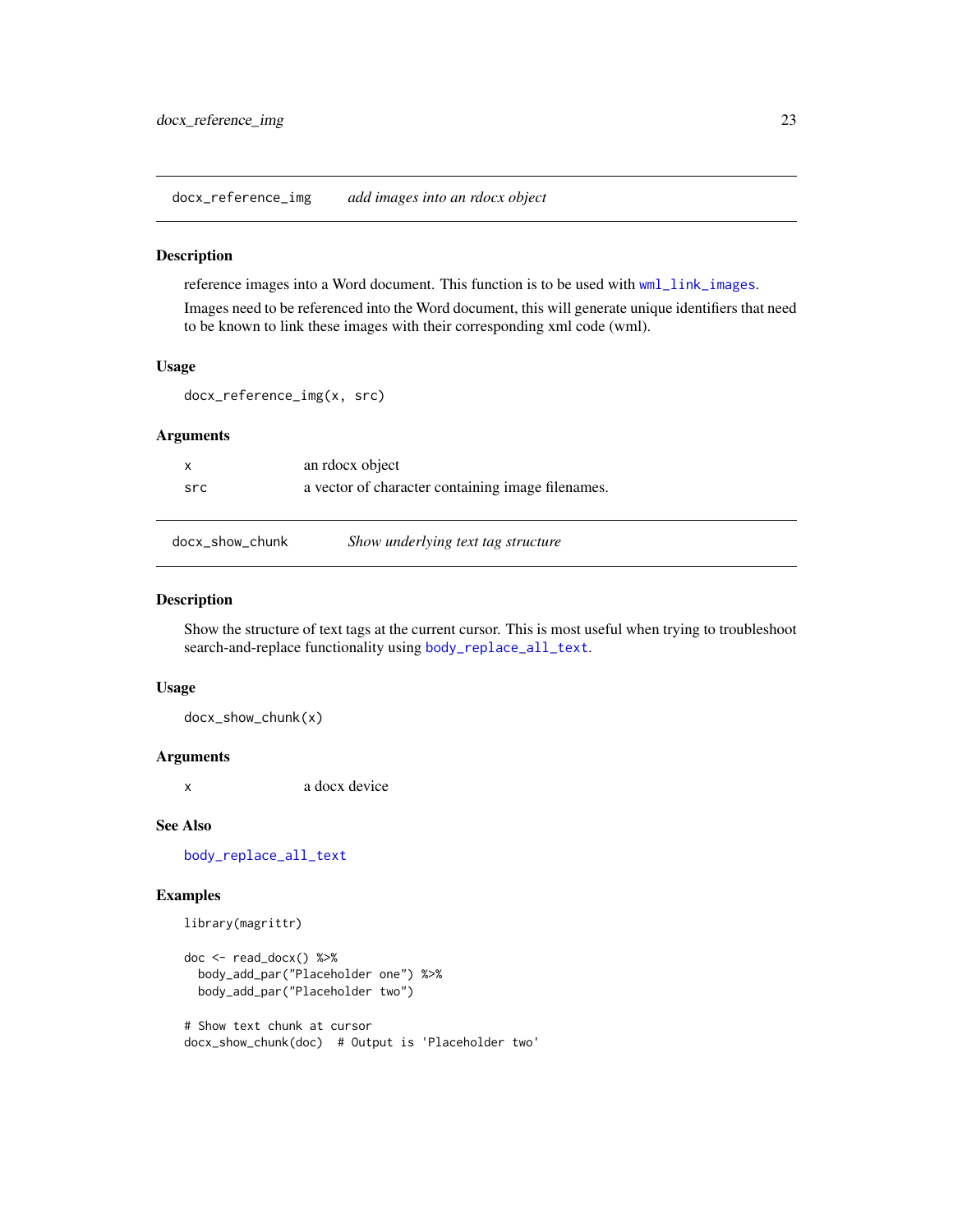## docx_reference_img — *add images into an rdocx object*

### Description

reference images into a Word document. This function is to be used with wml_link_images.

Images need to be referenced into the Word document, this will generate unique identifiers that need to be known to link these images with their corresponding xml code (wml).

### Usage

```
docx_reference_img(x, src)
```

### Arguments

| | |
|---|---|
| x | an rdocx object |
| src | a vector of character containing image filenames. |

## docx_show_chunk — *Show underlying text tag structure*

### Description

Show the structure of text tags at the current cursor. This is most useful when trying to troubleshoot search-and-replace functionality using body_replace_all_text.

### Usage

```
docx_show_chunk(x)
```

### Arguments

| | |
|---|---|
| x | a docx device |

### See Also

body_replace_all_text

### Examples

```
library(magrittr)

doc <- read_docx() %>%
  body_add_par("Placeholder one") %>%
  body_add_par("Placeholder two")

# Show text chunk at cursor
docx_show_chunk(doc)  # Output is 'Placeholder two'
```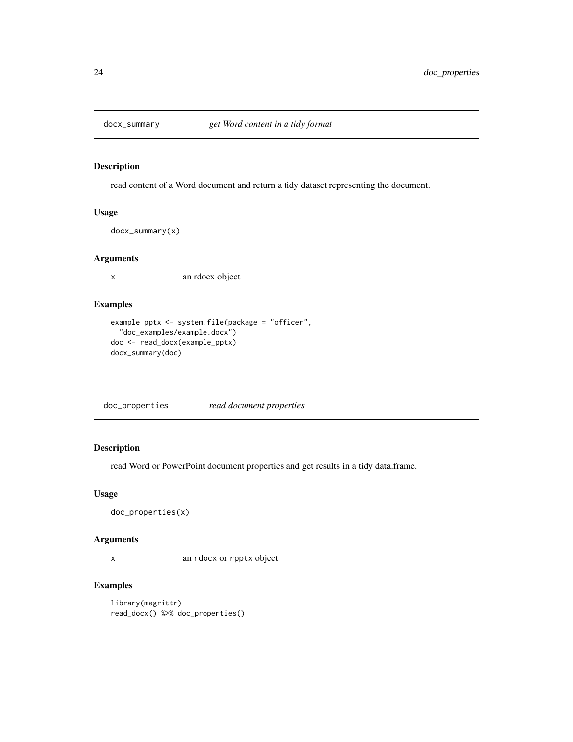## docx_summary *get Word content in a tidy format*

### Description

read content of a Word document and return a tidy dataset representing the document.

### Usage

```
docx_summary(x)
```

### Arguments

| | |
|---|---|
| x | an rdocx object |

### Examples

```
example_pptx <- system.file(package = "officer",
  "doc_examples/example.docx")
doc <- read_docx(example_pptx)
docx_summary(doc)
```

## doc_properties *read document properties*

### Description

read Word or PowerPoint document properties and get results in a tidy data.frame.

### Usage

```
doc_properties(x)
```

### Arguments

| | |
|---|---|
| x | an `rdocx` or `rpptx` object |

### Examples

```
library(magrittr)
read_docx() %>% doc_properties()
```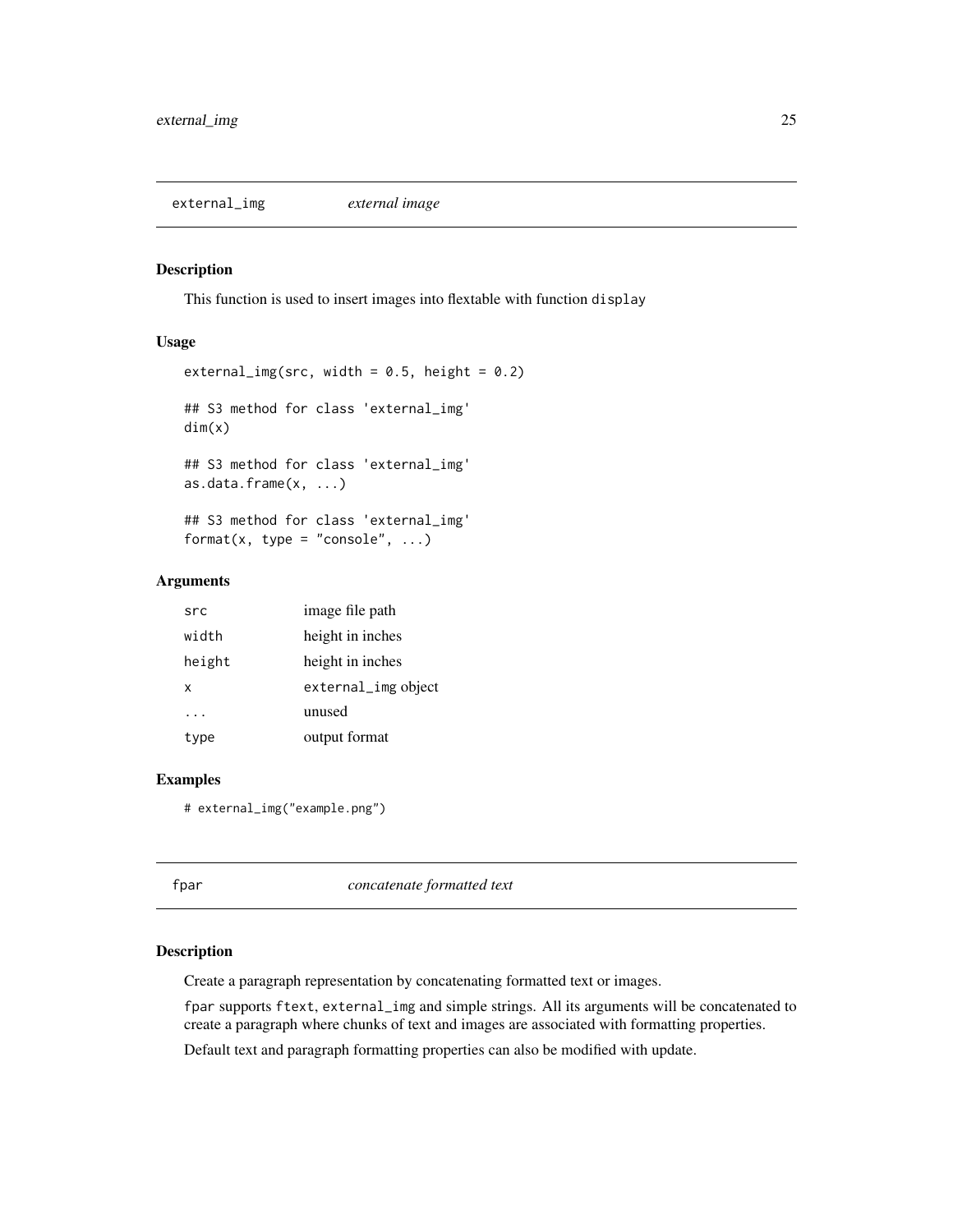## external_img *external image*

### Description

This function is used to insert images into flextable with function `display`

### Usage

```
external_img(src, width = 0.5, height = 0.2)

## S3 method for class 'external_img'
dim(x)

## S3 method for class 'external_img'
as.data.frame(x, ...)

## S3 method for class 'external_img'
format(x, type = "console", ...)
```

### Arguments

| | |
|---|---|
| src | image file path |
| width | height in inches |
| height | height in inches |
| x | external_img object |
| ... | unused |
| type | output format |

### Examples

```
# external_img("example.png")
```

## fpar *concatenate formatted text*

### Description

Create a paragraph representation by concatenating formatted text or images.

`fpar` supports `ftext`, `external_img` and simple strings. All its arguments will be concatenated to create a paragraph where chunks of text and images are associated with formatting properties.

Default text and paragraph formatting properties can also be modified with update.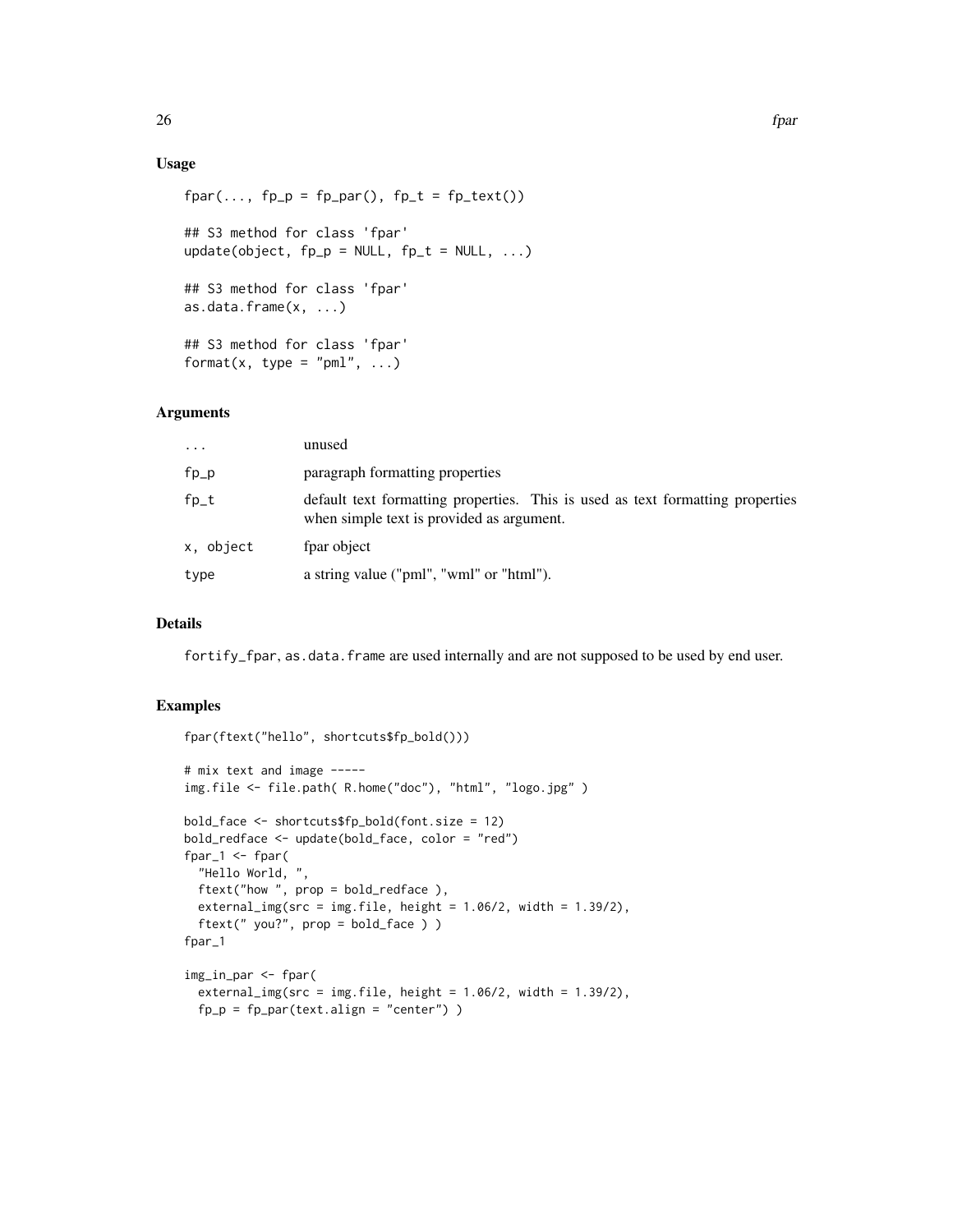### Usage

```
fpar(..., fp_p = fp_par(), fp_t = fp_text())

## S3 method for class 'fpar'
update(object, fp_p = NULL, fp_t = NULL, ...)

## S3 method for class 'fpar'
as.data.frame(x, ...)

## S3 method for class 'fpar'
format(x, type = "pml", ...)
```

### Arguments

| | |
|---|---|
| `...` | unused |
| `fp_p` | paragraph formatting properties |
| `fp_t` | default text formatting properties. This is used as text formatting properties when simple text is provided as argument. |
| `x, object` | fpar object |
| `type` | a string value ("pml", "wml" or "html"). |

### Details

`fortify_fpar`, `as.data.frame` are used internally and are not supposed to be used by end user.

### Examples

```
fpar(ftext("hello", shortcuts$fp_bold()))

# mix text and image -----
img.file <- file.path( R.home("doc"), "html", "logo.jpg" )

bold_face <- shortcuts$fp_bold(font.size = 12)
bold_redface <- update(bold_face, color = "red")
fpar_1 <- fpar(
  "Hello World, ",
  ftext("how ", prop = bold_redface ),
  external_img(src = img.file, height = 1.06/2, width = 1.39/2),
  ftext(" you?", prop = bold_face ) )
fpar_1

img_in_par <- fpar(
  external_img(src = img.file, height = 1.06/2, width = 1.39/2),
  fp_p = fp_par(text.align = "center") )
```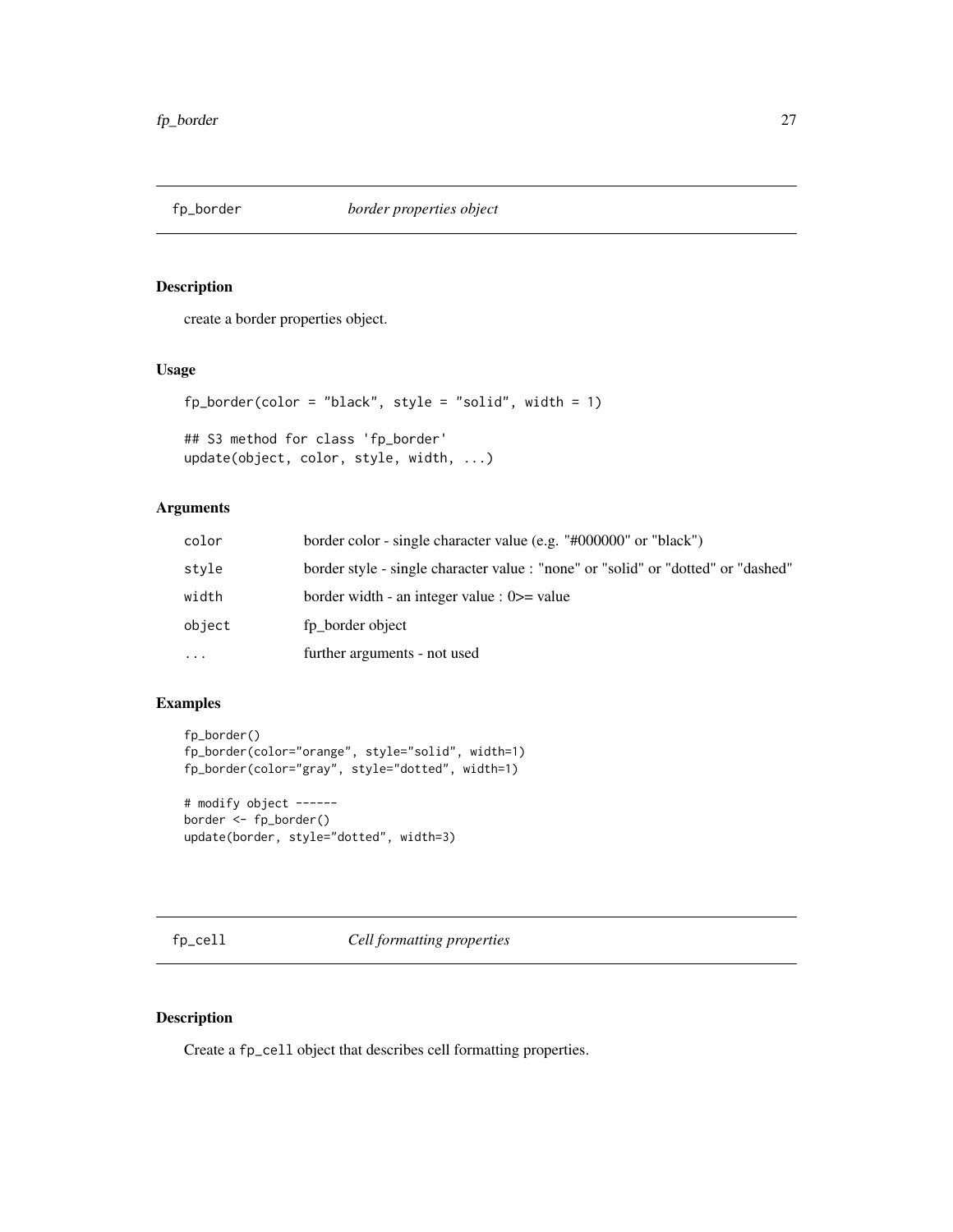## fp_border *border properties object*

### Description

create a border properties object.

### Usage

```
fp_border(color = "black", style = "solid", width = 1)

## S3 method for class 'fp_border'
update(object, color, style, width, ...)
```

### Arguments

| | |
|---|---|
| color | border color - single character value (e.g. "#000000" or "black") |
| style | border style - single character value : "none" or "solid" or "dotted" or "dashed" |
| width | border width - an integer value : 0>= value |
| object | fp_border object |
| ... | further arguments - not used |

### Examples

```
fp_border()
fp_border(color="orange", style="solid", width=1)
fp_border(color="gray", style="dotted", width=1)

# modify object ------
border <- fp_border()
update(border, style="dotted", width=3)
```

## fp_cell *Cell formatting properties*

### Description

Create a `fp_cell` object that describes cell formatting properties.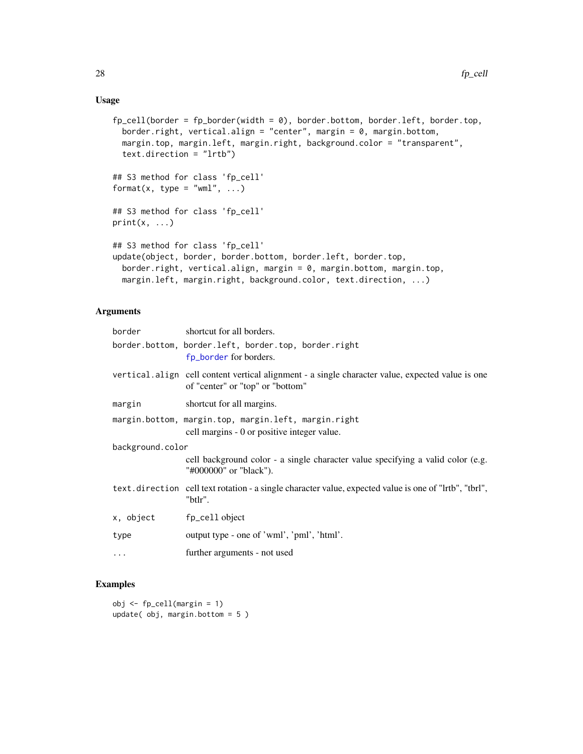## Usage

```
fp_cell(border = fp_border(width = 0), border.bottom, border.left, border.top,
  border.right, vertical.align = "center", margin = 0, margin.bottom,
  margin.top, margin.left, margin.right, background.color = "transparent",
  text.direction = "lrtb")

## S3 method for class 'fp_cell'
format(x, type = "wml", ...)

## S3 method for class 'fp_cell'
print(x, ...)

## S3 method for class 'fp_cell'
update(object, border, border.bottom, border.left, border.top,
  border.right, vertical.align, margin = 0, margin.bottom, margin.top,
  margin.left, margin.right, background.color, text.direction, ...)
```

## Arguments

| | |
|---|---|
| `border` | shortcut for all borders. |
| `border.bottom, border.left, border.top, border.right` | `fp_border` for borders. |
| `vertical.align` | cell content vertical alignment - a single character value, expected value is one of "center" or "top" or "bottom" |
| `margin` | shortcut for all margins. |
| `margin.bottom, margin.top, margin.left, margin.right` | cell margins - 0 or positive integer value. |
| `background.color` | cell background color - a single character value specifying a valid color (e.g. "#000000" or "black"). |
| `text.direction` | cell text rotation - a single character value, expected value is one of "lrtb", "tbrl", "btlr". |
| `x, object` | fp_cell object |
| `type` | output type - one of 'wml', 'pml', 'html'. |
| `...` | further arguments - not used |

## Examples

```
obj <- fp_cell(margin = 1)
update( obj, margin.bottom = 5 )
```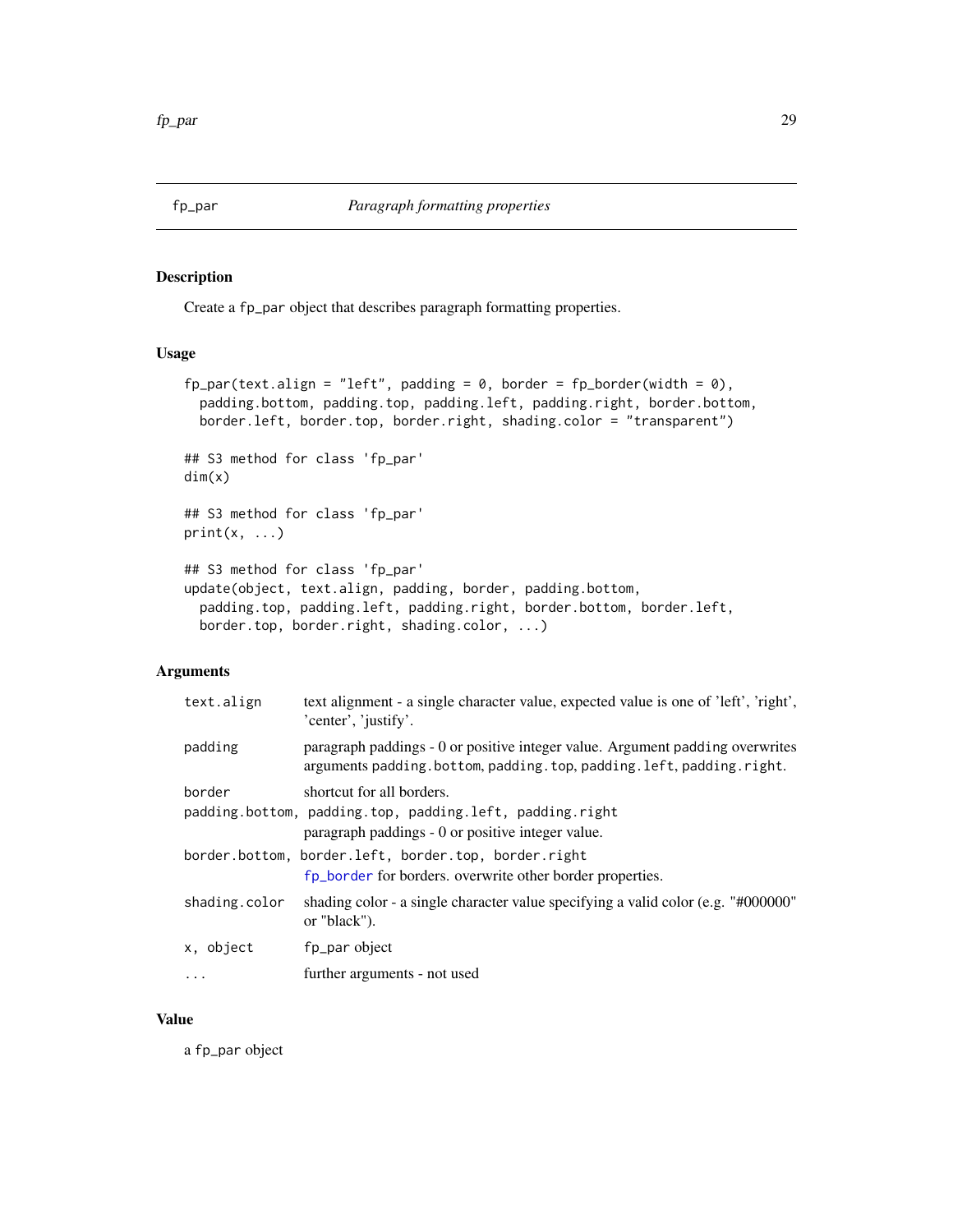## fp_par — *Paragraph formatting properties*

### Description

Create a `fp_par` object that describes paragraph formatting properties.

### Usage

```
fp_par(text.align = "left", padding = 0, border = fp_border(width = 0),
  padding.bottom, padding.top, padding.left, padding.right, border.bottom,
  border.left, border.top, border.right, shading.color = "transparent")

## S3 method for class 'fp_par'
dim(x)

## S3 method for class 'fp_par'
print(x, ...)

## S3 method for class 'fp_par'
update(object, text.align, padding, border, padding.bottom,
  padding.top, padding.left, padding.right, border.bottom, border.left,
  border.top, border.right, shading.color, ...)
```

### Arguments

| | |
|---|---|
| `text.align` | text alignment - a single character value, expected value is one of 'left', 'right', 'center', 'justify'. |
| `padding` | paragraph paddings - 0 or positive integer value. Argument `padding` overwrites arguments `padding.bottom`, `padding.top`, `padding.left`, `padding.right`. |
| `border` | shortcut for all borders. |
| `padding.bottom, padding.top, padding.left, padding.right` | paragraph paddings - 0 or positive integer value. |
| `border.bottom, border.left, border.top, border.right` | `fp_border` for borders. overwrite other border properties. |
| `shading.color` | shading color - a single character value specifying a valid color (e.g. "#000000" or "black"). |
| `x, object` | `fp_par` object |
| `...` | further arguments - not used |

### Value

a `fp_par` object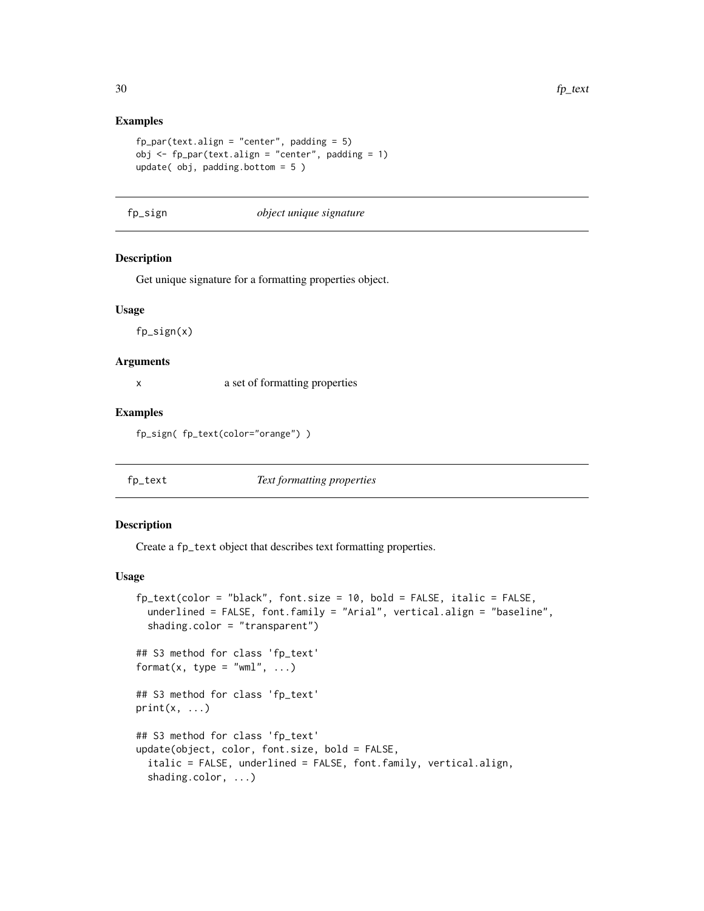### Examples

```
fp_par(text.align = "center", padding = 5)
obj <- fp_par(text.align = "center", padding = 1)
update( obj, padding.bottom = 5 )
```

---

## fp_sign — *object unique signature*

---

### Description

Get unique signature for a formatting properties object.

### Usage

```
fp_sign(x)
```

### Arguments

| | |
|---|---|
| x | a set of formatting properties |

### Examples

```
fp_sign( fp_text(color="orange") )
```

---

## fp_text — *Text formatting properties*

---

### Description

Create a `fp_text` object that describes text formatting properties.

### Usage

```
fp_text(color = "black", font.size = 10, bold = FALSE, italic = FALSE,
  underlined = FALSE, font.family = "Arial", vertical.align = "baseline",
  shading.color = "transparent")

## S3 method for class 'fp_text'
format(x, type = "wml", ...)

## S3 method for class 'fp_text'
print(x, ...)

## S3 method for class 'fp_text'
update(object, color, font.size, bold = FALSE,
  italic = FALSE, underlined = FALSE, font.family, vertical.align,
  shading.color, ...)
```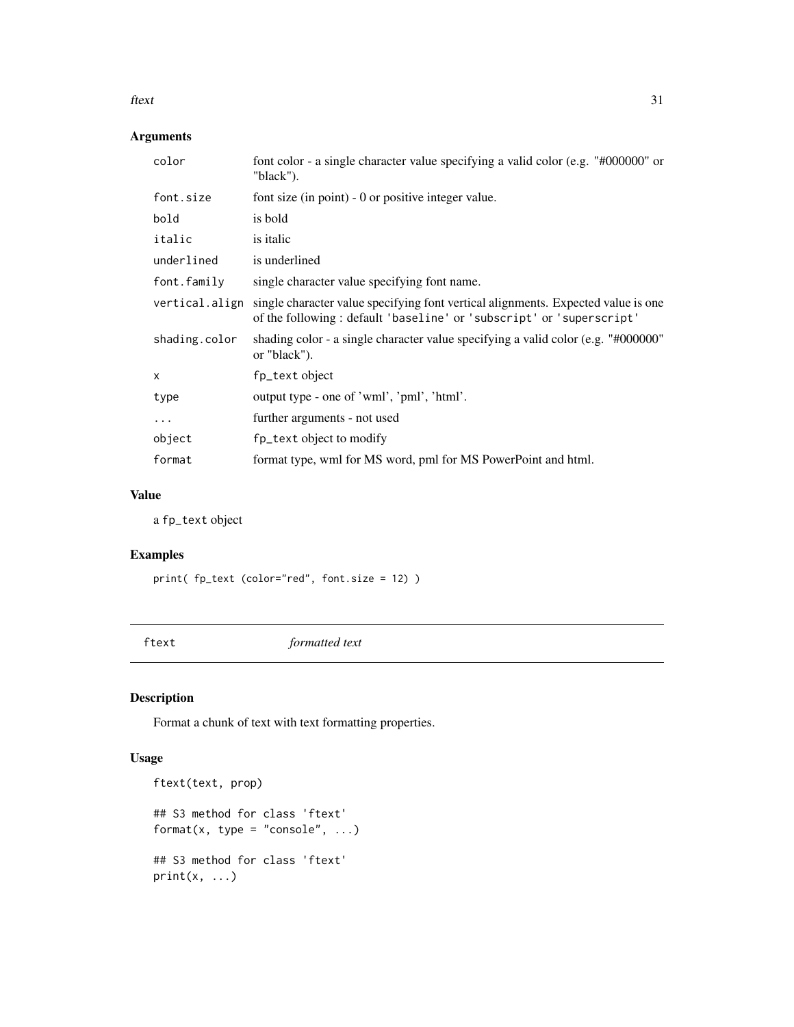## Arguments

| | |
|---|---|
| color | font color - a single character value specifying a valid color (e.g. "#000000" or "black"). |
| font.size | font size (in point) - 0 or positive integer value. |
| bold | is bold |
| italic | is italic |
| underlined | is underlined |
| font.family | single character value specifying font name. |
| vertical.align | single character value specifying font vertical alignments. Expected value is one of the following : default 'baseline' or 'subscript' or 'superscript' |
| shading.color | shading color - a single character value specifying a valid color (e.g. "#000000" or "black"). |
| x | fp_text object |
| type | output type - one of 'wml', 'pml', 'html'. |
| ... | further arguments - not used |
| object | fp_text object to modify |
| format | format type, wml for MS word, pml for MS PowerPoint and html. |

## Value

a fp_text object

## Examples

```
print( fp_text (color="red", font.size = 12) )
```

---

# ftext *formatted text*

## Description

Format a chunk of text with text formatting properties.

## Usage

```
ftext(text, prop)

## S3 method for class 'ftext'
format(x, type = "console", ...)

## S3 method for class 'ftext'
print(x, ...)
```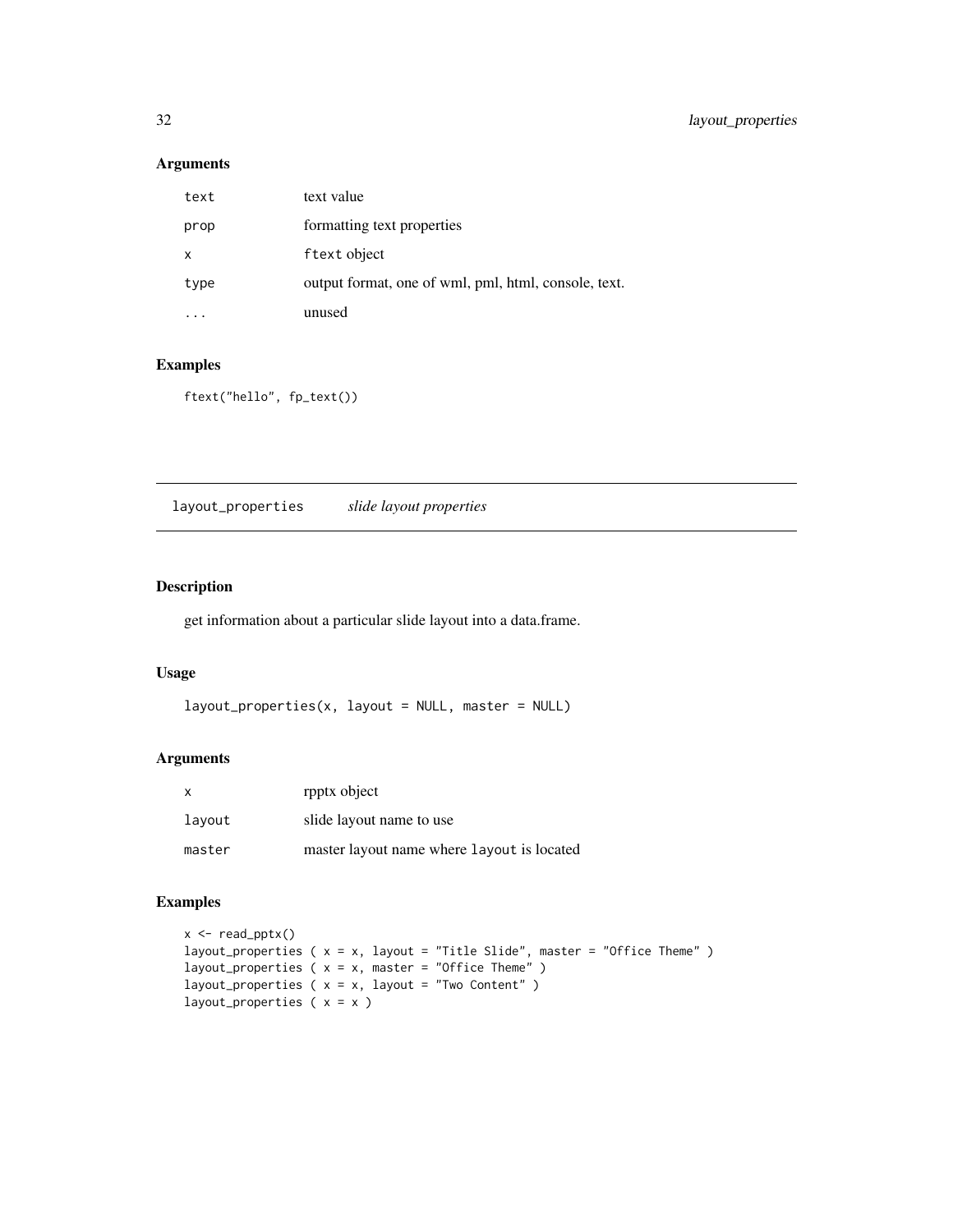### Arguments

| | |
|---|---|
| `text` | text value |
| `prop` | formatting text properties |
| `x` | ftext object |
| `type` | output format, one of wml, pml, html, console, text. |
| `...` | unused |

### Examples

```
ftext("hello", fp_text())
```

## layout_properties *slide layout properties*

### Description

get information about a particular slide layout into a data.frame.

### Usage

```
layout_properties(x, layout = NULL, master = NULL)
```

### Arguments

| | |
|---|---|
| `x` | rpptx object |
| `layout` | slide layout name to use |
| `master` | master layout name where `layout` is located |

### Examples

```
x <- read_pptx()
layout_properties ( x = x, layout = "Title Slide", master = "Office Theme" )
layout_properties ( x = x, master = "Office Theme" )
layout_properties ( x = x, layout = "Two Content" )
layout_properties ( x = x )
```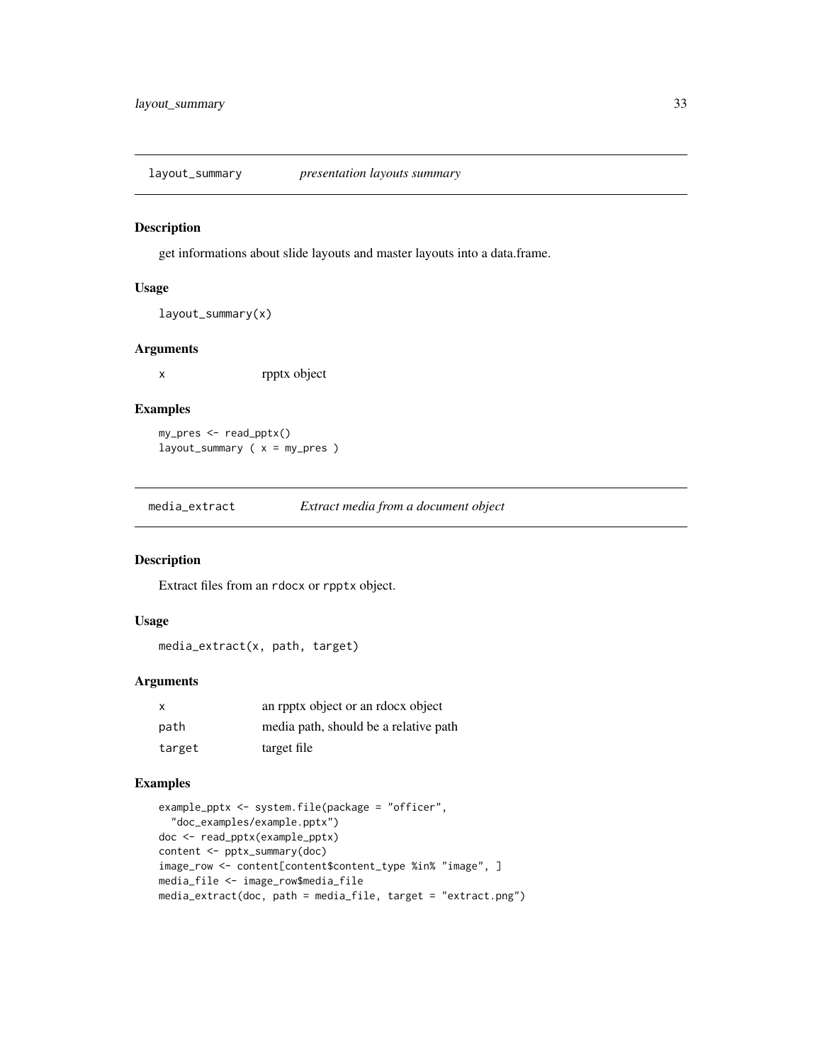## layout_summary *presentation layouts summary*

### Description

get informations about slide layouts and master layouts into a data.frame.

### Usage

```
layout_summary(x)
```

### Arguments

| | |
|---|---|
| x | rpptx object |

### Examples

```
my_pres <- read_pptx()
layout_summary ( x = my_pres )
```

## media_extract *Extract media from a document object*

### Description

Extract files from an rdocx or rpptx object.

### Usage

```
media_extract(x, path, target)
```

### Arguments

| | |
|---|---|
| x | an rpptx object or an rdocx object |
| path | media path, should be a relative path |
| target | target file |

### Examples

```
example_pptx <- system.file(package = "officer",
  "doc_examples/example.pptx")
doc <- read_pptx(example_pptx)
content <- pptx_summary(doc)
image_row <- content[content$content_type %in% "image", ]
media_file <- image_row$media_file
media_extract(doc, path = media_file, target = "extract.png")
```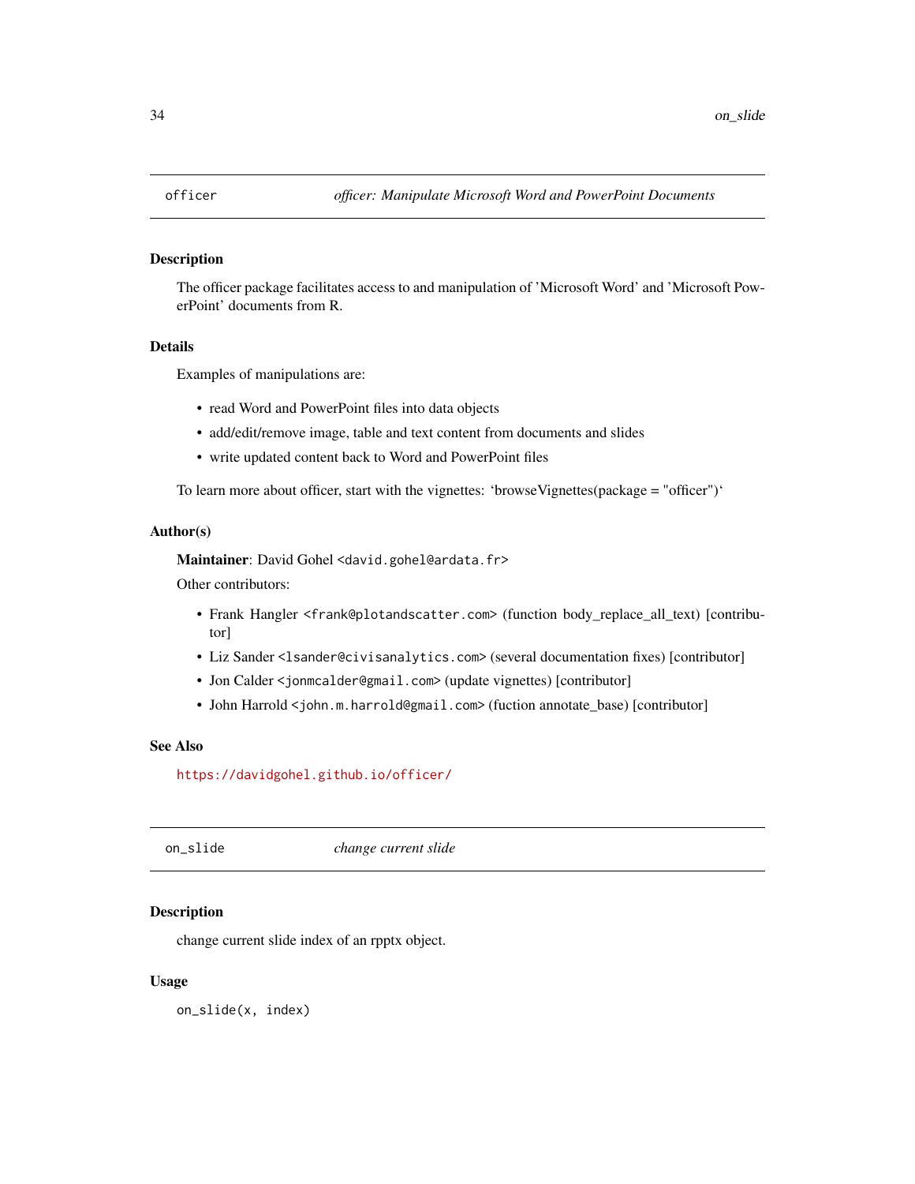## officer — *officer: Manipulate Microsoft Word and PowerPoint Documents*

### Description

The officer package facilitates access to and manipulation of 'Microsoft Word' and 'Microsoft PowerPoint' documents from R.

### Details

Examples of manipulations are:

- read Word and PowerPoint files into data objects
- add/edit/remove image, table and text content from documents and slides
- write updated content back to Word and PowerPoint files

To learn more about officer, start with the vignettes: 'browseVignettes(package = "officer")'

### Author(s)

**Maintainer**: David Gohel <david.gohel@ardata.fr>

Other contributors:

- Frank Hangler <frank@plotandscatter.com> (function body_replace_all_text) [contributor]
- Liz Sander <lsander@civisanalytics.com> (several documentation fixes) [contributor]
- Jon Calder <jonmcalder@gmail.com> (update vignettes) [contributor]
- John Harrold <john.m.harrold@gmail.com> (fuction annotate_base) [contributor]

### See Also

https://davidgohel.github.io/officer/

## on_slide — *change current slide*

### Description

change current slide index of an rpptx object.

### Usage

```
on_slide(x, index)
```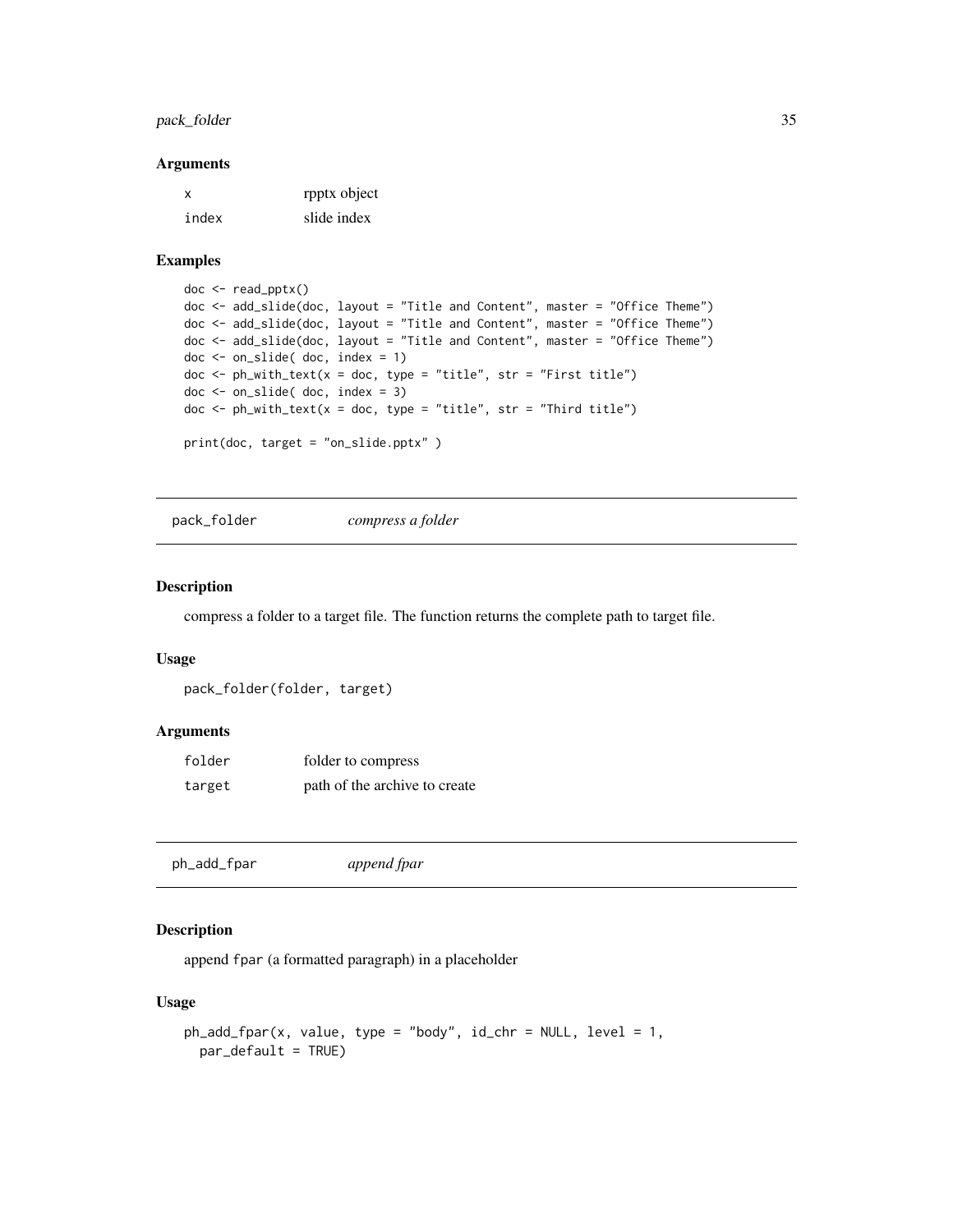### Arguments

| | |
|---|---|
| x | rpptx object |
| index | slide index |

### Examples

```
doc <- read_pptx()
doc <- add_slide(doc, layout = "Title and Content", master = "Office Theme")
doc <- add_slide(doc, layout = "Title and Content", master = "Office Theme")
doc <- add_slide(doc, layout = "Title and Content", master = "Office Theme")
doc <- on_slide( doc, index = 1)
doc <- ph_with_text(x = doc, type = "title", str = "First title")
doc <- on_slide( doc, index = 3)
doc <- ph_with_text(x = doc, type = "title", str = "Third title")

print(doc, target = "on_slide.pptx" )
```

---

## pack_folder *compress a folder*

### Description

compress a folder to a target file. The function returns the complete path to target file.

### Usage

```
pack_folder(folder, target)
```

### Arguments

| | |
|---|---|
| folder | folder to compress |
| target | path of the archive to create |

---

## ph_add_fpar *append fpar*

### Description

append `fpar` (a formatted paragraph) in a placeholder

### Usage

```
ph_add_fpar(x, value, type = "body", id_chr = NULL, level = 1,
  par_default = TRUE)
```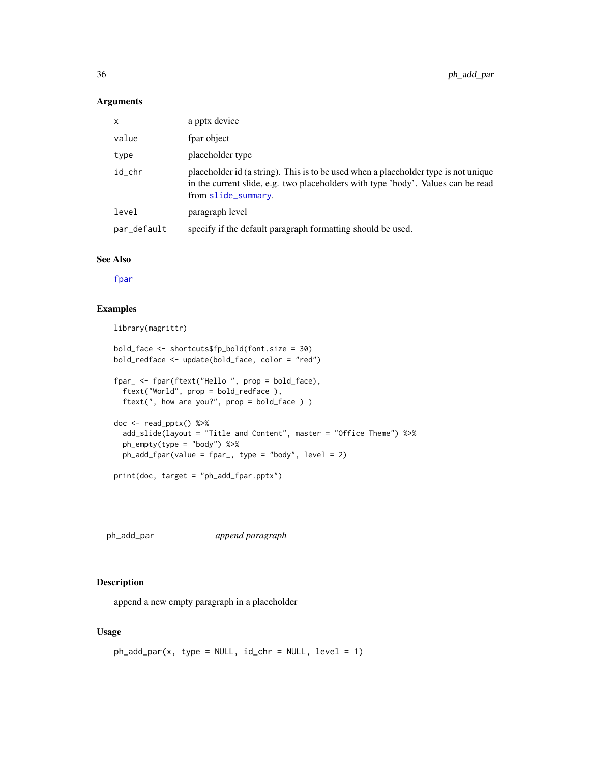### Arguments

| | |
|---|---|
| x | a pptx device |
| value | fpar object |
| type | placeholder type |
| id_chr | placeholder id (a string). This is to be used when a placeholder type is not unique in the current slide, e.g. two placeholders with type 'body'. Values can be read from slide_summary. |
| level | paragraph level |
| par_default | specify if the default paragraph formatting should be used. |

### See Also

fpar

### Examples

```
library(magrittr)

bold_face <- shortcuts$fp_bold(font.size = 30)
bold_redface <- update(bold_face, color = "red")

fpar_ <- fpar(ftext("Hello ", prop = bold_face),
  ftext("World", prop = bold_redface ),
  ftext(", how are you?", prop = bold_face ) )

doc <- read_pptx() %>%
  add_slide(layout = "Title and Content", master = "Office Theme") %>%
  ph_empty(type = "body") %>%
  ph_add_fpar(value = fpar_, type = "body", level = 2)

print(doc, target = "ph_add_fpar.pptx")
```

---

## ph_add_par *append paragraph*

### Description

append a new empty paragraph in a placeholder

### Usage

```
ph_add_par(x, type = NULL, id_chr = NULL, level = 1)
```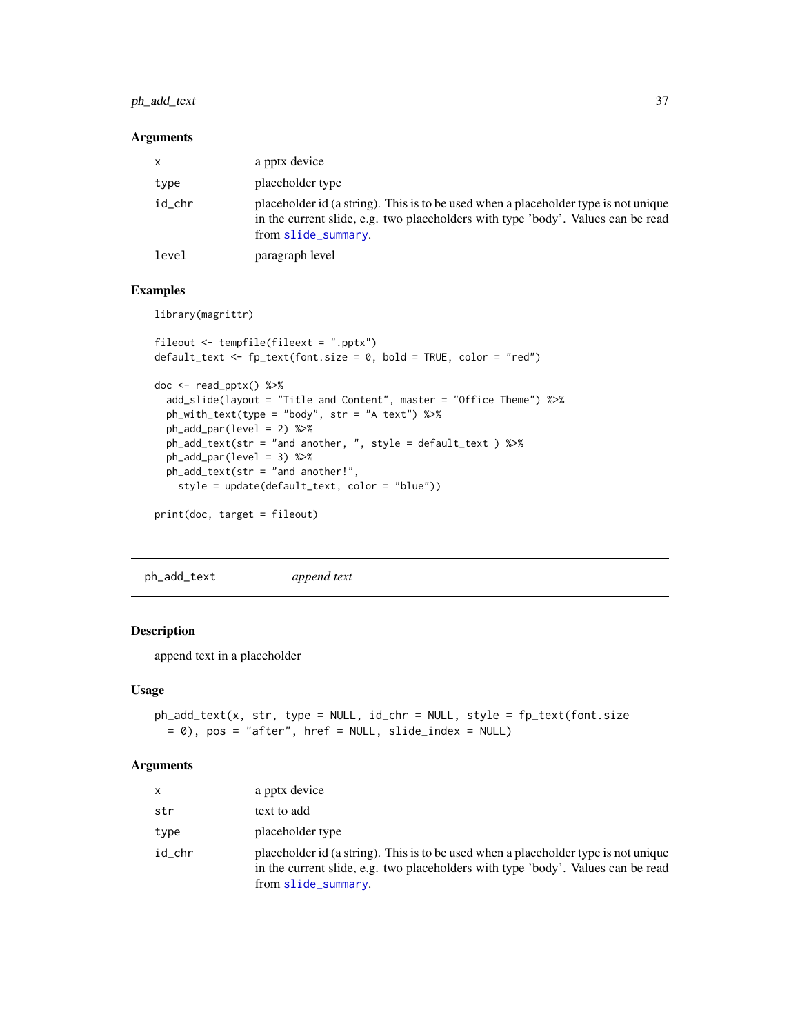### Arguments

| | |
|---|---|
| x | a pptx device |
| type | placeholder type |
| id_chr | placeholder id (a string). This is to be used when a placeholder type is not unique in the current slide, e.g. two placeholders with type 'body'. Values can be read from slide_summary. |
| level | paragraph level |

### Examples

```
library(magrittr)

fileout <- tempfile(fileext = ".pptx")
default_text <- fp_text(font.size = 0, bold = TRUE, color = "red")

doc <- read_pptx() %>%
  add_slide(layout = "Title and Content", master = "Office Theme") %>%
  ph_with_text(type = "body", str = "A text") %>%
  ph_add_par(level = 2) %>%
  ph_add_text(str = "and another, ", style = default_text ) %>%
  ph_add_par(level = 3) %>%
  ph_add_text(str = "and another!",
    style = update(default_text, color = "blue"))

print(doc, target = fileout)
```

---

## ph_add_text *append text*

### Description

append text in a placeholder

### Usage

```
ph_add_text(x, str, type = NULL, id_chr = NULL, style = fp_text(font.size
  = 0), pos = "after", href = NULL, slide_index = NULL)
```

### Arguments

| | |
|---|---|
| x | a pptx device |
| str | text to add |
| type | placeholder type |
| id_chr | placeholder id (a string). This is to be used when a placeholder type is not unique in the current slide, e.g. two placeholders with type 'body'. Values can be read from slide_summary. |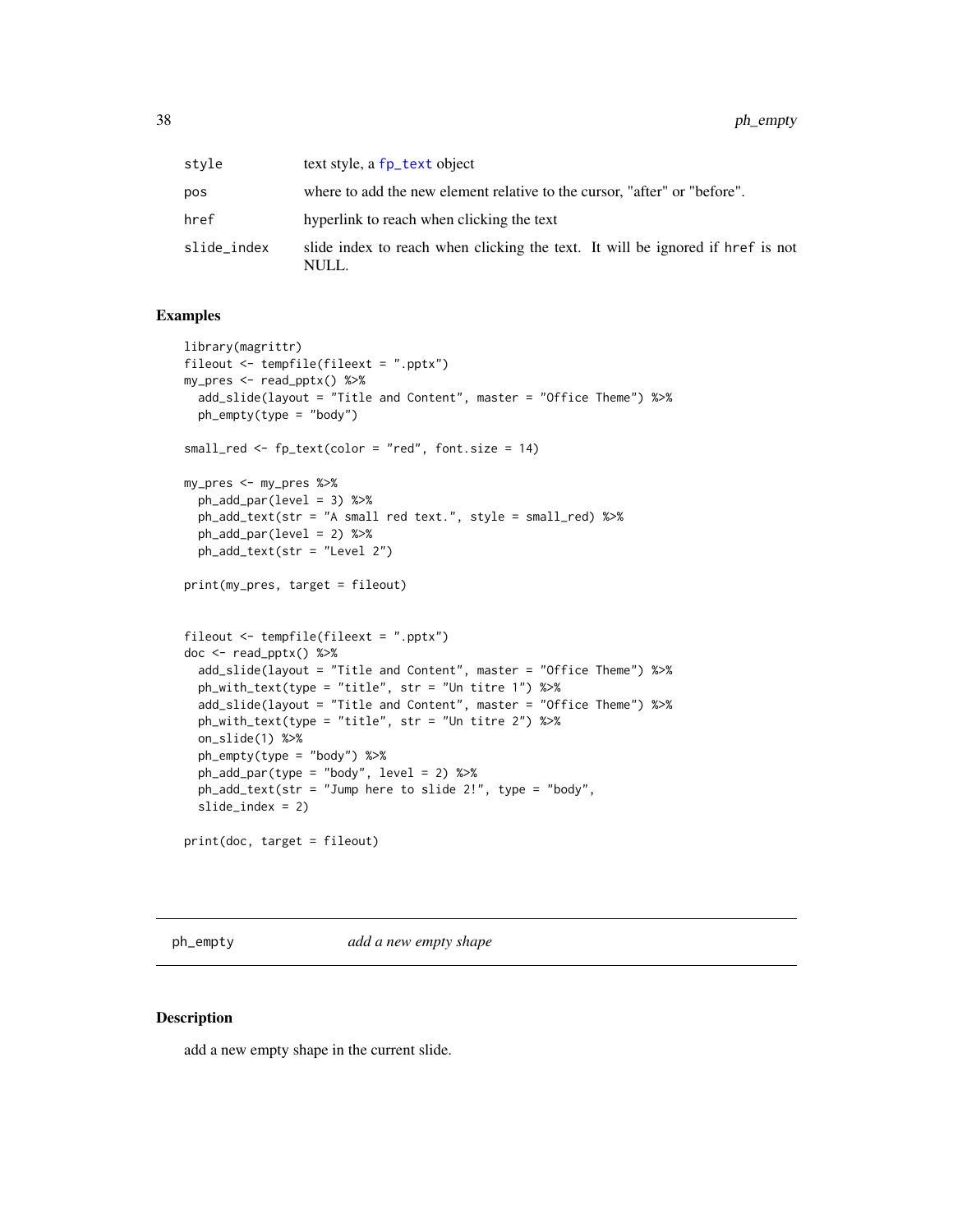| | |
|---|---|
| style | text style, a fp_text object |
| pos | where to add the new element relative to the cursor, "after" or "before". |
| href | hyperlink to reach when clicking the text |
| slide_index | slide index to reach when clicking the text. It will be ignored if href is not NULL. |

## Examples

```
library(magrittr)
fileout <- tempfile(fileext = ".pptx")
my_pres <- read_pptx() %>%
  add_slide(layout = "Title and Content", master = "Office Theme") %>%
  ph_empty(type = "body")

small_red <- fp_text(color = "red", font.size = 14)

my_pres <- my_pres %>%
  ph_add_par(level = 3) %>%
  ph_add_text(str = "A small red text.", style = small_red) %>%
  ph_add_par(level = 2) %>%
  ph_add_text(str = "Level 2")

print(my_pres, target = fileout)


fileout <- tempfile(fileext = ".pptx")
doc <- read_pptx() %>%
  add_slide(layout = "Title and Content", master = "Office Theme") %>%
  ph_with_text(type = "title", str = "Un titre 1") %>%
  add_slide(layout = "Title and Content", master = "Office Theme") %>%
  ph_with_text(type = "title", str = "Un titre 2") %>%
  on_slide(1) %>%
  ph_empty(type = "body") %>%
  ph_add_par(type = "body", level = 2) %>%
  ph_add_text(str = "Jump here to slide 2!", type = "body",
  slide_index = 2)

print(doc, target = fileout)
```

---

# ph_empty *add a new empty shape*

---

## Description

add a new empty shape in the current slide.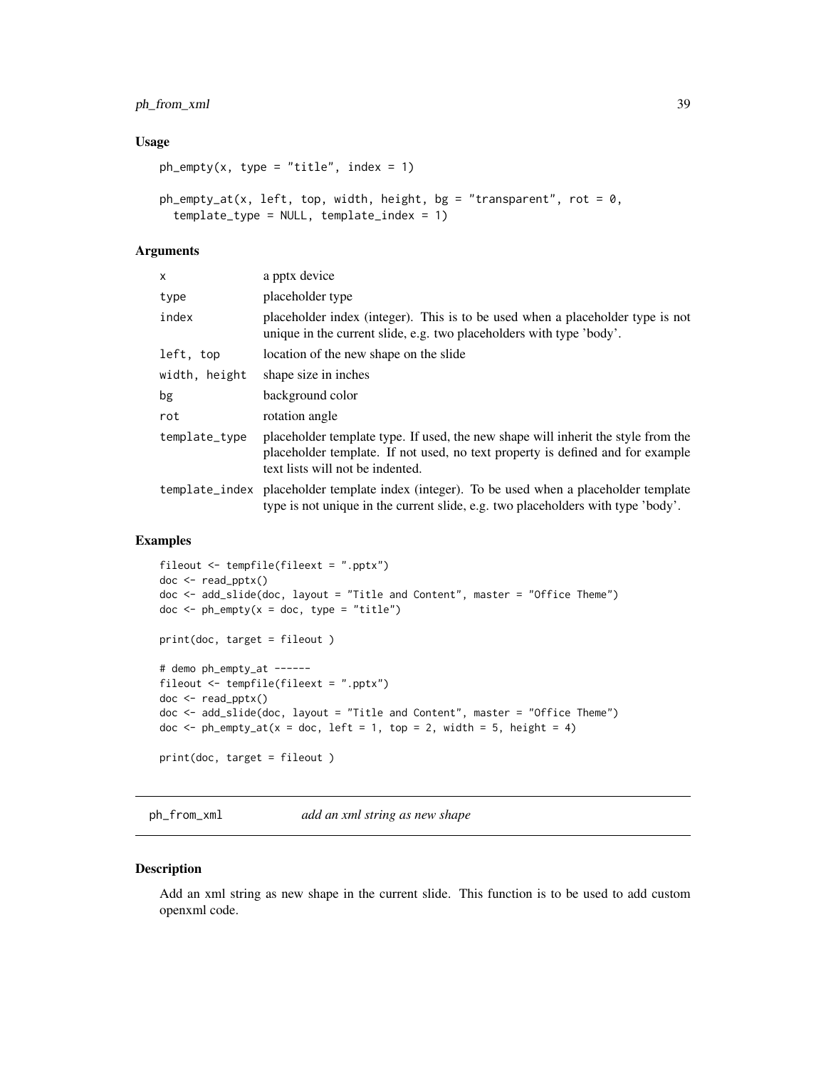### Usage

```
ph_empty(x, type = "title", index = 1)

ph_empty_at(x, left, top, width, height, bg = "transparent", rot = 0,
  template_type = NULL, template_index = 1)
```

### Arguments

| | |
|---|---|
| x | a pptx device |
| type | placeholder type |
| index | placeholder index (integer). This is to be used when a placeholder type is not unique in the current slide, e.g. two placeholders with type 'body'. |
| left, top | location of the new shape on the slide |
| width, height | shape size in inches |
| bg | background color |
| rot | rotation angle |
| template_type | placeholder template type. If used, the new shape will inherit the style from the placeholder template. If not used, no text property is defined and for example text lists will not be indented. |
| template_index | placeholder template index (integer). To be used when a placeholder template type is not unique in the current slide, e.g. two placeholders with type 'body'. |

### Examples

```
fileout <- tempfile(fileext = ".pptx")
doc <- read_pptx()
doc <- add_slide(doc, layout = "Title and Content", master = "Office Theme")
doc <- ph_empty(x = doc, type = "title")

print(doc, target = fileout )

# demo ph_empty_at ------
fileout <- tempfile(fileext = ".pptx")
doc <- read_pptx()
doc <- add_slide(doc, layout = "Title and Content", master = "Office Theme")
doc <- ph_empty_at(x = doc, left = 1, top = 2, width = 5, height = 4)

print(doc, target = fileout )
```

---

## ph_from_xml *add an xml string as new shape*

---

### Description

Add an xml string as new shape in the current slide. This function is to be used to add custom openxml code.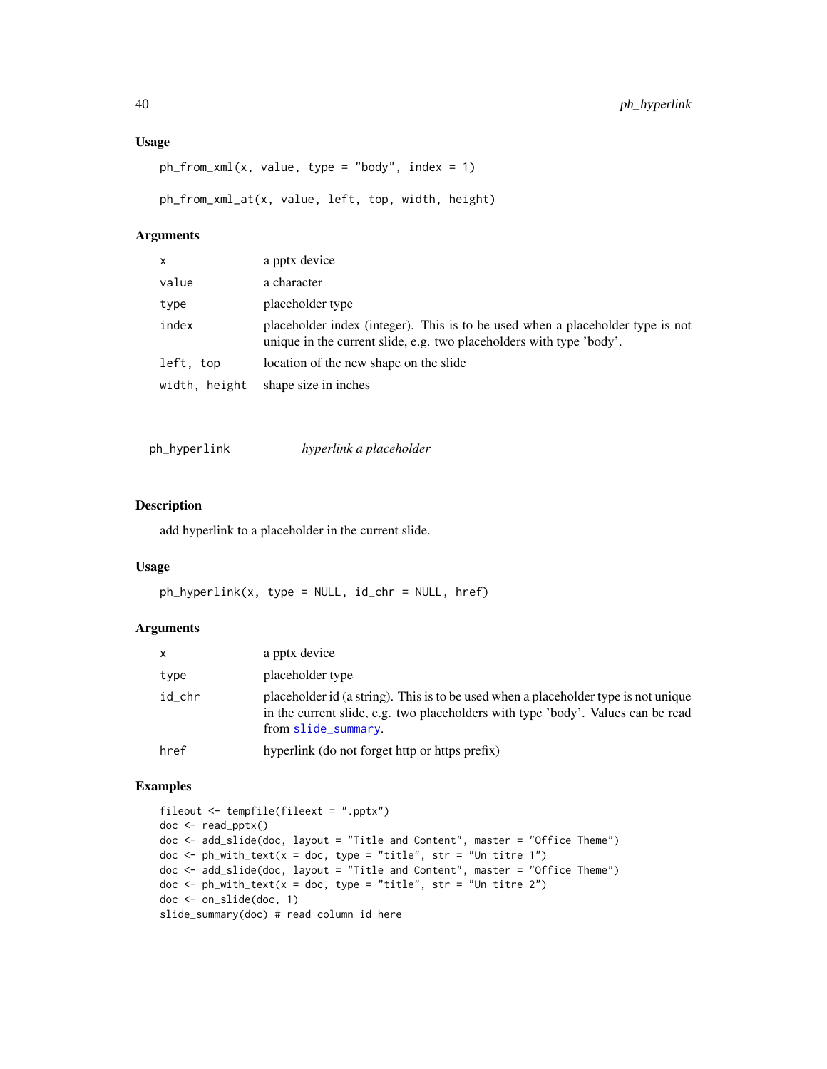### Usage

```
ph_from_xml(x, value, type = "body", index = 1)

ph_from_xml_at(x, value, left, top, width, height)
```

### Arguments

| | |
|---|---|
| x | a pptx device |
| value | a character |
| type | placeholder type |
| index | placeholder index (integer). This is to be used when a placeholder type is not unique in the current slide, e.g. two placeholders with type 'body'. |
| left, top | location of the new shape on the slide |
| width, height | shape size in inches |

---

## ph_hyperlink — *hyperlink a placeholder*

---

### Description

add hyperlink to a placeholder in the current slide.

### Usage

```
ph_hyperlink(x, type = NULL, id_chr = NULL, href)
```

### Arguments

| | |
|---|---|
| x | a pptx device |
| type | placeholder type |
| id_chr | placeholder id (a string). This is to be used when a placeholder type is not unique in the current slide, e.g. two placeholders with type 'body'. Values can be read from slide_summary. |
| href | hyperlink (do not forget http or https prefix) |

### Examples

```
fileout <- tempfile(fileext = ".pptx")
doc <- read_pptx()
doc <- add_slide(doc, layout = "Title and Content", master = "Office Theme")
doc <- ph_with_text(x = doc, type = "title", str = "Un titre 1")
doc <- add_slide(doc, layout = "Title and Content", master = "Office Theme")
doc <- ph_with_text(x = doc, type = "title", str = "Un titre 2")
doc <- on_slide(doc, 1)
slide_summary(doc) # read column id here
```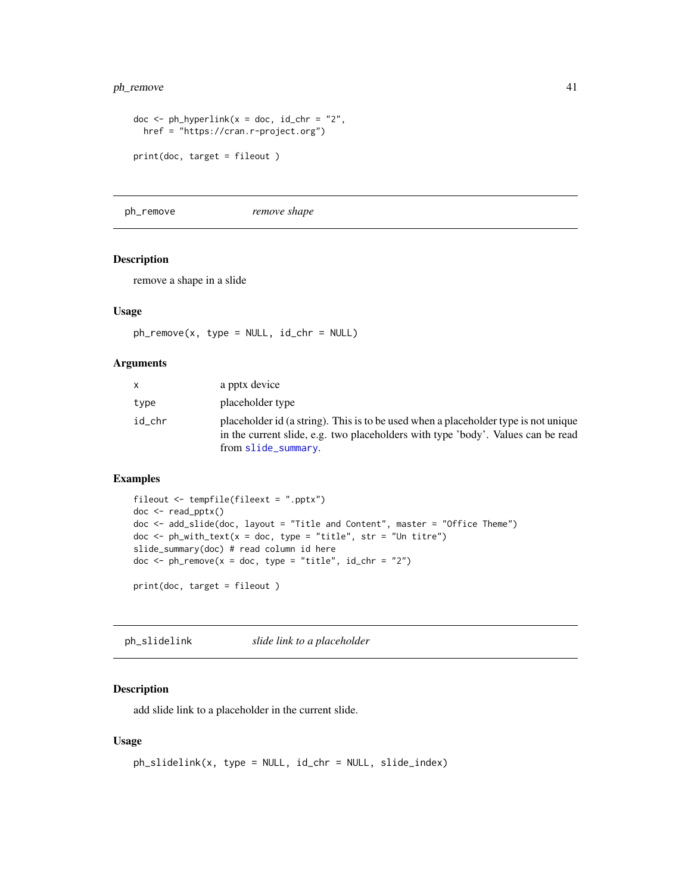```
doc <- ph_hyperlink(x = doc, id_chr = "2",
  href = "https://cran.r-project.org")

print(doc, target = fileout )
```

---

## ph_remove *remove shape*

### Description

remove a shape in a slide

### Usage

```
ph_remove(x, type = NULL, id_chr = NULL)
```

### Arguments

| | |
|---|---|
| x | a pptx device |
| type | placeholder type |
| id_chr | placeholder id (a string). This is to be used when a placeholder type is not unique in the current slide, e.g. two placeholders with type 'body'. Values can be read from slide_summary. |

### Examples

```
fileout <- tempfile(fileext = ".pptx")
doc <- read_pptx()
doc <- add_slide(doc, layout = "Title and Content", master = "Office Theme")
doc <- ph_with_text(x = doc, type = "title", str = "Un titre")
slide_summary(doc) # read column id here
doc <- ph_remove(x = doc, type = "title", id_chr = "2")

print(doc, target = fileout )
```

---

## ph_slidelink *slide link to a placeholder*

### Description

add slide link to a placeholder in the current slide.

### Usage

```
ph_slidelink(x, type = NULL, id_chr = NULL, slide_index)
```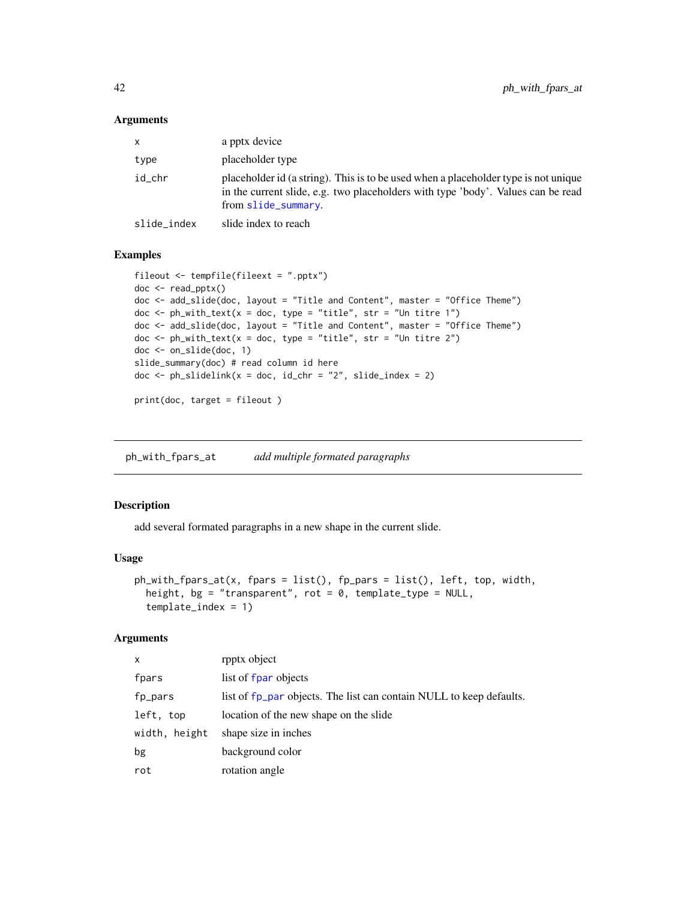### Arguments

| | |
|---|---|
| x | a pptx device |
| type | placeholder type |
| id_chr | placeholder id (a string). This is to be used when a placeholder type is not unique in the current slide, e.g. two placeholders with type 'body'. Values can be read from slide_summary. |
| slide_index | slide index to reach |

### Examples

```
fileout <- tempfile(fileext = ".pptx")
doc <- read_pptx()
doc <- add_slide(doc, layout = "Title and Content", master = "Office Theme")
doc <- ph_with_text(x = doc, type = "title", str = "Un titre 1")
doc <- add_slide(doc, layout = "Title and Content", master = "Office Theme")
doc <- ph_with_text(x = doc, type = "title", str = "Un titre 2")
doc <- on_slide(doc, 1)
slide_summary(doc) # read column id here
doc <- ph_slidelink(x = doc, id_chr = "2", slide_index = 2)

print(doc, target = fileout )
```

---

## ph_with_fpars_at — *add multiple formated paragraphs*

### Description

add several formated paragraphs in a new shape in the current slide.

### Usage

```
ph_with_fpars_at(x, fpars = list(), fp_pars = list(), left, top, width,
  height, bg = "transparent", rot = 0, template_type = NULL,
  template_index = 1)
```

### Arguments

| | |
|---|---|
| x | rpptx object |
| fpars | list of fpar objects |
| fp_pars | list of fp_par objects. The list can contain NULL to keep defaults. |
| left, top | location of the new shape on the slide |
| width, height | shape size in inches |
| bg | background color |
| rot | rotation angle |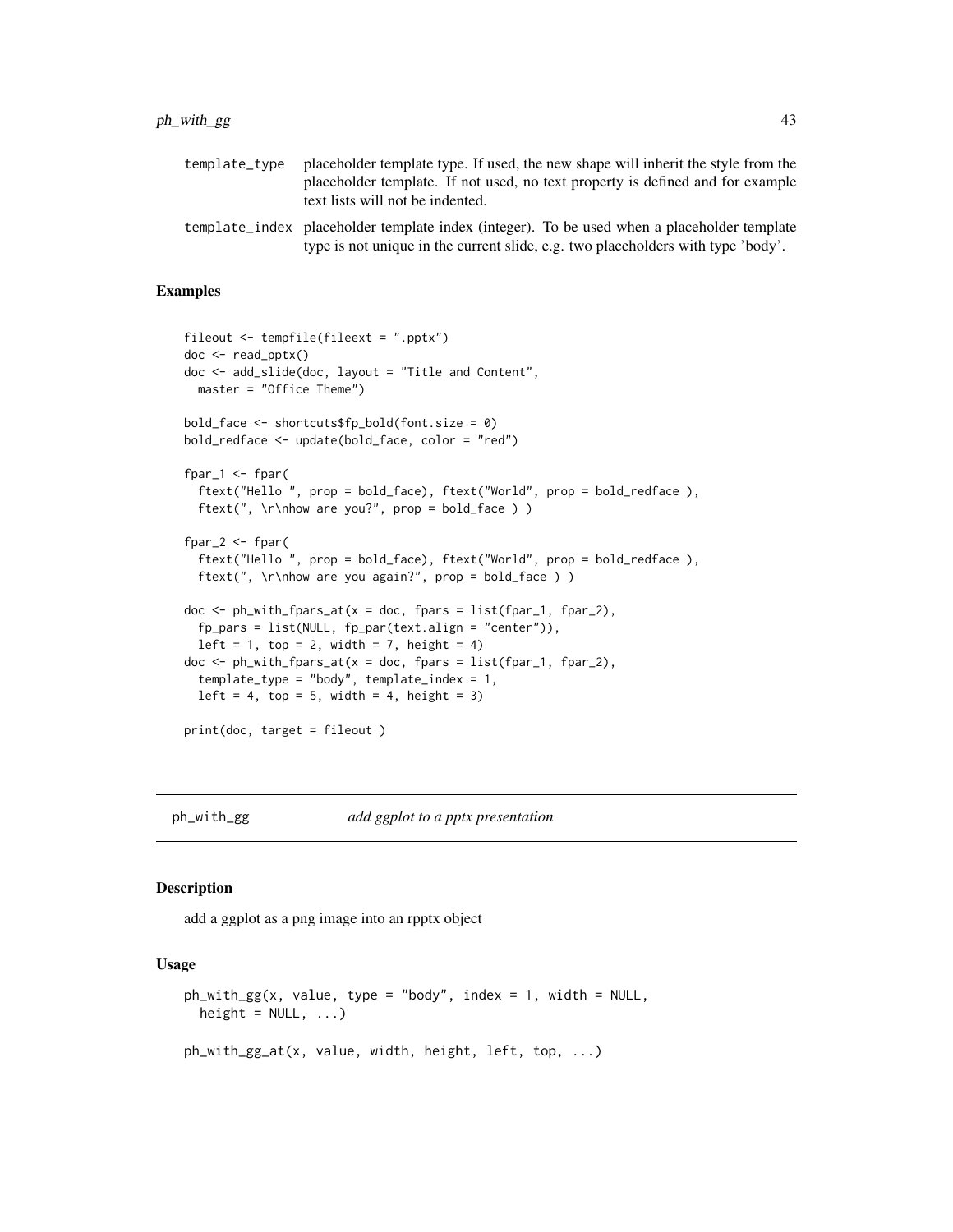| | |
|---|---|
| template_type | placeholder template type. If used, the new shape will inherit the style from the placeholder template. If not used, no text property is defined and for example text lists will not be indented. |
| template_index | placeholder template index (integer). To be used when a placeholder template type is not unique in the current slide, e.g. two placeholders with type 'body'. |

### Examples

```
fileout <- tempfile(fileext = ".pptx")
doc <- read_pptx()
doc <- add_slide(doc, layout = "Title and Content",
  master = "Office Theme")

bold_face <- shortcuts$fp_bold(font.size = 0)
bold_redface <- update(bold_face, color = "red")

fpar_1 <- fpar(
  ftext("Hello ", prop = bold_face), ftext("World", prop = bold_redface ),
  ftext(", \r\nhow are you?", prop = bold_face ) )

fpar_2 <- fpar(
  ftext("Hello ", prop = bold_face), ftext("World", prop = bold_redface ),
  ftext(", \r\nhow are you again?", prop = bold_face ) )

doc <- ph_with_fpars_at(x = doc, fpars = list(fpar_1, fpar_2),
  fp_pars = list(NULL, fp_par(text.align = "center")),
  left = 1, top = 2, width = 7, height = 4)
doc <- ph_with_fpars_at(x = doc, fpars = list(fpar_1, fpar_2),
  template_type = "body", template_index = 1,
  left = 4, top = 5, width = 4, height = 3)

print(doc, target = fileout )
```

---

## ph_with_gg — *add ggplot to a pptx presentation*

### Description

add a ggplot as a png image into an rpptx object

### Usage

```
ph_with_gg(x, value, type = "body", index = 1, width = NULL,
  height = NULL, ...)

ph_with_gg_at(x, value, width, height, left, top, ...)
```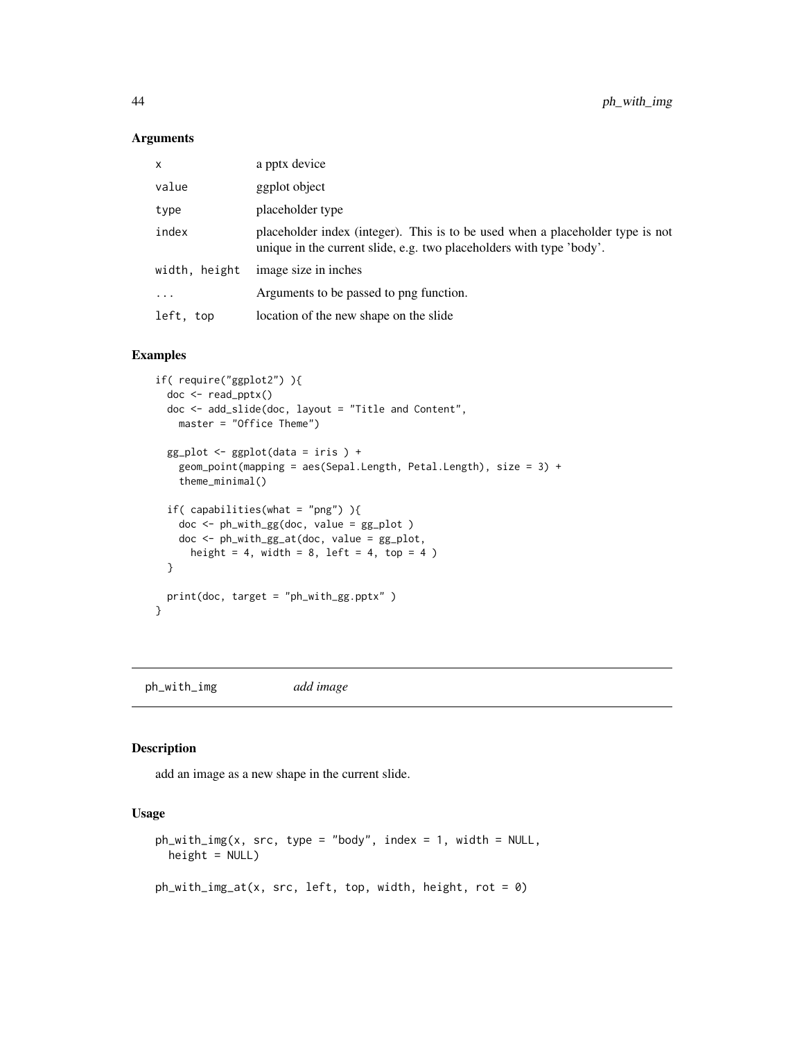## Arguments

| | |
|---|---|
| x | a pptx device |
| value | ggplot object |
| type | placeholder type |
| index | placeholder index (integer). This is to be used when a placeholder type is not unique in the current slide, e.g. two placeholders with type 'body'. |
| width, height | image size in inches |
| ... | Arguments to be passed to png function. |
| left, top | location of the new shape on the slide |

## Examples

```
if( require("ggplot2") ){
  doc <- read_pptx()
  doc <- add_slide(doc, layout = "Title and Content",
    master = "Office Theme")

  gg_plot <- ggplot(data = iris ) +
    geom_point(mapping = aes(Sepal.Length, Petal.Length), size = 3) +
    theme_minimal()

  if( capabilities(what = "png") ){
    doc <- ph_with_gg(doc, value = gg_plot )
    doc <- ph_with_gg_at(doc, value = gg_plot,
      height = 4, width = 8, left = 4, top = 4 )
  }

  print(doc, target = "ph_with_gg.pptx" )
}
```

---

# ph_with_img    *add image*

---

## Description

add an image as a new shape in the current slide.

## Usage

```
ph_with_img(x, src, type = "body", index = 1, width = NULL,
  height = NULL)

ph_with_img_at(x, src, left, top, width, height, rot = 0)
```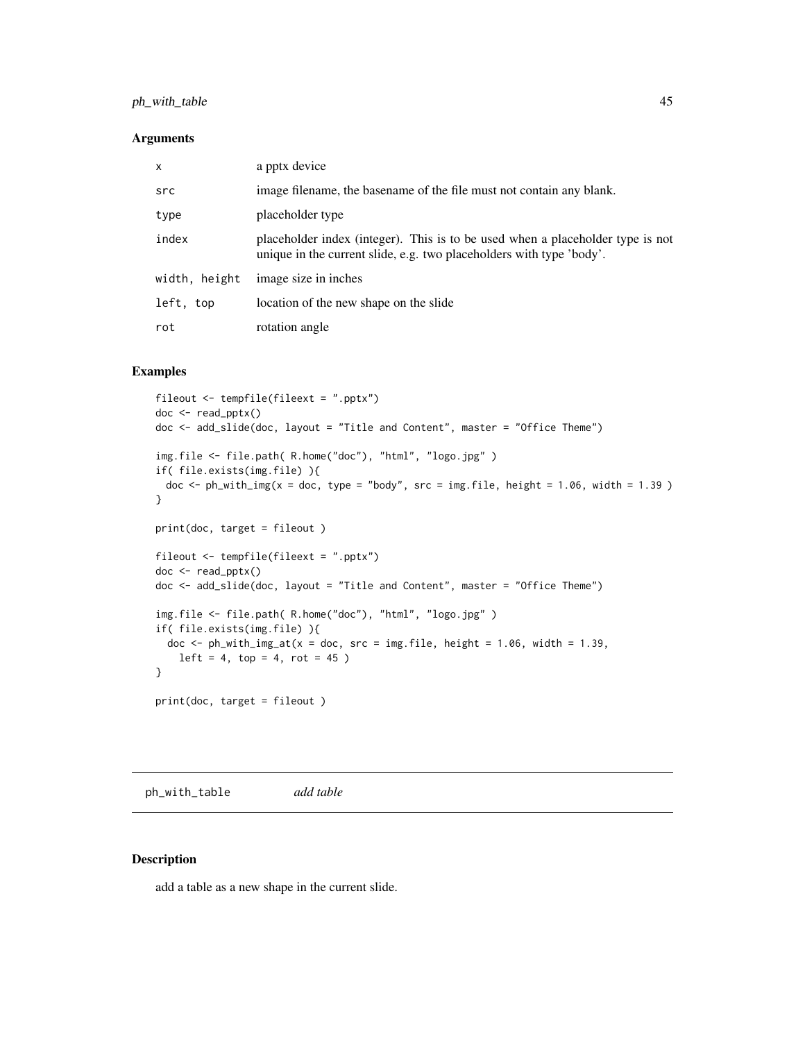### Arguments

| | |
|---|---|
| `x` | a pptx device |
| `src` | image filename, the basename of the file must not contain any blank. |
| `type` | placeholder type |
| `index` | placeholder index (integer). This is to be used when a placeholder type is not unique in the current slide, e.g. two placeholders with type 'body'. |
| `width, height` | image size in inches |
| `left, top` | location of the new shape on the slide |
| `rot` | rotation angle |

### Examples

```
fileout <- tempfile(fileext = ".pptx")
doc <- read_pptx()
doc <- add_slide(doc, layout = "Title and Content", master = "Office Theme")

img.file <- file.path( R.home("doc"), "html", "logo.jpg" )
if( file.exists(img.file) ){
  doc <- ph_with_img(x = doc, type = "body", src = img.file, height = 1.06, width = 1.39 )
}

print(doc, target = fileout )

fileout <- tempfile(fileext = ".pptx")
doc <- read_pptx()
doc <- add_slide(doc, layout = "Title and Content", master = "Office Theme")

img.file <- file.path( R.home("doc"), "html", "logo.jpg" )
if( file.exists(img.file) ){
  doc <- ph_with_img_at(x = doc, src = img.file, height = 1.06, width = 1.39,
    left = 4, top = 4, rot = 45 )
}

print(doc, target = fileout )
```

## ph_with_table *add table*

### Description

add a table as a new shape in the current slide.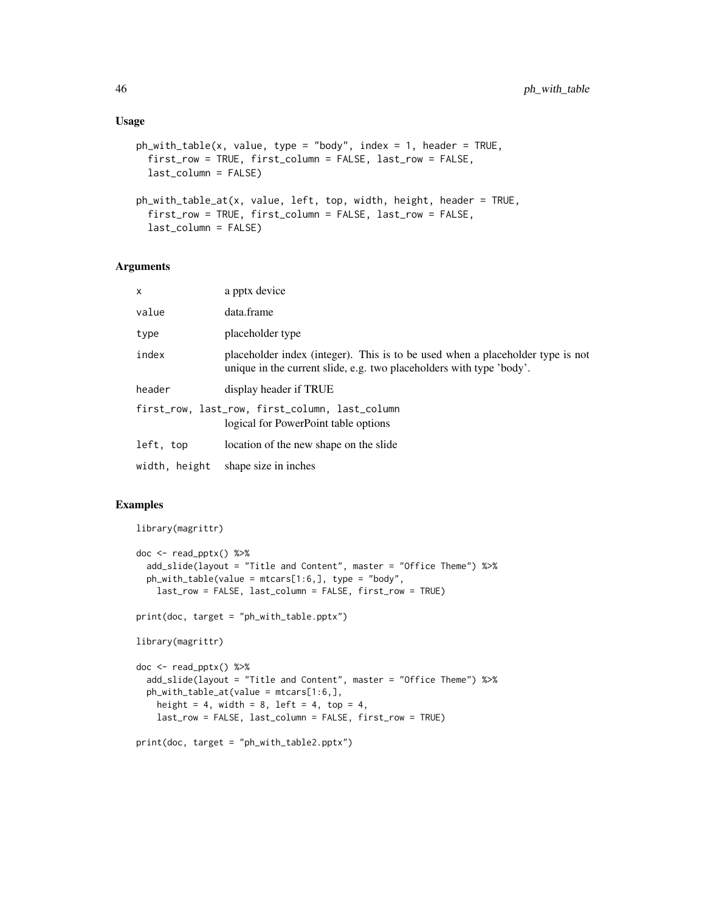### Usage

```
ph_with_table(x, value, type = "body", index = 1, header = TRUE,
  first_row = TRUE, first_column = FALSE, last_row = FALSE,
  last_column = FALSE)

ph_with_table_at(x, value, left, top, width, height, header = TRUE,
  first_row = TRUE, first_column = FALSE, last_row = FALSE,
  last_column = FALSE)
```

### Arguments

| | |
|---|---|
| `x` | a pptx device |
| `value` | data.frame |
| `type` | placeholder type |
| `index` | placeholder index (integer). This is to be used when a placeholder type is not unique in the current slide, e.g. two placeholders with type 'body'. |
| `header` | display header if TRUE |
| `first_row, last_row, first_column, last_column` | logical for PowerPoint table options |
| `left, top` | location of the new shape on the slide |
| `width, height` | shape size in inches |

### Examples

```
library(magrittr)

doc <- read_pptx() %>%
  add_slide(layout = "Title and Content", master = "Office Theme") %>%
  ph_with_table(value = mtcars[1:6,], type = "body",
    last_row = FALSE, last_column = FALSE, first_row = TRUE)

print(doc, target = "ph_with_table.pptx")

library(magrittr)

doc <- read_pptx() %>%
  add_slide(layout = "Title and Content", master = "Office Theme") %>%
  ph_with_table_at(value = mtcars[1:6,],
    height = 4, width = 8, left = 4, top = 4,
    last_row = FALSE, last_column = FALSE, first_row = TRUE)

print(doc, target = "ph_with_table2.pptx")
```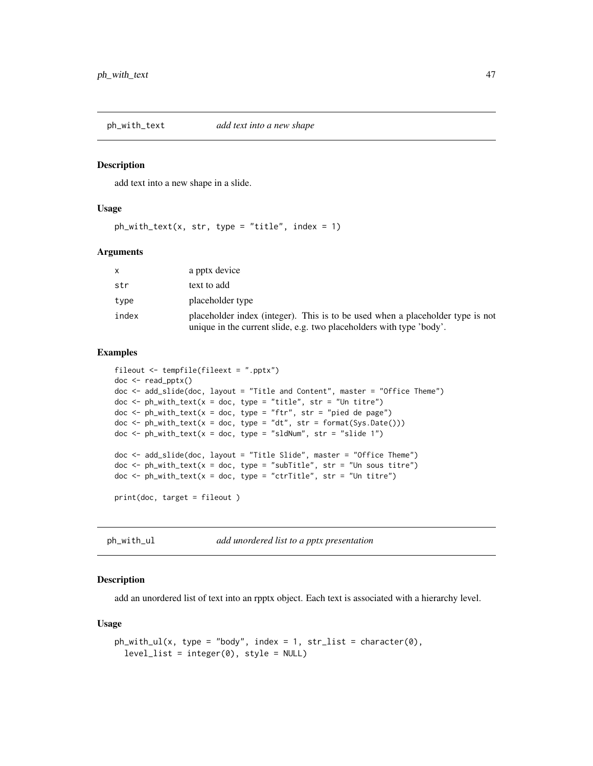## ph_with_text *add text into a new shape*

### Description

add text into a new shape in a slide.

### Usage

```
ph_with_text(x, str, type = "title", index = 1)
```

### Arguments

| | |
|---|---|
| x | a pptx device |
| str | text to add |
| type | placeholder type |
| index | placeholder index (integer). This is to be used when a placeholder type is not unique in the current slide, e.g. two placeholders with type 'body'. |

### Examples

```
fileout <- tempfile(fileext = ".pptx")
doc <- read_pptx()
doc <- add_slide(doc, layout = "Title and Content", master = "Office Theme")
doc <- ph_with_text(x = doc, type = "title", str = "Un titre")
doc <- ph_with_text(x = doc, type = "ftr", str = "pied de page")
doc <- ph_with_text(x = doc, type = "dt", str = format(Sys.Date()))
doc <- ph_with_text(x = doc, type = "sldNum", str = "slide 1")

doc <- add_slide(doc, layout = "Title Slide", master = "Office Theme")
doc <- ph_with_text(x = doc, type = "subTitle", str = "Un sous titre")
doc <- ph_with_text(x = doc, type = "ctrTitle", str = "Un titre")

print(doc, target = fileout )
```

## ph_with_ul *add unordered list to a pptx presentation*

### Description

add an unordered list of text into an rpptx object. Each text is associated with a hierarchy level.

### Usage

```
ph_with_ul(x, type = "body", index = 1, str_list = character(0),
  level_list = integer(0), style = NULL)
```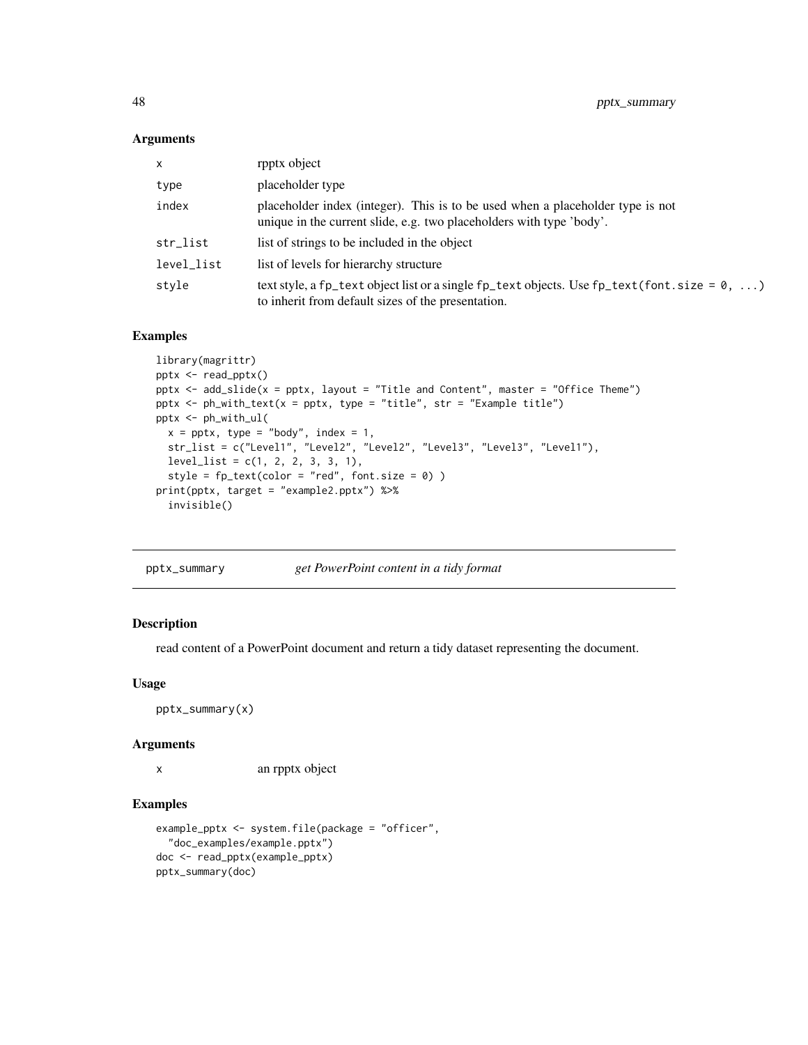### Arguments

| | |
|---|---|
| x | rpptx object |
| type | placeholder type |
| index | placeholder index (integer). This is to be used when a placeholder type is not unique in the current slide, e.g. two placeholders with type 'body'. |
| str_list | list of strings to be included in the object |
| level_list | list of levels for hierarchy structure |
| style | text style, a fp_text object list or a single fp_text objects. Use fp_text(font.size = 0, ...) to inherit from default sizes of the presentation. |

### Examples

```
library(magrittr)
pptx <- read_pptx()
pptx <- add_slide(x = pptx, layout = "Title and Content", master = "Office Theme")
pptx <- ph_with_text(x = pptx, type = "title", str = "Example title")
pptx <- ph_with_ul(
  x = pptx, type = "body", index = 1,
  str_list = c("Level1", "Level2", "Level2", "Level3", "Level3", "Level1"),
  level_list = c(1, 2, 2, 3, 3, 1),
  style = fp_text(color = "red", font.size = 0) )
print(pptx, target = "example2.pptx") %>%
  invisible()
```

---

## pptx_summary *get PowerPoint content in a tidy format*

### Description

read content of a PowerPoint document and return a tidy dataset representing the document.

### Usage

```
pptx_summary(x)
```

### Arguments

| | |
|---|---|
| x | an rpptx object |

### Examples

```
example_pptx <- system.file(package = "officer",
  "doc_examples/example.pptx")
doc <- read_pptx(example_pptx)
pptx_summary(doc)
```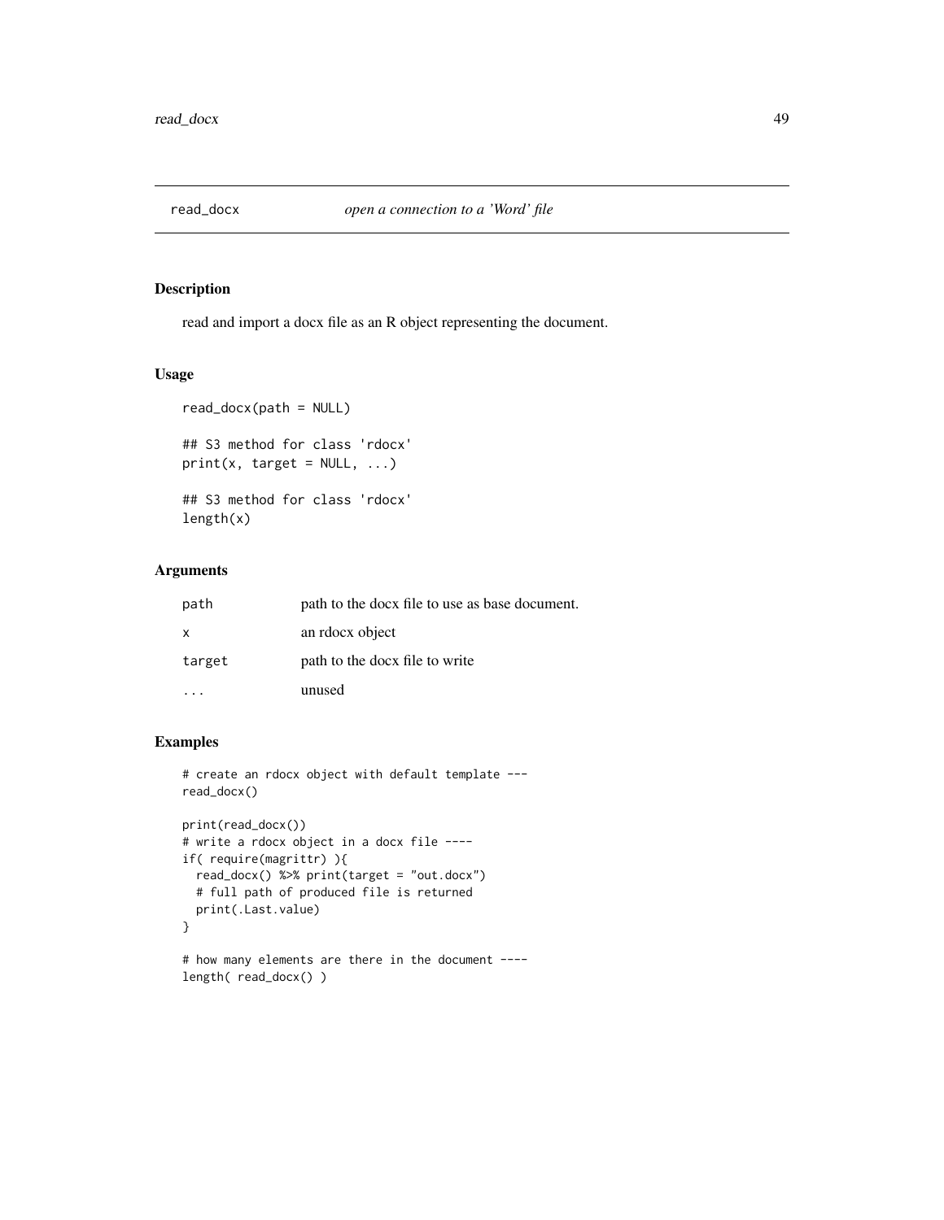## read_docx *open a connection to a 'Word' file*

### Description

read and import a docx file as an R object representing the document.

### Usage

```
read_docx(path = NULL)

## S3 method for class 'rdocx'
print(x, target = NULL, ...)

## S3 method for class 'rdocx'
length(x)
```

### Arguments

| | |
|---|---|
| path | path to the docx file to use as base document. |
| x | an rdocx object |
| target | path to the docx file to write |
| ... | unused |

### Examples

```
# create an rdocx object with default template ---
read_docx()

print(read_docx())
# write a rdocx object in a docx file ----
if( require(magrittr) ){
  read_docx() %>% print(target = "out.docx")
  # full path of produced file is returned
  print(.Last.value)
}

# how many elements are there in the document ----
length( read_docx() )
```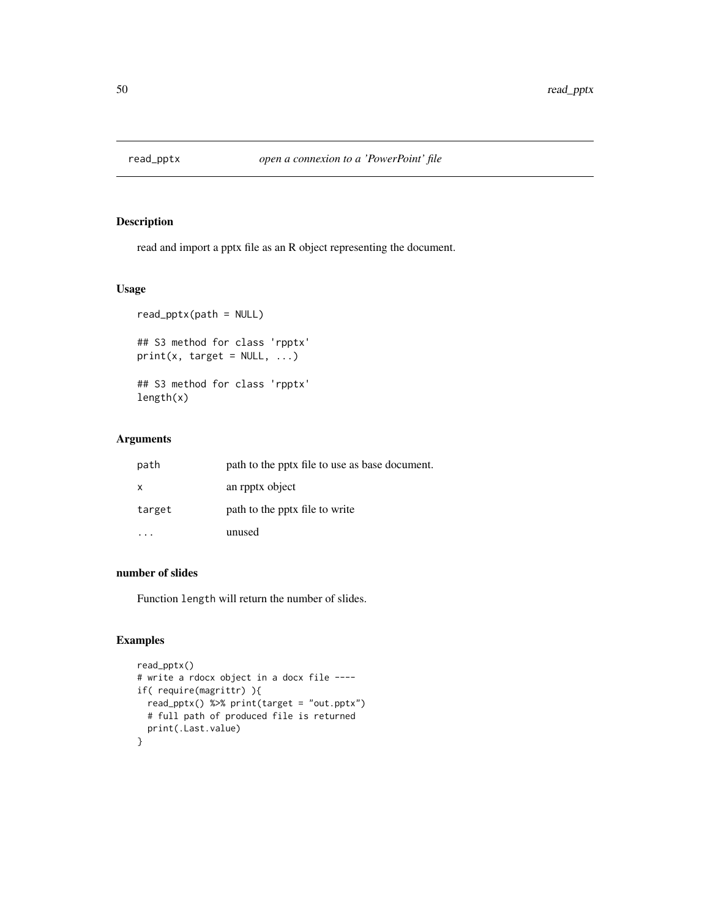# read_pptx *open a connexion to a 'PowerPoint' file*

## Description

read and import a pptx file as an R object representing the document.

## Usage

```
read_pptx(path = NULL)

## S3 method for class 'rpptx'
print(x, target = NULL, ...)

## S3 method for class 'rpptx'
length(x)
```

## Arguments

| | |
|---|---|
| path | path to the pptx file to use as base document. |
| x | an rpptx object |
| target | path to the pptx file to write |
| ... | unused |

## number of slides

Function `length` will return the number of slides.

## Examples

```
read_pptx()
# write a rdocx object in a docx file ----
if( require(magrittr) ){
  read_pptx() %>% print(target = "out.pptx")
  # full path of produced file is returned
  print(.Last.value)
}
```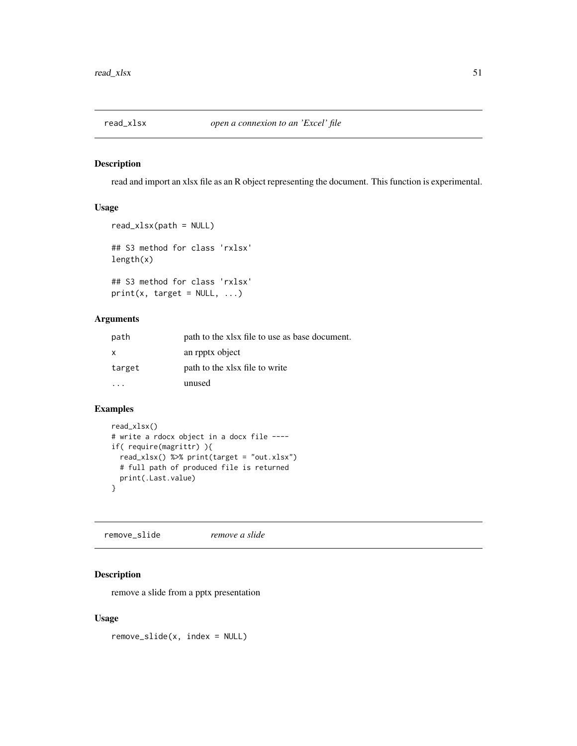## read_xlsx — *open a connexion to an 'Excel' file*

### Description

read and import an xlsx file as an R object representing the document. This function is experimental.

### Usage

```
read_xlsx(path = NULL)

## S3 method for class 'rxlsx'
length(x)

## S3 method for class 'rxlsx'
print(x, target = NULL, ...)
```

### Arguments

| | |
|---|---|
| path | path to the xlsx file to use as base document. |
| x | an rpptx object |
| target | path to the xlsx file to write |
| ... | unused |

### Examples

```
read_xlsx()
# write a rdocx object in a docx file ----
if( require(magrittr) ){
  read_xlsx() %>% print(target = "out.xlsx")
  # full path of produced file is returned
  print(.Last.value)
}
```

## remove_slide — *remove a slide*

### Description

remove a slide from a pptx presentation

### Usage

```
remove_slide(x, index = NULL)
```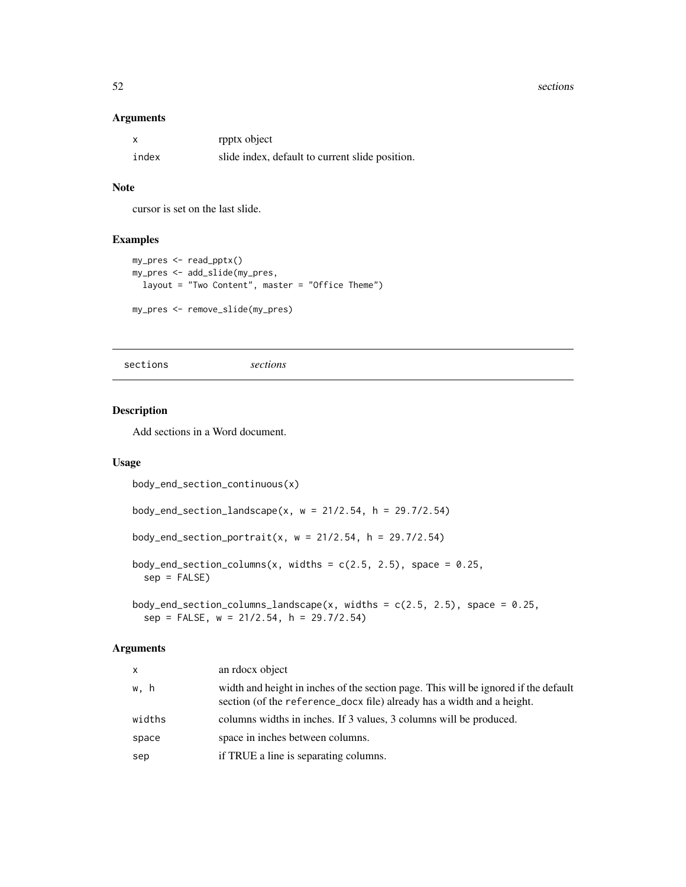### Arguments

| | |
|---|---|
| x | rpptx object |
| index | slide index, default to current slide position. |

### Note

cursor is set on the last slide.

### Examples

```
my_pres <- read_pptx()
my_pres <- add_slide(my_pres,
  layout = "Two Content", master = "Office Theme")

my_pres <- remove_slide(my_pres)
```

---

## sections *sections*

---

### Description

Add sections in a Word document.

### Usage

```
body_end_section_continuous(x)

body_end_section_landscape(x, w = 21/2.54, h = 29.7/2.54)

body_end_section_portrait(x, w = 21/2.54, h = 29.7/2.54)

body_end_section_columns(x, widths = c(2.5, 2.5), space = 0.25,
  sep = FALSE)

body_end_section_columns_landscape(x, widths = c(2.5, 2.5), space = 0.25,
  sep = FALSE, w = 21/2.54, h = 29.7/2.54)
```

### Arguments

| | |
|---|---|
| x | an rdocx object |
| w, h | width and height in inches of the section page. This will be ignored if the default section (of the reference_docx file) already has a width and a height. |
| widths | columns widths in inches. If 3 values, 3 columns will be produced. |
| space | space in inches between columns. |
| sep | if TRUE a line is separating columns. |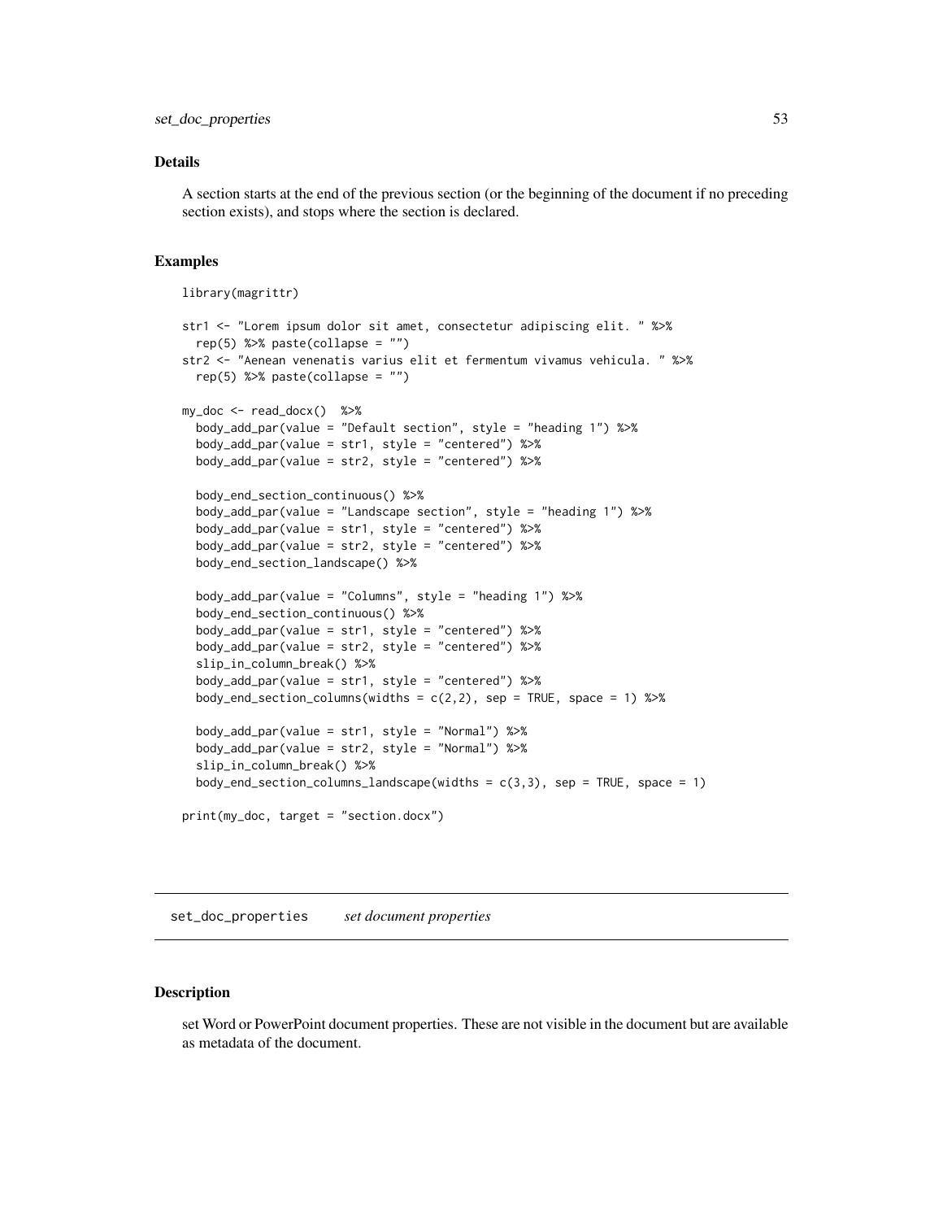### Details

A section starts at the end of the previous section (or the beginning of the document if no preceding section exists), and stops where the section is declared.

### Examples

```
library(magrittr)

str1 <- "Lorem ipsum dolor sit amet, consectetur adipiscing elit. " %>%
  rep(5) %>% paste(collapse = "")
str2 <- "Aenean venenatis varius elit et fermentum vivamus vehicula. " %>%
  rep(5) %>% paste(collapse = "")

my_doc <- read_docx()  %>%
  body_add_par(value = "Default section", style = "heading 1") %>%
  body_add_par(value = str1, style = "centered") %>%
  body_add_par(value = str2, style = "centered") %>%

  body_end_section_continuous() %>%
  body_add_par(value = "Landscape section", style = "heading 1") %>%
  body_add_par(value = str1, style = "centered") %>%
  body_add_par(value = str2, style = "centered") %>%
  body_end_section_landscape() %>%

  body_add_par(value = "Columns", style = "heading 1") %>%
  body_end_section_continuous() %>%
  body_add_par(value = str1, style = "centered") %>%
  body_add_par(value = str2, style = "centered") %>%
  slip_in_column_break() %>%
  body_add_par(value = str1, style = "centered") %>%
  body_end_section_columns(widths = c(2,2), sep = TRUE, space = 1) %>%

  body_add_par(value = str1, style = "Normal") %>%
  body_add_par(value = str2, style = "Normal") %>%
  slip_in_column_break() %>%
  body_end_section_columns_landscape(widths = c(3,3), sep = TRUE, space = 1)

print(my_doc, target = "section.docx")
```

---

## set_doc_properties *set document properties*

---

### Description

set Word or PowerPoint document properties. These are not visible in the document but are available as metadata of the document.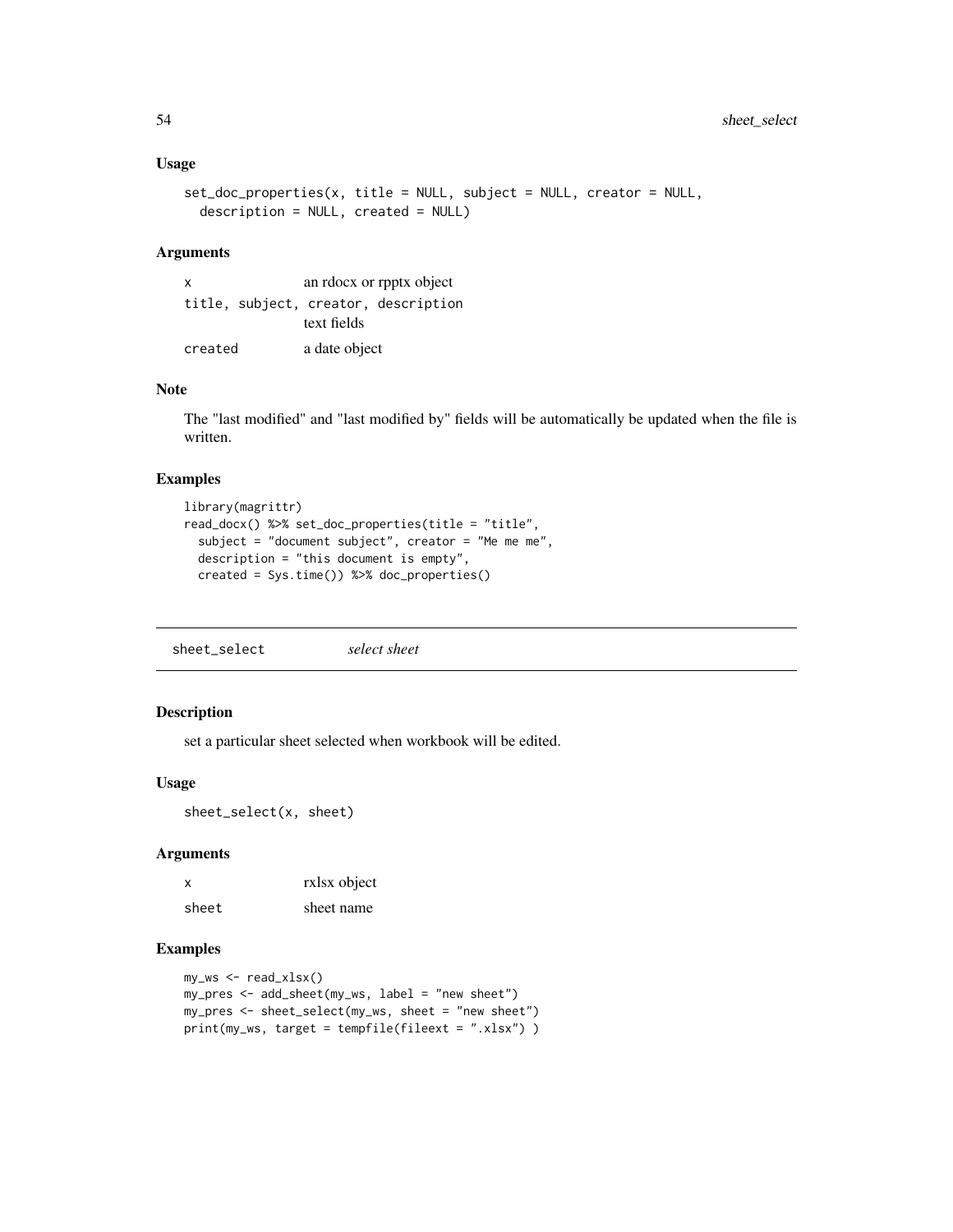### Usage

```
set_doc_properties(x, title = NULL, subject = NULL, creator = NULL,
  description = NULL, created = NULL)
```

### Arguments

| | |
|---|---|
| x | an rdocx or rpptx object |
| title, subject, creator, description | text fields |
| created | a date object |

### Note

The "last modified" and "last modified by" fields will be automatically be updated when the file is written.

### Examples

```
library(magrittr)
read_docx() %>% set_doc_properties(title = "title",
  subject = "document subject", creator = "Me me me",
  description = "this document is empty",
  created = Sys.time()) %>% doc_properties()
```

---

## sheet_select *select sheet*

---

### Description

set a particular sheet selected when workbook will be edited.

### Usage

```
sheet_select(x, sheet)
```

### Arguments

| | |
|---|---|
| x | rxlsx object |
| sheet | sheet name |

### Examples

```
my_ws <- read_xlsx()
my_pres <- add_sheet(my_ws, label = "new sheet")
my_pres <- sheet_select(my_ws, sheet = "new sheet")
print(my_ws, target = tempfile(fileext = ".xlsx") )
```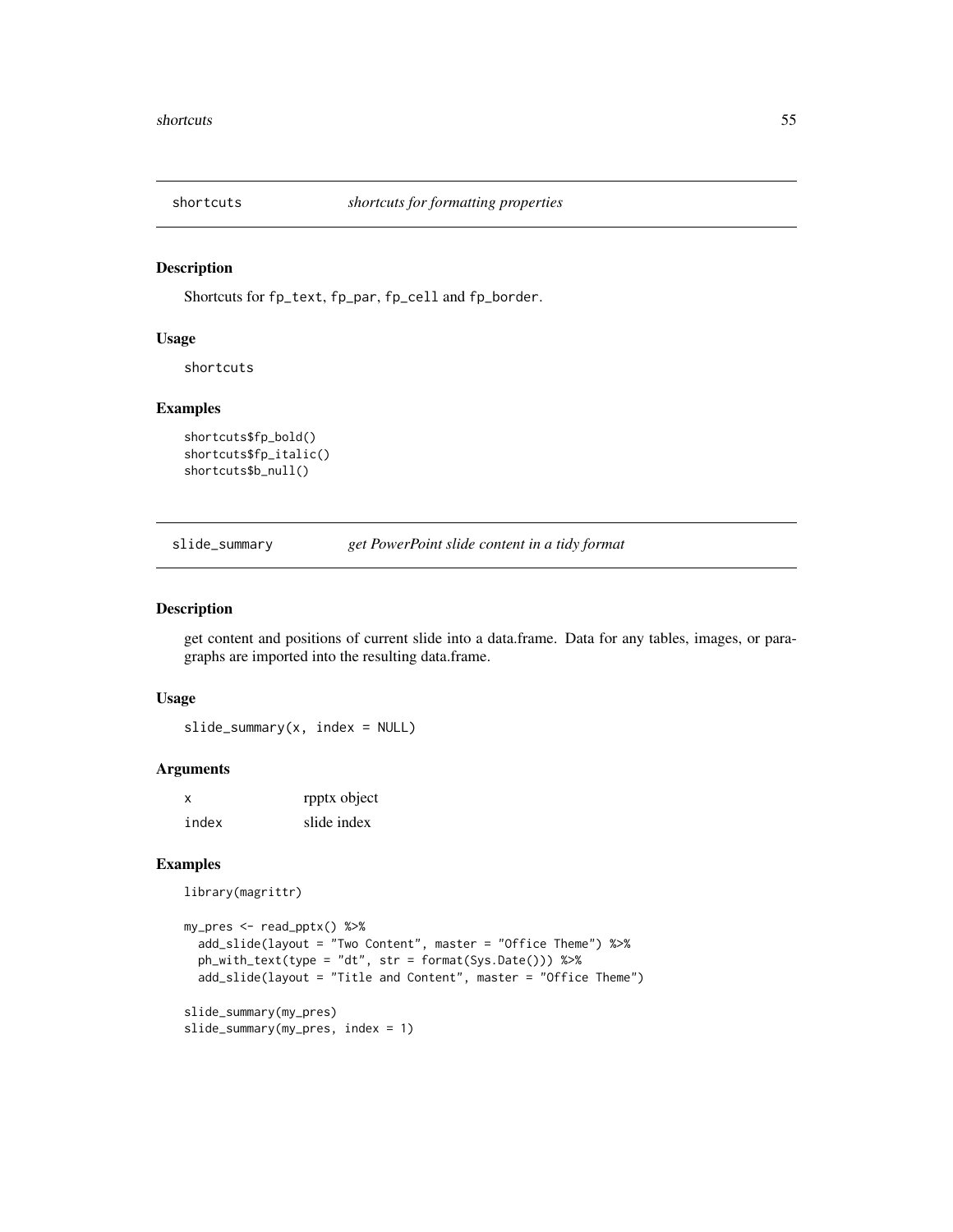## shortcuts — *shortcuts for formatting properties*

### Description

Shortcuts for `fp_text`, `fp_par`, `fp_cell` and `fp_border`.

### Usage

```
shortcuts
```

### Examples

```
shortcuts$fp_bold()
shortcuts$fp_italic()
shortcuts$b_null()
```

## slide_summary — *get PowerPoint slide content in a tidy format*

### Description

get content and positions of current slide into a data.frame. Data for any tables, images, or paragraphs are imported into the resulting data.frame.

### Usage

```
slide_summary(x, index = NULL)
```

### Arguments

| | |
|---|---|
| x | rpptx object |
| index | slide index |

### Examples

```
library(magrittr)

my_pres <- read_pptx() %>%
  add_slide(layout = "Two Content", master = "Office Theme") %>%
  ph_with_text(type = "dt", str = format(Sys.Date())) %>%
  add_slide(layout = "Title and Content", master = "Office Theme")

slide_summary(my_pres)
slide_summary(my_pres, index = 1)
```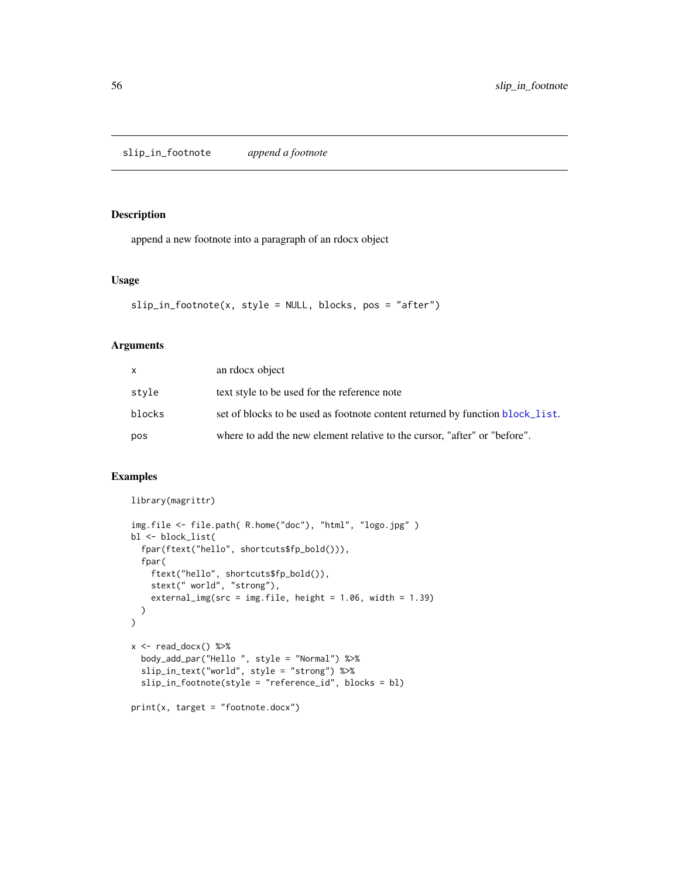## slip_in_footnote — *append a footnote*

### Description

append a new footnote into a paragraph of an rdocx object

### Usage

```
slip_in_footnote(x, style = NULL, blocks, pos = "after")
```

### Arguments

| | |
|---|---|
| x | an rdocx object |
| style | text style to be used for the reference note |
| blocks | set of blocks to be used as footnote content returned by function block_list. |
| pos | where to add the new element relative to the cursor, "after" or "before". |

### Examples

```
library(magrittr)

img.file <- file.path( R.home("doc"), "html", "logo.jpg" )
bl <- block_list(
  fpar(ftext("hello", shortcuts$fp_bold())),
  fpar(
    ftext("hello", shortcuts$fp_bold()),
    stext(" world", "strong"),
    external_img(src = img.file, height = 1.06, width = 1.39)
  )
)

x <- read_docx() %>%
  body_add_par("Hello ", style = "Normal") %>%
  slip_in_text("world", style = "strong") %>%
  slip_in_footnote(style = "reference_id", blocks = bl)

print(x, target = "footnote.docx")
```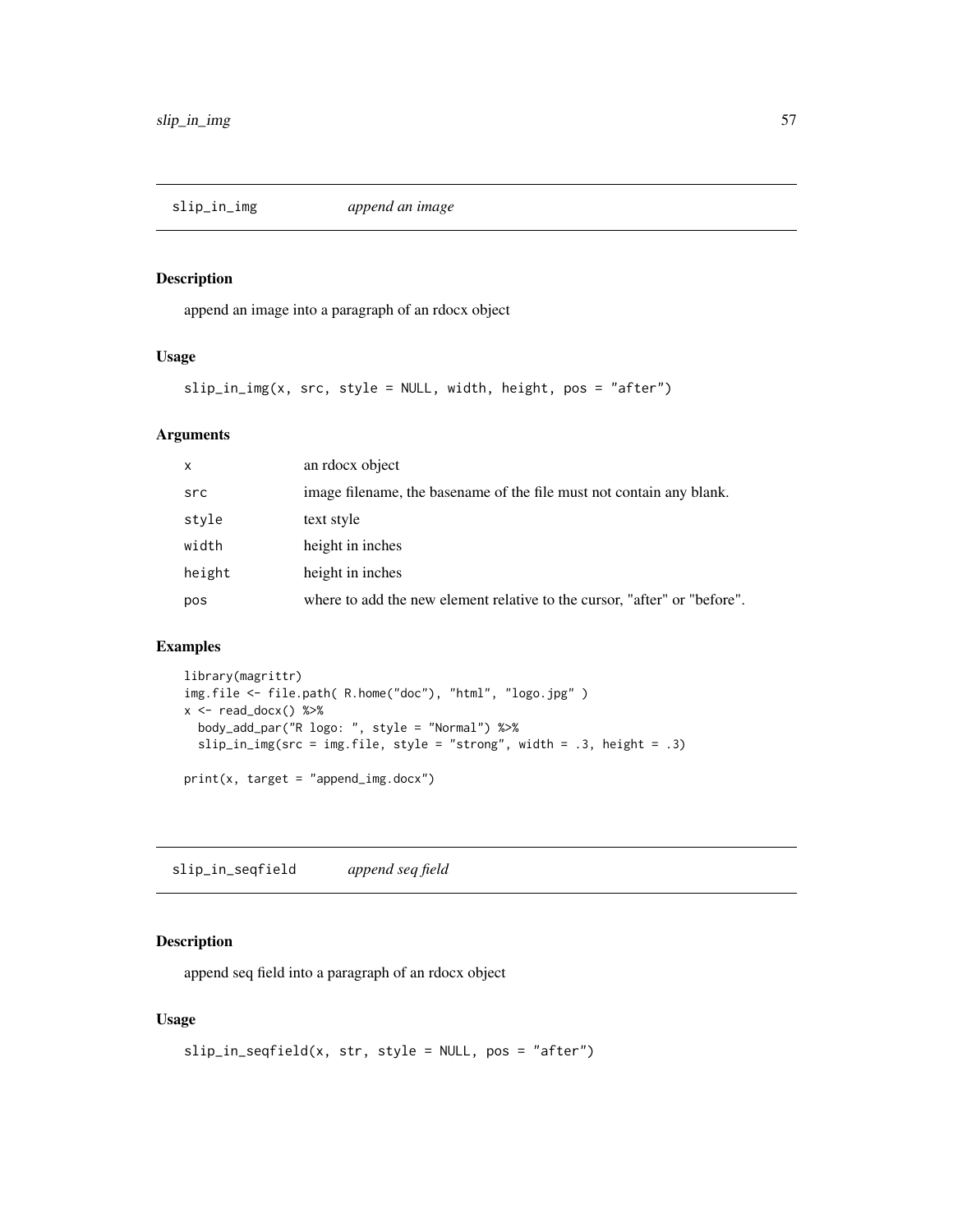## slip_in_img — *append an image*

### Description

append an image into a paragraph of an rdocx object

### Usage

```
slip_in_img(x, src, style = NULL, width, height, pos = "after")
```

### Arguments

| | |
|---|---|
| x | an rdocx object |
| src | image filename, the basename of the file must not contain any blank. |
| style | text style |
| width | height in inches |
| height | height in inches |
| pos | where to add the new element relative to the cursor, "after" or "before". |

### Examples

```
library(magrittr)
img.file <- file.path( R.home("doc"), "html", "logo.jpg" )
x <- read_docx() %>%
  body_add_par("R logo: ", style = "Normal") %>%
  slip_in_img(src = img.file, style = "strong", width = .3, height = .3)

print(x, target = "append_img.docx")
```

## slip_in_seqfield — *append seq field*

### Description

append seq field into a paragraph of an rdocx object

### Usage

```
slip_in_seqfield(x, str, style = NULL, pos = "after")
```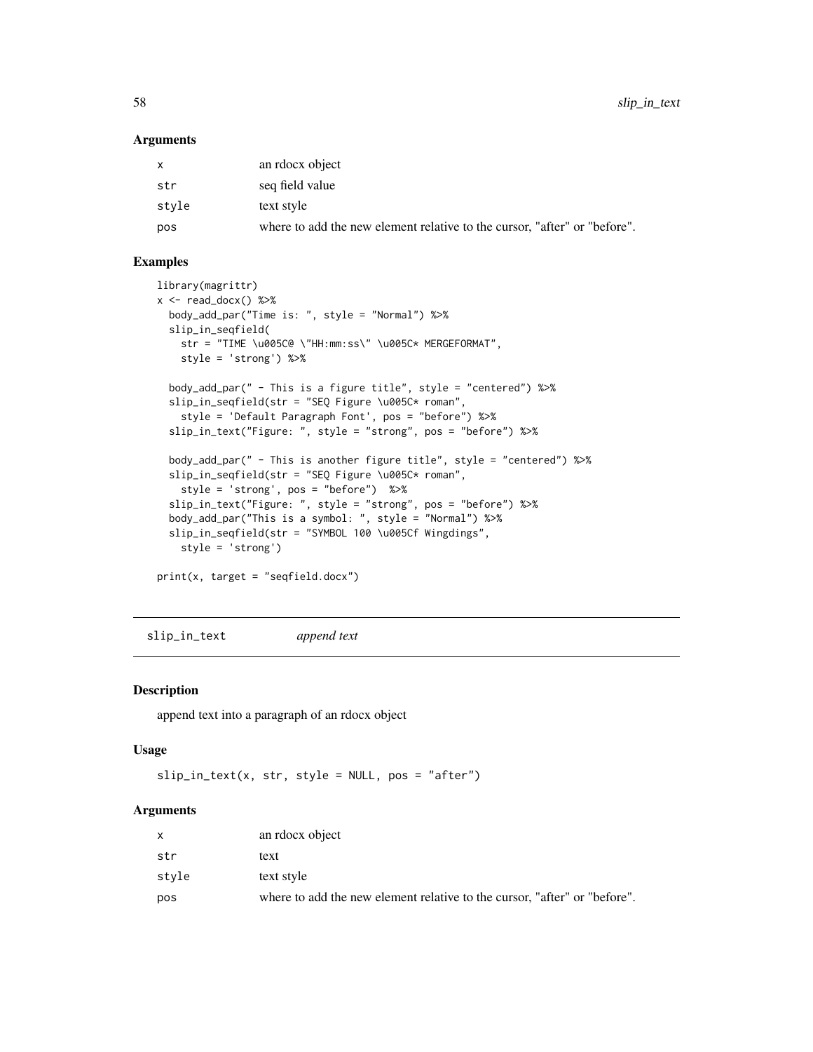### Arguments

| | |
|---|---|
| x | an rdocx object |
| str | seq field value |
| style | text style |
| pos | where to add the new element relative to the cursor, "after" or "before". |

### Examples

```
library(magrittr)
x <- read_docx() %>%
  body_add_par("Time is: ", style = "Normal") %>%
  slip_in_seqfield(
    str = "TIME \u005C@ \"HH:mm:ss\" \u005C* MERGEFORMAT",
    style = 'strong') %>%

  body_add_par(" - This is a figure title", style = "centered") %>%
  slip_in_seqfield(str = "SEQ Figure \u005C* roman",
    style = 'Default Paragraph Font', pos = "before") %>%
  slip_in_text("Figure: ", style = "strong", pos = "before") %>%

  body_add_par(" - This is another figure title", style = "centered") %>%
  slip_in_seqfield(str = "SEQ Figure \u005C* roman",
    style = 'strong', pos = "before")  %>%
  slip_in_text("Figure: ", style = "strong", pos = "before") %>%
  body_add_par("This is a symbol: ", style = "Normal") %>%
  slip_in_seqfield(str = "SYMBOL 100 \u005Cf Wingdings",
    style = 'strong')

print(x, target = "seqfield.docx")
```

---

## slip_in_text *append text*

### Description

append text into a paragraph of an rdocx object

### Usage

```
slip_in_text(x, str, style = NULL, pos = "after")
```

### Arguments

| | |
|---|---|
| x | an rdocx object |
| str | text |
| style | text style |
| pos | where to add the new element relative to the cursor, "after" or "before". |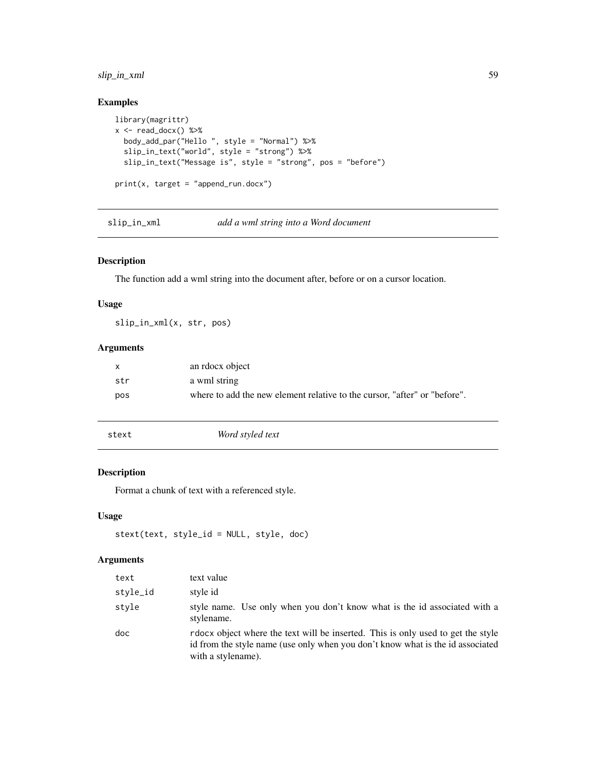## Examples

```
library(magrittr)
x <- read_docx() %>%
  body_add_par("Hello ", style = "Normal") %>%
  slip_in_text("world", style = "strong") %>%
  slip_in_text("Message is", style = "strong", pos = "before")

print(x, target = "append_run.docx")
```

---

# slip_in_xml — *add a wml string into a Word document*

## Description

The function add a wml string into the document after, before or on a cursor location.

## Usage

```
slip_in_xml(x, str, pos)
```

## Arguments

| | |
|---|---|
| x | an rdocx object |
| str | a wml string |
| pos | where to add the new element relative to the cursor, "after" or "before". |

---

# stext — *Word styled text*

## Description

Format a chunk of text with a referenced style.

## Usage

```
stext(text, style_id = NULL, style, doc)
```

## Arguments

| | |
|---|---|
| text | text value |
| style_id | style id |
| style | style name. Use only when you don't know what is the id associated with a stylename. |
| doc | rdocx object where the text will be inserted. This is only used to get the style id from the style name (use only when you don't know what is the id associated with a stylename). |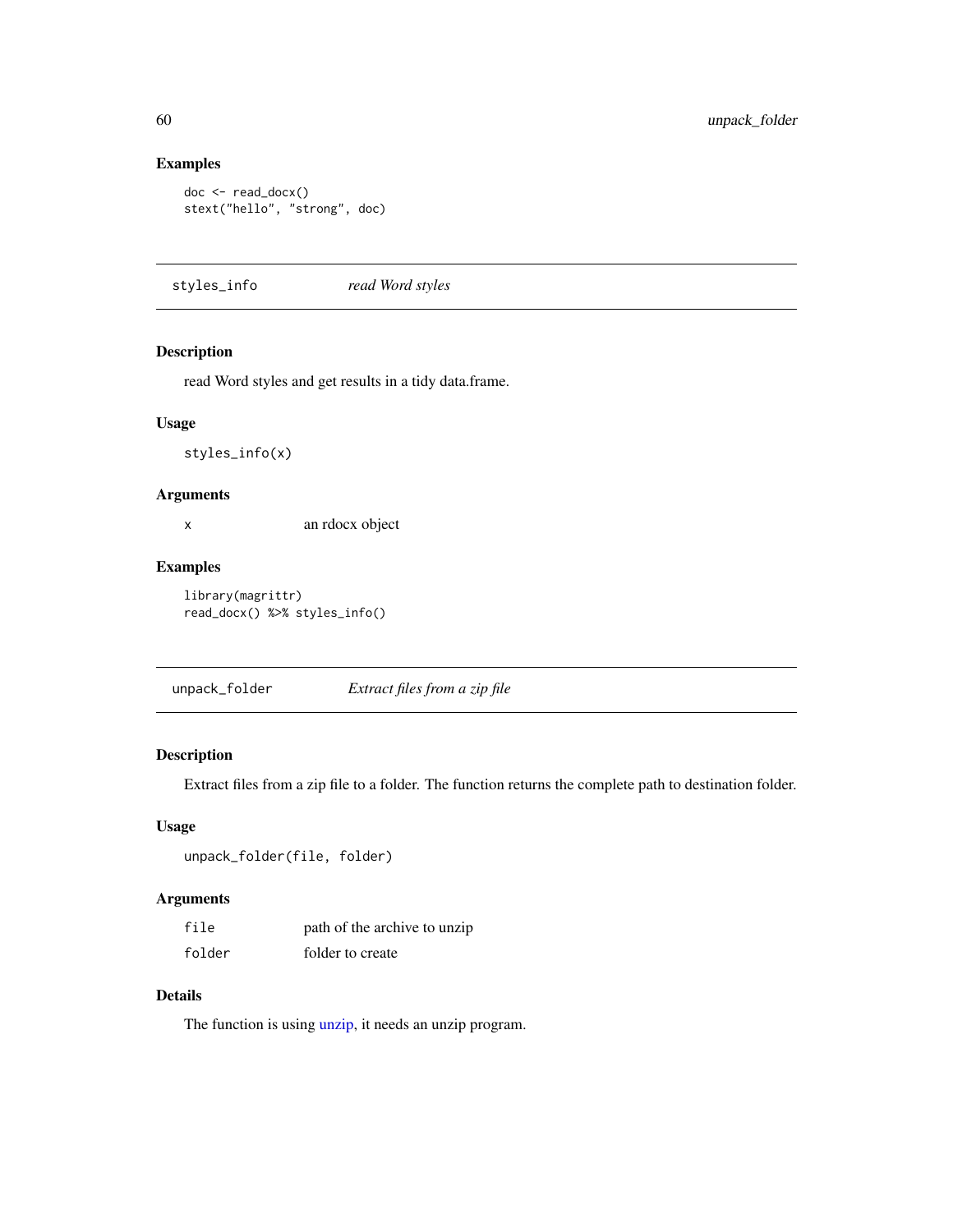### Examples

```
doc <- read_docx()
stext("hello", "strong", doc)
```

---

## styles_info *read Word styles*

---

### Description

read Word styles and get results in a tidy data.frame.

### Usage

```
styles_info(x)
```

### Arguments

| | |
|---|---|
| x | an rdocx object |

### Examples

```
library(magrittr)
read_docx() %>% styles_info()
```

---

## unpack_folder *Extract files from a zip file*

---

### Description

Extract files from a zip file to a folder. The function returns the complete path to destination folder.

### Usage

```
unpack_folder(file, folder)
```

### Arguments

| | |
|---|---|
| file | path of the archive to unzip |
| folder | folder to create |

### Details

The function is using unzip, it needs an unzip program.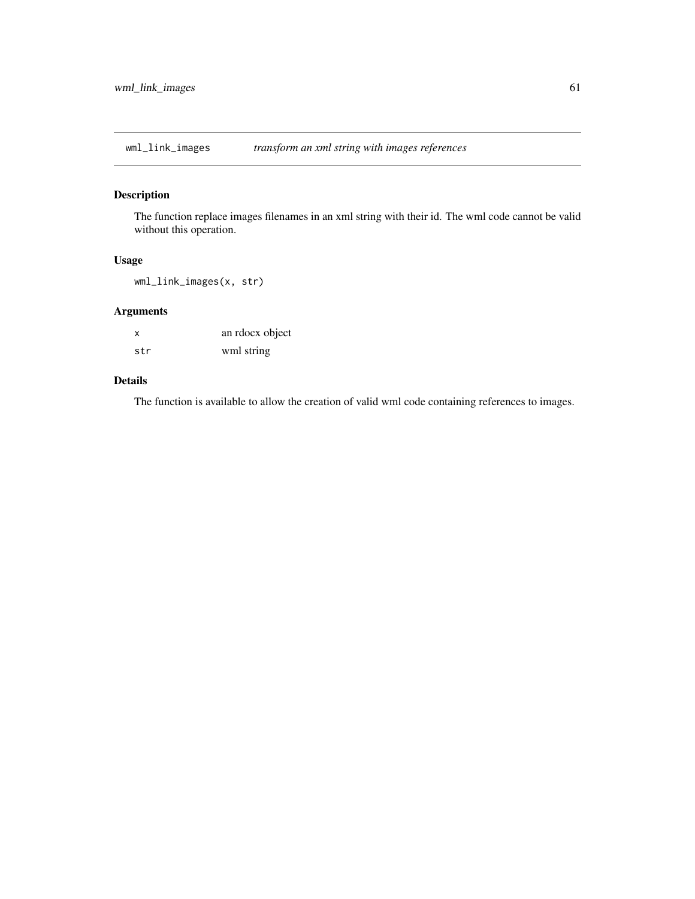## wml_link_images *transform an xml string with images references*

### Description

The function replace images filenames in an xml string with their id. The wml code cannot be valid without this operation.

### Usage

```
wml_link_images(x, str)
```

### Arguments

| | |
|---|---|
| x | an rdocx object |
| str | wml string |

### Details

The function is available to allow the creation of valid wml code containing references to images.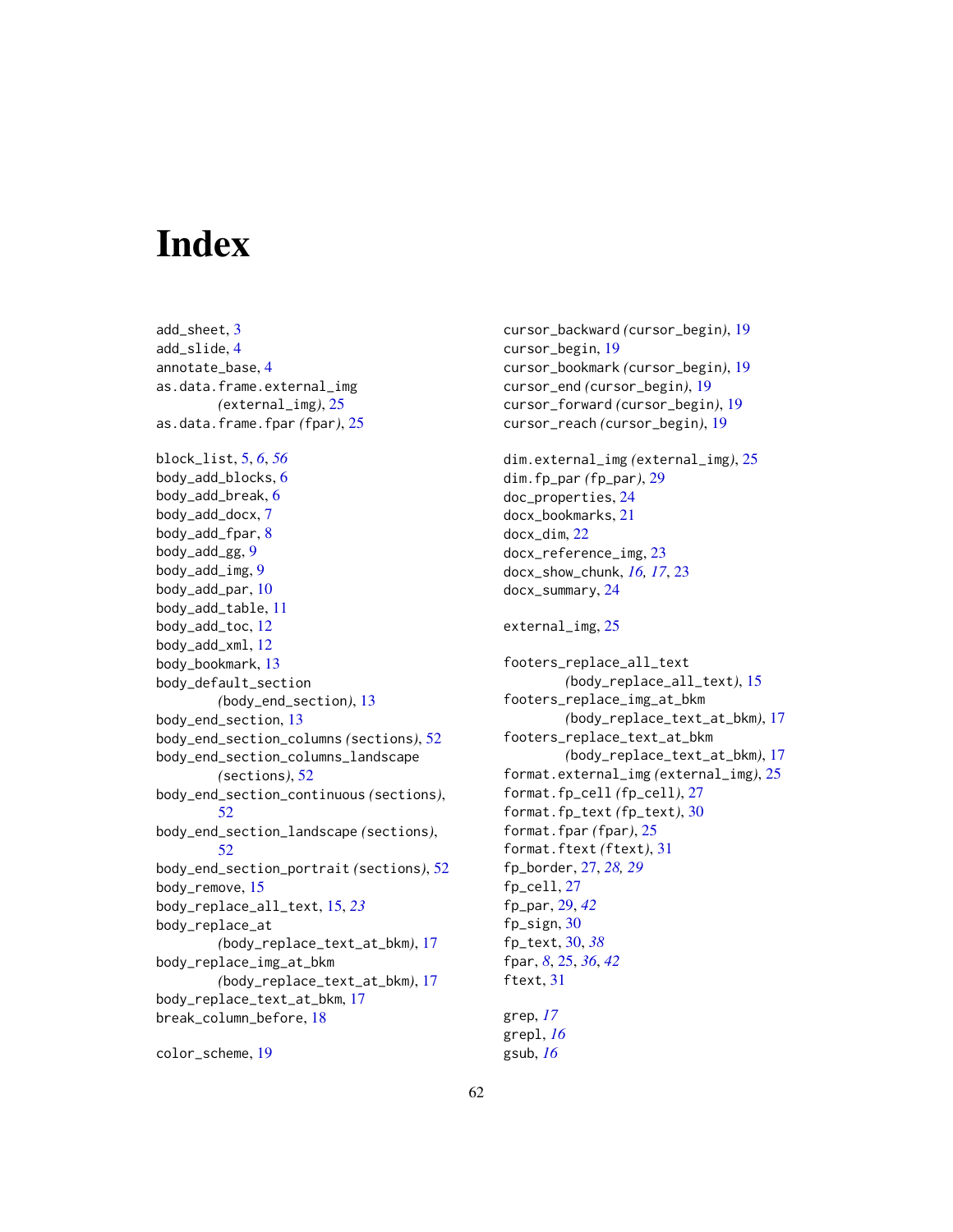# Index

add_sheet, 3
add_slide, 4
annotate_base, 4
as.data.frame.external_img *(external_img)*, 25
as.data.frame.fpar *(fpar)*, 25

block_list, 5, *6*, *56*
body_add_blocks, 6
body_add_break, 6
body_add_docx, 7
body_add_fpar, 8
body_add_gg, 9
body_add_img, 9
body_add_par, 10
body_add_table, 11
body_add_toc, 12
body_add_xml, 12
body_bookmark, 13
body_default_section *(body_end_section)*, 13
body_end_section, 13
body_end_section_columns *(sections)*, 52
body_end_section_columns_landscape *(sections)*, 52
body_end_section_continuous *(sections)*, 52
body_end_section_landscape *(sections)*, 52
body_end_section_portrait *(sections)*, 52
body_remove, 15
body_replace_all_text, 15, *23*
body_replace_at *(body_replace_text_at_bkm)*, 17
body_replace_img_at_bkm *(body_replace_text_at_bkm)*, 17
body_replace_text_at_bkm, 17
break_column_before, 18

color_scheme, 19

cursor_backward *(cursor_begin)*, 19
cursor_begin, 19
cursor_bookmark *(cursor_begin)*, 19
cursor_end *(cursor_begin)*, 19
cursor_forward *(cursor_begin)*, 19
cursor_reach *(cursor_begin)*, 19

dim.external_img *(external_img)*, 25
dim.fp_par *(fp_par)*, 29
doc_properties, 24
docx_bookmarks, 21
docx_dim, 22
docx_reference_img, 23
docx_show_chunk, *16*, *17*, 23
docx_summary, 24

external_img, 25

footers_replace_all_text *(body_replace_all_text)*, 15
footers_replace_img_at_bkm *(body_replace_text_at_bkm)*, 17
footers_replace_text_at_bkm *(body_replace_text_at_bkm)*, 17
format.external_img *(external_img)*, 25
format.fp_cell *(fp_cell)*, 27
format.fp_text *(fp_text)*, 30
format.fpar *(fpar)*, 25
format.ftext *(ftext)*, 31
fp_border, 27, *28*, *29*
fp_cell, 27
fp_par, 29, *42*
fp_sign, 30
fp_text, 30, *38*
fpar, *8*, 25, *36*, *42*
ftext, 31

grep, *17*
grepl, *16*
gsub, *16*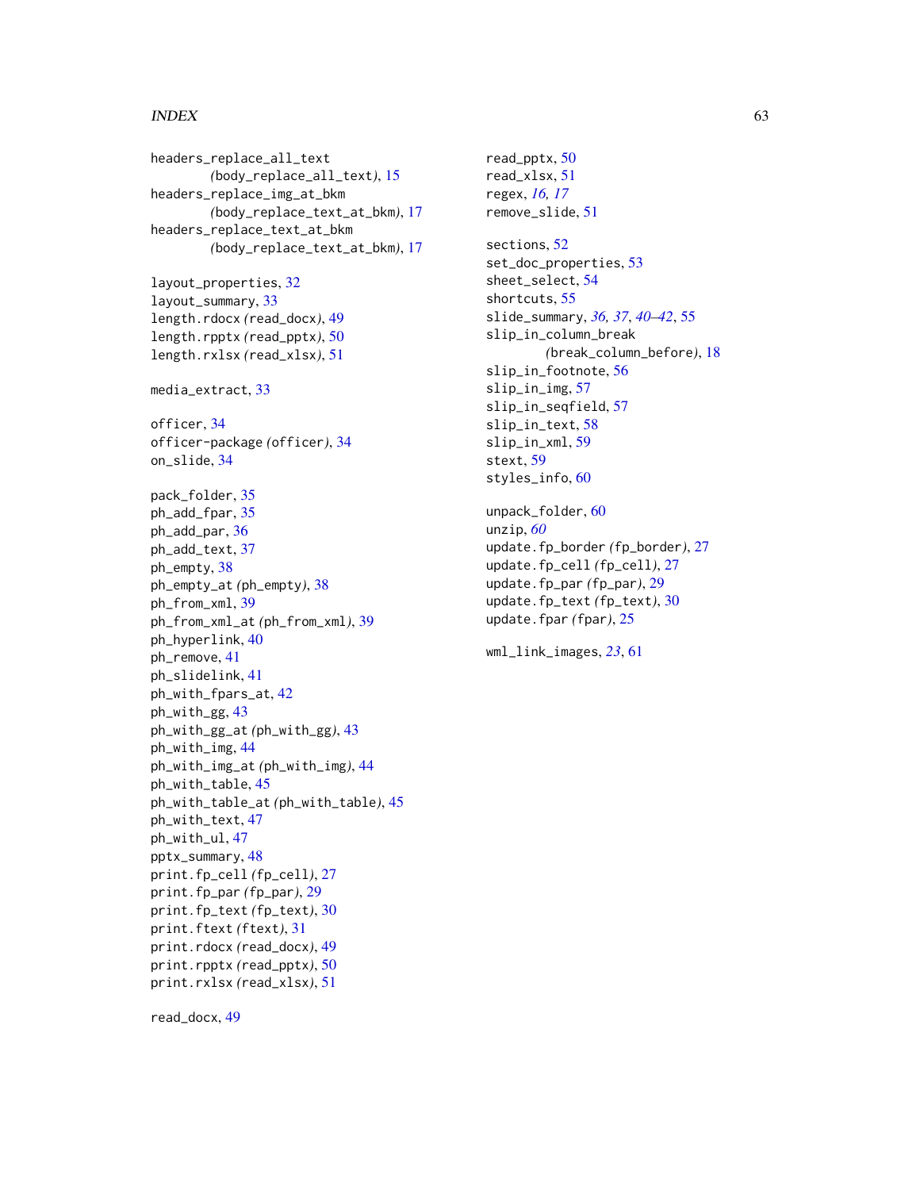headers_replace_all_text
    *(body_replace_all_text)*, 15
headers_replace_img_at_bkm
    *(body_replace_text_at_bkm)*, 17
headers_replace_text_at_bkm
    *(body_replace_text_at_bkm)*, 17

layout_properties, 32
layout_summary, 33
length.rdocx *(read_docx)*, 49
length.rpptx *(read_pptx)*, 50
length.rxlsx *(read_xlsx)*, 51

media_extract, 33

officer, 34
officer-package *(officer)*, 34
on_slide, 34

pack_folder, 35
ph_add_fpar, 35
ph_add_par, 36
ph_add_text, 37
ph_empty, 38
ph_empty_at *(ph_empty)*, 38
ph_from_xml, 39
ph_from_xml_at *(ph_from_xml)*, 39
ph_hyperlink, 40
ph_remove, 41
ph_slidelink, 41
ph_with_fpars_at, 42
ph_with_gg, 43
ph_with_gg_at *(ph_with_gg)*, 43
ph_with_img, 44
ph_with_img_at *(ph_with_img)*, 44
ph_with_table, 45
ph_with_table_at *(ph_with_table)*, 45
ph_with_text, 47
ph_with_ul, 47
pptx_summary, 48
print.fp_cell *(fp_cell)*, 27
print.fp_par *(fp_par)*, 29
print.fp_text *(fp_text)*, 30
print.ftext *(ftext)*, 31
print.rdocx *(read_docx)*, 49
print.rpptx *(read_pptx)*, 50
print.rxlsx *(read_xlsx)*, 51

read_docx, 49
read_pptx, 50
read_xlsx, 51
regex, *16, 17*
remove_slide, 51

sections, 52
set_doc_properties, 53
sheet_select, 54
shortcuts, 55
slide_summary, *36, 37*, *40–42*, 55
slip_in_column_break
    *(break_column_before)*, 18
slip_in_footnote, 56
slip_in_img, 57
slip_in_seqfield, 57
slip_in_text, 58
slip_in_xml, 59
stext, 59
styles_info, 60

unpack_folder, 60
unzip, *60*
update.fp_border *(fp_border)*, 27
update.fp_cell *(fp_cell)*, 27
update.fp_par *(fp_par)*, 29
update.fp_text *(fp_text)*, 30
update.fpar *(fpar)*, 25

wml_link_images, *23*, 61